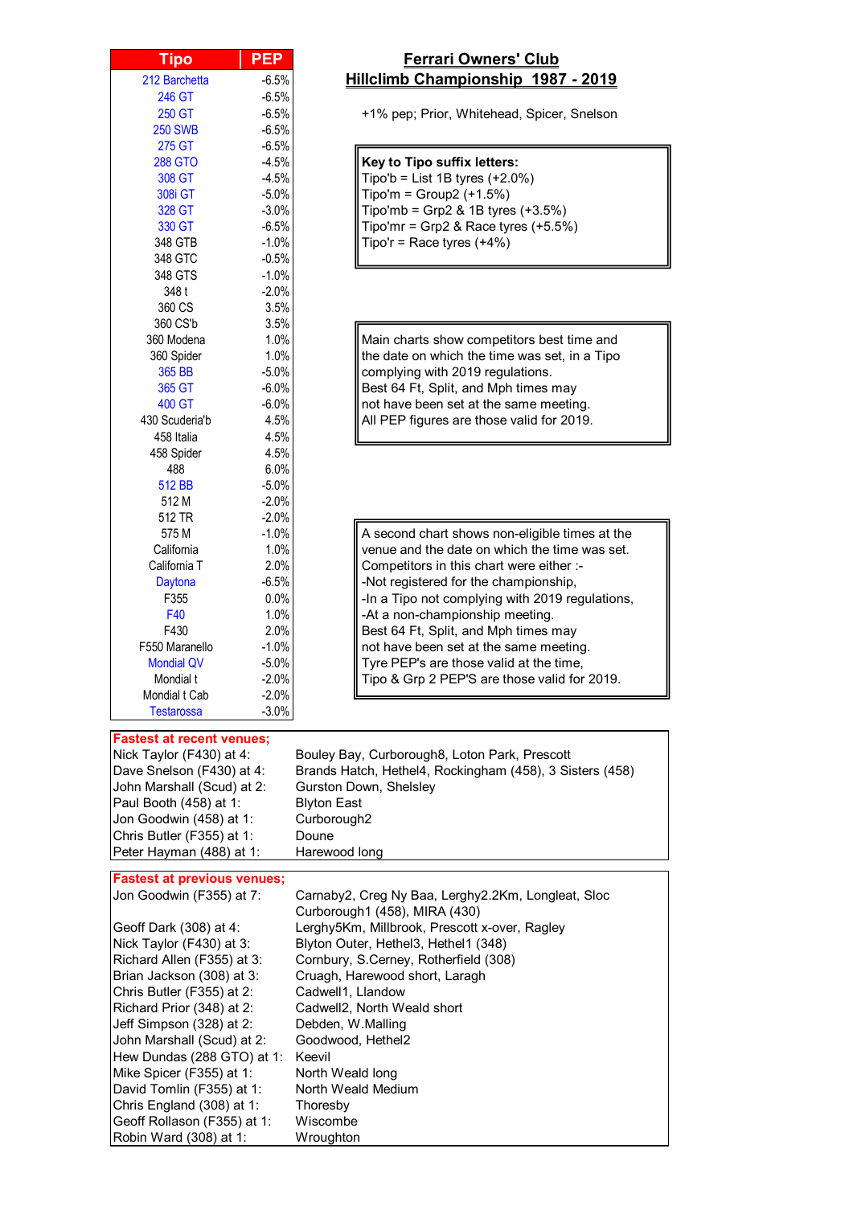# Ferrari Owners' Club
## Hillclimb Championship 1987 - 2019

+1% pep; Prior, Whitehead, Spicer, Snelson

| Tipo | PEP |
|---|---|
| 212 Barchetta | -6.5% |
| 246 GT | -6.5% |
| 250 GT | -6.5% |
| 250 SWB | -6.5% |
| 275 GT | -6.5% |
| 288 GTO | -4.5% |
| 308 GT | -4.5% |
| 308i GT | -5.0% |
| 328 GT | -3.0% |
| 330 GT | -6.5% |
| 348 GTB | -1.0% |
| 348 GTC | -0.5% |
| 348 GTS | -1.0% |
| 348 t | -2.0% |
| 360 CS | 3.5% |
| 360 CS'b | 3.5% |
| 360 Modena | 1.0% |
| 360 Spider | 1.0% |
| 365 BB | -5.0% |
| 365 GT | -6.0% |
| 400 GT | -6.0% |
| 430 Scuderia'b | 4.5% |
| 458 Italia | 4.5% |
| 458 Spider | 4.5% |
| 488 | 6.0% |
| 512 BB | -5.0% |
| 512 M | -2.0% |
| 512 TR | -2.0% |
| 575 M | -1.0% |
| California | 1.0% |
| California T | 2.0% |
| Daytona | -6.5% |
| F355 | 0.0% |
| F40 | 1.0% |
| F430 | 2.0% |
| F550 Maranello | -1.0% |
| Mondial QV | -5.0% |
| Mondial t | -2.0% |
| Mondial t Cab | -2.0% |
| Testarossa | -3.0% |

**Key to Tipo suffix letters:**
Tipo'b = List 1B tyres (+2.0%)
Tipo'm = Group2 (+1.5%)
Tipo'mb = Grp2 & 1B tyres (+3.5%)
Tipo'mr = Grp2 & Race tyres (+5.5%)
Tipo'r = Race tyres (+4%)

Main charts show competitors best time and the date on which the time was set, in a Tipo complying with 2019 regulations.
Best 64 Ft, Split, and Mph times may not have been set at the same meeting.
All PEP figures are those valid for 2019.

A second chart shows non-eligible times at the venue and the date on which the time was set.
Competitors in this chart were either :-
-Not registered for the championship,
-In a Tipo not complying with 2019 regulations,
-At a non-championship meeting.
Best 64 Ft, Split, and Mph times may not have been set at the same meeting.
Tyre PEP's are those valid at the time,
Tipo & Grp 2 PEP'S are those valid for 2019.

| **Fastest at recent venues;** | |
|---|---|
| Nick Taylor (F430) at 4: | Bouley Bay, Curborough8, Loton Park, Prescott |
| Dave Snelson (F430) at 4: | Brands Hatch, Hethel4, Rockingham (458), 3 Sisters (458) |
| John Marshall (Scud) at 2: | Gurston Down, Shelsley |
| Paul Booth (458) at 1: | Blyton East |
| Jon Goodwin (458) at 1: | Curborough2 |
| Chris Butler (F355) at 1: | Doune |
| Peter Hayman (488) at 1: | Harewood long |

| **Fastest at previous venues;** | |
|---|---|
| Jon Goodwin (F355) at 7: | Carnaby2, Creg Ny Baa, Lerghy2.2Km, Longleat, Sloc Curborough1 (458), MIRA (430) |
| Geoff Dark (308) at 4: | Lerghy5Km, Millbrook, Prescott x-over, Ragley |
| Nick Taylor (F430) at 3: | Blyton Outer, Hethel3, Hethel1 (348) |
| Richard Allen (F355) at 3: | Cornbury, S.Cerney, Rotherfield (308) |
| Brian Jackson (308) at 3: | Cruagh, Harewood short, Laragh |
| Chris Butler (F355) at 2: | Cadwell1, Llandow |
| Richard Prior (348) at 2: | Cadwell2, North Weald short |
| Jeff Simpson (328) at 2: | Debden, W.Malling |
| John Marshall (Scud) at 2: | Goodwood, Hethel2 |
| Hew Dundas (288 GTO) at 1: | Keevil |
| Mike Spicer (F355) at 1: | North Weald long |
| David Tomlin (F355) at 1: | North Weald Medium |
| Chris England (308) at 1: | Thoresby |
| Geoff Rollason (F355) at 1: | Wiscombe |
| Robin Ward (308) at 1: | Wroughton |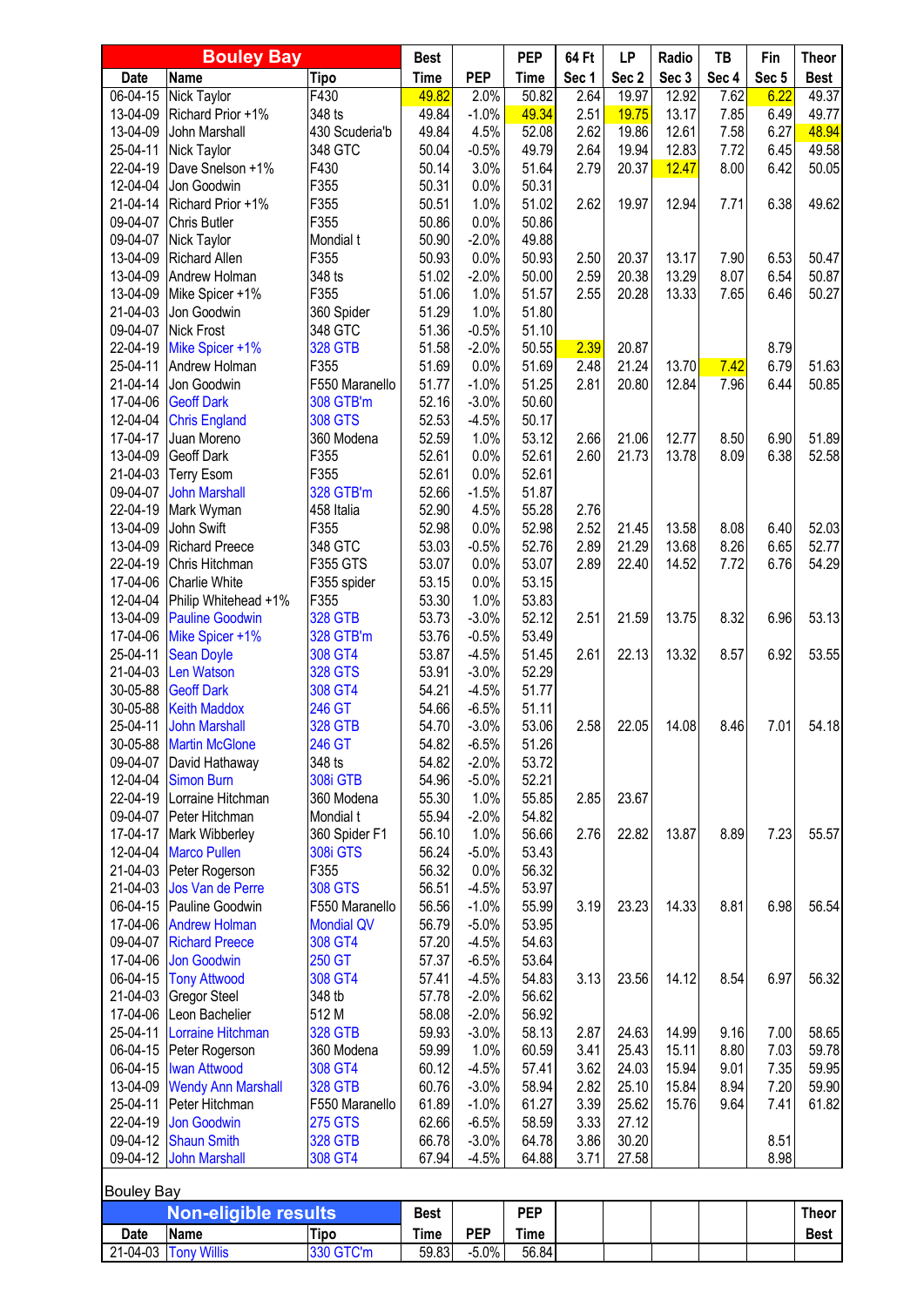| Bouley Bay | | | Best | | PEP | 64 Ft | LP | Radio | TB | Fin | Theor |
|---|---|---|---|---|---|---|---|---|---|---|---|
| Date | Name | Tipo | Time | PEP | Time | Sec 1 | Sec 2 | Sec 3 | Sec 4 | Sec 5 | Best |
| 06-04-15 | Nick Taylor | F430 | 49.82 | 2.0% | 50.82 | 2.64 | 19.97 | 12.92 | 7.62 | 6.22 | 49.37 |
| 13-04-09 | Richard Prior +1% | 348 ts | 49.84 | -1.0% | 49.34 | 2.51 | 19.75 | 13.17 | 7.85 | 6.49 | 49.77 |
| 13-04-09 | John Marshall | 430 Scuderia'b | 49.84 | 4.5% | 52.08 | 2.62 | 19.86 | 12.61 | 7.58 | 6.27 | 48.94 |
| 25-04-11 | Nick Taylor | 348 GTC | 50.04 | -0.5% | 49.79 | 2.64 | 19.94 | 12.83 | 7.72 | 6.45 | 49.58 |
| 22-04-19 | Dave Snelson +1% | F430 | 50.14 | 3.0% | 51.64 | 2.79 | 20.37 | 12.47 | 8.00 | 6.42 | 50.05 |
| 12-04-04 | Jon Goodwin | F355 | 50.31 | 0.0% | 50.31 | | | | | | |
| 21-04-14 | Richard Prior +1% | F355 | 50.51 | 1.0% | 51.02 | 2.62 | 19.97 | 12.94 | 7.71 | 6.38 | 49.62 |
| 09-04-07 | Chris Butler | F355 | 50.86 | 0.0% | 50.86 | | | | | | |
| 09-04-07 | Nick Taylor | Mondial t | 50.90 | -2.0% | 49.88 | | | | | | |
| 13-04-09 | Richard Allen | F355 | 50.93 | 0.0% | 50.93 | 2.50 | 20.37 | 13.17 | 7.90 | 6.53 | 50.47 |
| 13-04-09 | Andrew Holman | 348 ts | 51.02 | -2.0% | 50.00 | 2.59 | 20.38 | 13.29 | 8.07 | 6.54 | 50.87 |
| 13-04-09 | Mike Spicer +1% | F355 | 51.06 | 1.0% | 51.57 | 2.55 | 20.28 | 13.33 | 7.65 | 6.46 | 50.27 |
| 21-04-03 | Jon Goodwin | 360 Spider | 51.29 | 1.0% | 51.80 | | | | | | |
| 09-04-07 | Nick Frost | 348 GTC | 51.36 | -0.5% | 51.10 | | | | | | |
| 22-04-19 | Mike Spicer +1% | 328 GTB | 51.58 | -2.0% | 50.55 | 2.39 | 20.87 | | | 8.79 | |
| 25-04-11 | Andrew Holman | F355 | 51.69 | 0.0% | 51.69 | 2.48 | 21.24 | 13.70 | 7.42 | 6.79 | 51.63 |
| 21-04-14 | Jon Goodwin | F550 Maranello | 51.77 | -1.0% | 51.25 | 2.81 | 20.80 | 12.84 | 7.96 | 6.44 | 50.85 |
| 17-04-06 | Geoff Dark | 308 GTB'm | 52.16 | -3.0% | 50.60 | | | | | | |
| 12-04-04 | Chris England | 308 GTS | 52.53 | -4.5% | 50.17 | | | | | | |
| 17-04-17 | Juan Moreno | 360 Modena | 52.59 | 1.0% | 53.12 | 2.66 | 21.06 | 12.77 | 8.50 | 6.90 | 51.89 |
| 13-04-09 | Geoff Dark | F355 | 52.61 | 0.0% | 52.61 | 2.60 | 21.73 | 13.78 | 8.09 | 6.38 | 52.58 |
| 21-04-03 | Terry Esom | F355 | 52.61 | 0.0% | 52.61 | | | | | | |
| 09-04-07 | John Marshall | 328 GTB'm | 52.66 | -1.5% | 51.87 | | | | | | |
| 22-04-19 | Mark Wyman | 458 Italia | 52.90 | 4.5% | 55.28 | 2.76 | | | | | |
| 13-04-09 | John Swift | F355 | 52.98 | 0.0% | 52.98 | 2.52 | 21.45 | 13.58 | 8.08 | 6.40 | 52.03 |
| 13-04-09 | Richard Preece | 348 GTC | 53.03 | -0.5% | 52.76 | 2.89 | 21.29 | 13.68 | 8.26 | 6.65 | 52.77 |
| 22-04-19 | Chris Hitchman | F355 GTS | 53.07 | 0.0% | 53.07 | 2.89 | 22.40 | 14.52 | 7.72 | 6.76 | 54.29 |
| 17-04-06 | Charlie White | F355 spider | 53.15 | 0.0% | 53.15 | | | | | | |
| 12-04-04 | Philip Whitehead +1% | F355 | 53.30 | 1.0% | 53.83 | | | | | | |
| 13-04-09 | Pauline Goodwin | 328 GTB | 53.73 | -3.0% | 52.12 | 2.51 | 21.59 | 13.75 | 8.32 | 6.96 | 53.13 |
| 17-04-06 | Mike Spicer +1% | 328 GTB'm | 53.76 | -0.5% | 53.49 | | | | | | |
| 25-04-11 | Sean Doyle | 308 GT4 | 53.87 | -4.5% | 51.45 | 2.61 | 22.13 | 13.32 | 8.57 | 6.92 | 53.55 |
| 21-04-03 | Len Watson | 328 GTS | 53.91 | -3.0% | 52.29 | | | | | | |
| 30-05-88 | Geoff Dark | 308 GT4 | 54.21 | -4.5% | 51.77 | | | | | | |
| 30-05-88 | Keith Maddox | 246 GT | 54.66 | -6.5% | 51.11 | | | | | | |
| 25-04-11 | John Marshall | 328 GTB | 54.70 | -3.0% | 53.06 | 2.58 | 22.05 | 14.08 | 8.46 | 7.01 | 54.18 |
| 30-05-88 | Martin McGlone | 246 GT | 54.82 | -6.5% | 51.26 | | | | | | |
| 09-04-07 | David Hathaway | 348 ts | 54.82 | -2.0% | 53.72 | | | | | | |
| 12-04-04 | Simon Burn | 308i GTB | 54.96 | -5.0% | 52.21 | | | | | | |
| 22-04-19 | Lorraine Hitchman | 360 Modena | 55.30 | 1.0% | 55.85 | 2.85 | 23.67 | | | | |
| 09-04-07 | Peter Hitchman | Mondial t | 55.94 | -2.0% | 54.82 | | | | | | |
| 17-04-17 | Mark Wibberley | 360 Spider F1 | 56.10 | 1.0% | 56.66 | 2.76 | 22.82 | 13.87 | 8.89 | 7.23 | 55.57 |
| 12-04-04 | Marco Pullen | 308i GTS | 56.24 | -5.0% | 53.43 | | | | | | |
| 21-04-03 | Peter Rogerson | F355 | 56.32 | 0.0% | 56.32 | | | | | | |
| 21-04-03 | Jos Van de Perre | 308 GTS | 56.51 | -4.5% | 53.97 | | | | | | |
| 06-04-15 | Pauline Goodwin | F550 Maranello | 56.56 | -1.0% | 55.99 | 3.19 | 23.23 | 14.33 | 8.81 | 6.98 | 56.54 |
| 17-04-06 | Andrew Holman | Mondial QV | 56.79 | -5.0% | 53.95 | | | | | | |
| 09-04-07 | Richard Preece | 308 GT4 | 57.20 | -4.5% | 54.63 | | | | | | |
| 17-04-06 | Jon Goodwin | 250 GT | 57.37 | -6.5% | 53.64 | | | | | | |
| 06-04-15 | Tony Attwood | 308 GT4 | 57.41 | -4.5% | 54.83 | 3.13 | 23.56 | 14.12 | 8.54 | 6.97 | 56.32 |
| 21-04-03 | Gregor Steel | 348 tb | 57.78 | -2.0% | 56.62 | | | | | | |
| 17-04-06 | Leon Bachelier | 512 M | 58.08 | -2.0% | 56.92 | | | | | | |
| 25-04-11 | Lorraine Hitchman | 328 GTB | 59.93 | -3.0% | 58.13 | 2.87 | 24.63 | 14.99 | 9.16 | 7.00 | 58.65 |
| 06-04-15 | Peter Rogerson | 360 Modena | 59.99 | 1.0% | 60.59 | 3.41 | 25.43 | 15.11 | 8.80 | 7.03 | 59.78 |
| 06-04-15 | Iwan Attwood | 308 GT4 | 60.12 | -4.5% | 57.41 | 3.62 | 24.03 | 15.94 | 9.01 | 7.35 | 59.95 |
| 13-04-09 | Wendy Ann Marshall | 328 GTB | 60.76 | -3.0% | 58.94 | 2.82 | 25.10 | 15.84 | 8.94 | 7.20 | 59.90 |
| 25-04-11 | Peter Hitchman | F550 Maranello | 61.89 | -1.0% | 61.27 | 3.39 | 25.62 | 15.76 | 9.64 | 7.41 | 61.82 |
| 22-04-19 | Jon Goodwin | 275 GTS | 62.66 | -6.5% | 58.59 | 3.33 | 27.12 | | | | |
| 09-04-12 | Shaun Smith | 328 GTB | 66.78 | -3.0% | 64.78 | 3.86 | 30.20 | | | 8.51 | |
| 09-04-12 | John Marshall | 308 GT4 | 67.94 | -4.5% | 64.88 | 3.71 | 27.58 | | | 8.98 | |

Bouley Bay

| Non-eligible results | | | Best | | PEP | | | | | | Theor |
|---|---|---|---|---|---|---|---|---|---|---|---|
| Date | Name | Tipo | Time | PEP | Time | | | | | | Best |
| 21-04-03 | Tony Willis | 330 GTC'm | 59.83 | -5.0% | 56.84 | | | | | | |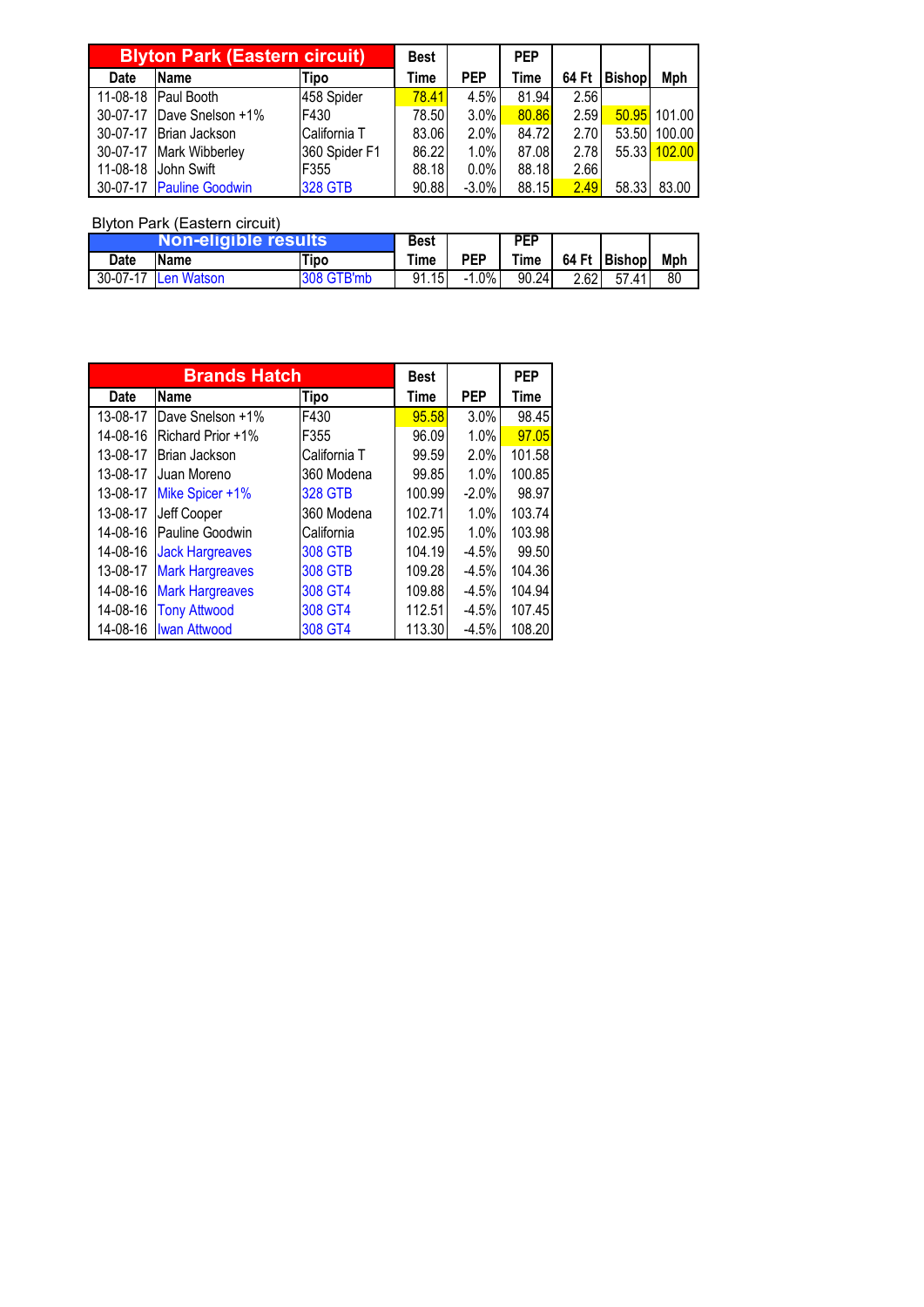| Blyton Park (Eastern circuit) | | | Best | | PEP | | | |
|---|---|---|---|---|---|---|---|---|
| Date | Name | Tipo | Time | PEP | Time | 64 Ft | Bishop | Mph |
| 11-08-18 | Paul Booth | 458 Spider | 78.41 | 4.5% | 81.94 | 2.56 | | |
| 30-07-17 | Dave Snelson +1% | F430 | 78.50 | 3.0% | 80.86 | 2.59 | 50.95 | 101.00 |
| 30-07-17 | Brian Jackson | California T | 83.06 | 2.0% | 84.72 | 2.70 | 53.50 | 100.00 |
| 30-07-17 | Mark Wibberley | 360 Spider F1 | 86.22 | 1.0% | 87.08 | 2.78 | 55.33 | 102.00 |
| 11-08-18 | John Swift | F355 | 88.18 | 0.0% | 88.18 | 2.66 | | |
| 30-07-17 | Pauline Goodwin | 328 GTB | 90.88 | -3.0% | 88.15 | 2.49 | 58.33 | 83.00 |

Blyton Park (Eastern circuit)

| Non-eligible results | | | Best | | PEP | | | |
|---|---|---|---|---|---|---|---|---|
| Date | Name | Tipo | Time | PEP | Time | 64 Ft | Bishop | Mph |
| 30-07-17 | Len Watson | 308 GTB'mb | 91.15 | -1.0% | 90.24 | 2.62 | 57.41 | 80 |

| Brands Hatch | | | Best | | PEP |
|---|---|---|---|---|---|
| Date | Name | Tipo | Time | PEP | Time |
| 13-08-17 | Dave Snelson +1% | F430 | 95.58 | 3.0% | 98.45 |
| 14-08-16 | Richard Prior +1% | F355 | 96.09 | 1.0% | 97.05 |
| 13-08-17 | Brian Jackson | California T | 99.59 | 2.0% | 101.58 |
| 13-08-17 | Juan Moreno | 360 Modena | 99.85 | 1.0% | 100.85 |
| 13-08-17 | Mike Spicer +1% | 328 GTB | 100.99 | -2.0% | 98.97 |
| 13-08-17 | Jeff Cooper | 360 Modena | 102.71 | 1.0% | 103.74 |
| 14-08-16 | Pauline Goodwin | California | 102.95 | 1.0% | 103.98 |
| 14-08-16 | Jack Hargreaves | 308 GTB | 104.19 | -4.5% | 99.50 |
| 13-08-17 | Mark Hargreaves | 308 GTB | 109.28 | -4.5% | 104.36 |
| 14-08-16 | Mark Hargreaves | 308 GT4 | 109.88 | -4.5% | 104.94 |
| 14-08-16 | Tony Attwood | 308 GT4 | 112.51 | -4.5% | 107.45 |
| 14-08-16 | Iwan Attwood | 308 GT4 | 113.30 | -4.5% | 108.20 |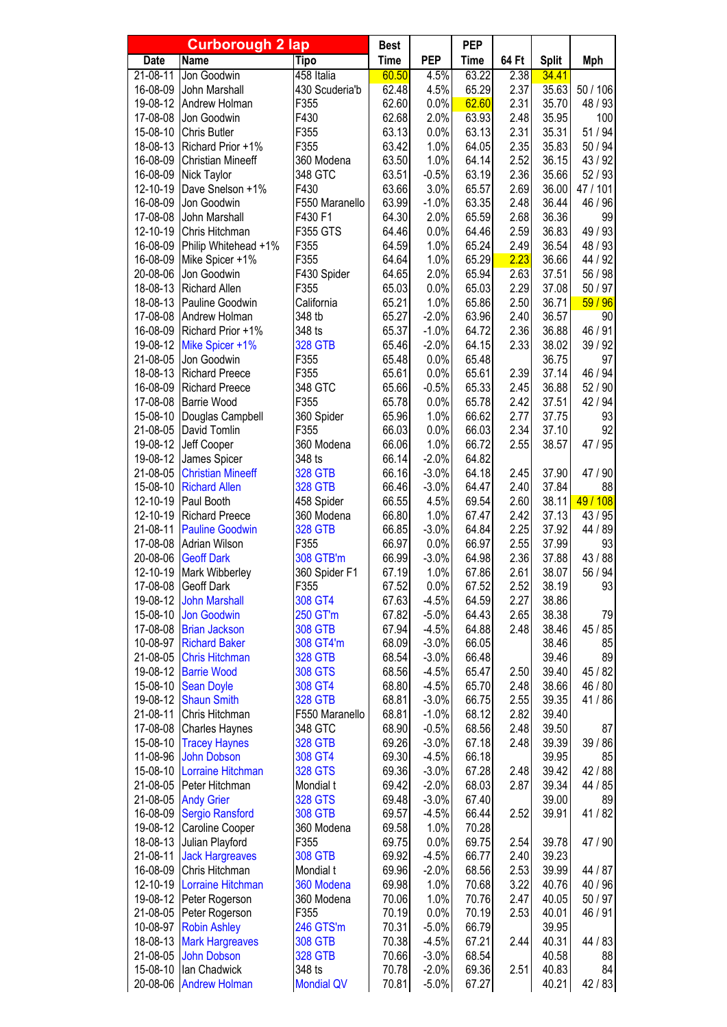| Curborough 2 lap | | | Best | | PEP | | | |
|---|---|---|---|---|---|---|---|---|
| Date | Name | Tipo | Time | PEP | Time | 64 Ft | Split | Mph |
| 21-08-11 | Jon Goodwin | 458 Italia | 60.50 | 4.5% | 63.22 | 2.38 | 34.41 | |
| 16-08-09 | John Marshall | 430 Scuderia'b | 62.48 | 4.5% | 65.29 | 2.37 | 35.63 | 50 / 106 |
| 19-08-12 | Andrew Holman | F355 | 62.60 | 0.0% | 62.60 | 2.31 | 35.70 | 48 / 93 |
| 17-08-08 | Jon Goodwin | F430 | 62.68 | 2.0% | 63.93 | 2.48 | 35.95 | 100 |
| 15-08-10 | Chris Butler | F355 | 63.13 | 0.0% | 63.13 | 2.31 | 35.31 | 51 / 94 |
| 18-08-13 | Richard Prior +1% | F355 | 63.42 | 1.0% | 64.05 | 2.35 | 35.83 | 50 / 94 |
| 16-08-09 | Christian Mineeff | 360 Modena | 63.50 | 1.0% | 64.14 | 2.52 | 36.15 | 43 / 92 |
| 16-08-09 | Nick Taylor | 348 GTC | 63.51 | -0.5% | 63.19 | 2.36 | 35.66 | 52 / 93 |
| 12-10-19 | Dave Snelson +1% | F430 | 63.66 | 3.0% | 65.57 | 2.69 | 36.00 | 47 / 101 |
| 16-08-09 | Jon Goodwin | F550 Maranello | 63.99 | -1.0% | 63.35 | 2.48 | 36.44 | 46 / 96 |
| 17-08-08 | John Marshall | F430 F1 | 64.30 | 2.0% | 65.59 | 2.68 | 36.36 | 99 |
| 12-10-19 | Chris Hitchman | F355 GTS | 64.46 | 0.0% | 64.46 | 2.59 | 36.83 | 49 / 93 |
| 16-08-09 | Philip Whitehead +1% | F355 | 64.59 | 1.0% | 65.24 | 2.49 | 36.54 | 48 / 93 |
| 16-08-09 | Mike Spicer +1% | F355 | 64.64 | 1.0% | 65.29 | 2.23 | 36.66 | 44 / 92 |
| 20-08-06 | Jon Goodwin | F430 Spider | 64.65 | 2.0% | 65.94 | 2.63 | 37.51 | 56 / 98 |
| 18-08-13 | Richard Allen | F355 | 65.03 | 0.0% | 65.03 | 2.29 | 37.08 | 50 / 97 |
| 18-08-13 | Pauline Goodwin | California | 65.21 | 1.0% | 65.86 | 2.50 | 36.71 | 59 / 96 |
| 17-08-08 | Andrew Holman | 348 tb | 65.27 | -2.0% | 63.96 | 2.40 | 36.57 | 90 |
| 16-08-09 | Richard Prior +1% | 348 ts | 65.37 | -1.0% | 64.72 | 2.36 | 36.88 | 46 / 91 |
| 19-08-12 | Mike Spicer +1% | 328 GTB | 65.46 | -2.0% | 64.15 | 2.33 | 38.02 | 39 / 92 |
| 21-08-05 | Jon Goodwin | F355 | 65.48 | 0.0% | 65.48 | | 36.75 | 97 |
| 18-08-13 | Richard Preece | F355 | 65.61 | 0.0% | 65.61 | 2.39 | 37.14 | 46 / 94 |
| 16-08-09 | Richard Preece | 348 GTC | 65.66 | -0.5% | 65.33 | 2.45 | 36.88 | 52 / 90 |
| 17-08-08 | Barrie Wood | F355 | 65.78 | 0.0% | 65.78 | 2.42 | 37.51 | 42 / 94 |
| 15-08-10 | Douglas Campbell | 360 Spider | 65.96 | 1.0% | 66.62 | 2.77 | 37.75 | 93 |
| 21-08-05 | David Tomlin | F355 | 66.03 | 0.0% | 66.03 | 2.34 | 37.10 | 92 |
| 19-08-12 | Jeff Cooper | 360 Modena | 66.06 | 1.0% | 66.72 | 2.55 | 38.57 | 47 / 95 |
| 19-08-12 | James Spicer | 348 ts | 66.14 | -2.0% | 64.82 | | | |
| 21-08-05 | Christian Mineeff | 328 GTB | 66.16 | -3.0% | 64.18 | 2.45 | 37.90 | 47 / 90 |
| 15-08-10 | Richard Allen | 328 GTB | 66.46 | -3.0% | 64.47 | 2.40 | 37.84 | 88 |
| 12-10-19 | Paul Booth | 458 Spider | 66.55 | 4.5% | 69.54 | 2.60 | 38.11 | 49 / 108 |
| 12-10-19 | Richard Preece | 360 Modena | 66.80 | 1.0% | 67.47 | 2.42 | 37.13 | 43 / 95 |
| 21-08-11 | Pauline Goodwin | 328 GTB | 66.85 | -3.0% | 64.84 | 2.25 | 37.92 | 44 / 89 |
| 17-08-08 | Adrian Wilson | F355 | 66.97 | 0.0% | 66.97 | 2.55 | 37.99 | 93 |
| 20-08-06 | Geoff Dark | 308 GTB'm | 66.99 | -3.0% | 64.98 | 2.36 | 37.88 | 43 / 88 |
| 12-10-19 | Mark Wibberley | 360 Spider F1 | 67.19 | 1.0% | 67.86 | 2.61 | 38.07 | 56 / 94 |
| 17-08-08 | Geoff Dark | F355 | 67.52 | 0.0% | 67.52 | 2.52 | 38.19 | 93 |
| 19-08-12 | John Marshall | 308 GT4 | 67.63 | -4.5% | 64.59 | 2.27 | 38.86 | |
| 15-08-10 | Jon Goodwin | 250 GT'm | 67.82 | -5.0% | 64.43 | 2.65 | 38.38 | 79 |
| 17-08-08 | Brian Jackson | 308 GTB | 67.94 | -4.5% | 64.88 | 2.48 | 38.46 | 45 / 85 |
| 10-08-97 | Richard Baker | 308 GT4'm | 68.09 | -3.0% | 66.05 | | 38.46 | 85 |
| 21-08-05 | Chris Hitchman | 328 GTB | 68.54 | -3.0% | 66.48 | | 39.46 | 89 |
| 19-08-12 | Barrie Wood | 308 GTS | 68.56 | -4.5% | 65.47 | 2.50 | 39.40 | 45 / 82 |
| 15-08-10 | Sean Doyle | 308 GT4 | 68.80 | -4.5% | 65.70 | 2.48 | 38.66 | 46 / 80 |
| 19-08-12 | Shaun Smith | 328 GTB | 68.81 | -3.0% | 66.75 | 2.55 | 39.35 | 41 / 86 |
| 21-08-11 | Chris Hitchman | F550 Maranello | 68.81 | -1.0% | 68.12 | 2.82 | 39.40 | |
| 17-08-08 | Charles Haynes | 348 GTC | 68.90 | -0.5% | 68.56 | 2.48 | 39.50 | 87 |
| 15-08-10 | Tracey Haynes | 328 GTB | 69.26 | -3.0% | 67.18 | 2.48 | 39.39 | 39 / 86 |
| 11-08-96 | John Dobson | 308 GT4 | 69.30 | -4.5% | 66.18 | | 39.95 | 85 |
| 15-08-10 | Lorraine Hitchman | 328 GTS | 69.36 | -3.0% | 67.28 | 2.48 | 39.42 | 42 / 88 |
| 21-08-05 | Peter Hitchman | Mondial t | 69.42 | -2.0% | 68.03 | 2.87 | 39.34 | 44 / 85 |
| 21-08-05 | Andy Grier | 328 GTS | 69.48 | -3.0% | 67.40 | | 39.00 | 89 |
| 16-08-09 | Sergio Ransford | 308 GTB | 69.57 | -4.5% | 66.44 | 2.52 | 39.91 | 41 / 82 |
| 19-08-12 | Caroline Cooper | 360 Modena | 69.58 | 1.0% | 70.28 | | | |
| 18-08-13 | Julian Playford | F355 | 69.75 | 0.0% | 69.75 | 2.54 | 39.78 | 47 / 90 |
| 21-08-11 | Jack Hargreaves | 308 GTB | 69.92 | -4.5% | 66.77 | 2.40 | 39.23 | |
| 16-08-09 | Chris Hitchman | Mondial t | 69.96 | -2.0% | 68.56 | 2.53 | 39.99 | 44 / 87 |
| 12-10-19 | Lorraine Hitchman | 360 Modena | 69.98 | 1.0% | 70.68 | 3.22 | 40.76 | 40 / 96 |
| 19-08-12 | Peter Rogerson | 360 Modena | 70.06 | 1.0% | 70.76 | 2.47 | 40.05 | 50 / 97 |
| 21-08-05 | Peter Rogerson | F355 | 70.19 | 0.0% | 70.19 | 2.53 | 40.01 | 46 / 91 |
| 10-08-97 | Robin Ashley | 246 GTS'm | 70.31 | -5.0% | 66.79 | | 39.95 | |
| 18-08-13 | Mark Hargreaves | 308 GTB | 70.38 | -4.5% | 67.21 | 2.44 | 40.31 | 44 / 83 |
| 21-08-05 | John Dobson | 328 GTB | 70.66 | -3.0% | 68.54 | | 40.58 | 88 |
| 15-08-10 | Ian Chadwick | 348 ts | 70.78 | -2.0% | 69.36 | 2.51 | 40.83 | 84 |
| 20-08-06 | Andrew Holman | Mondial QV | 70.81 | -5.0% | 67.27 | | 40.21 | 42 / 83 |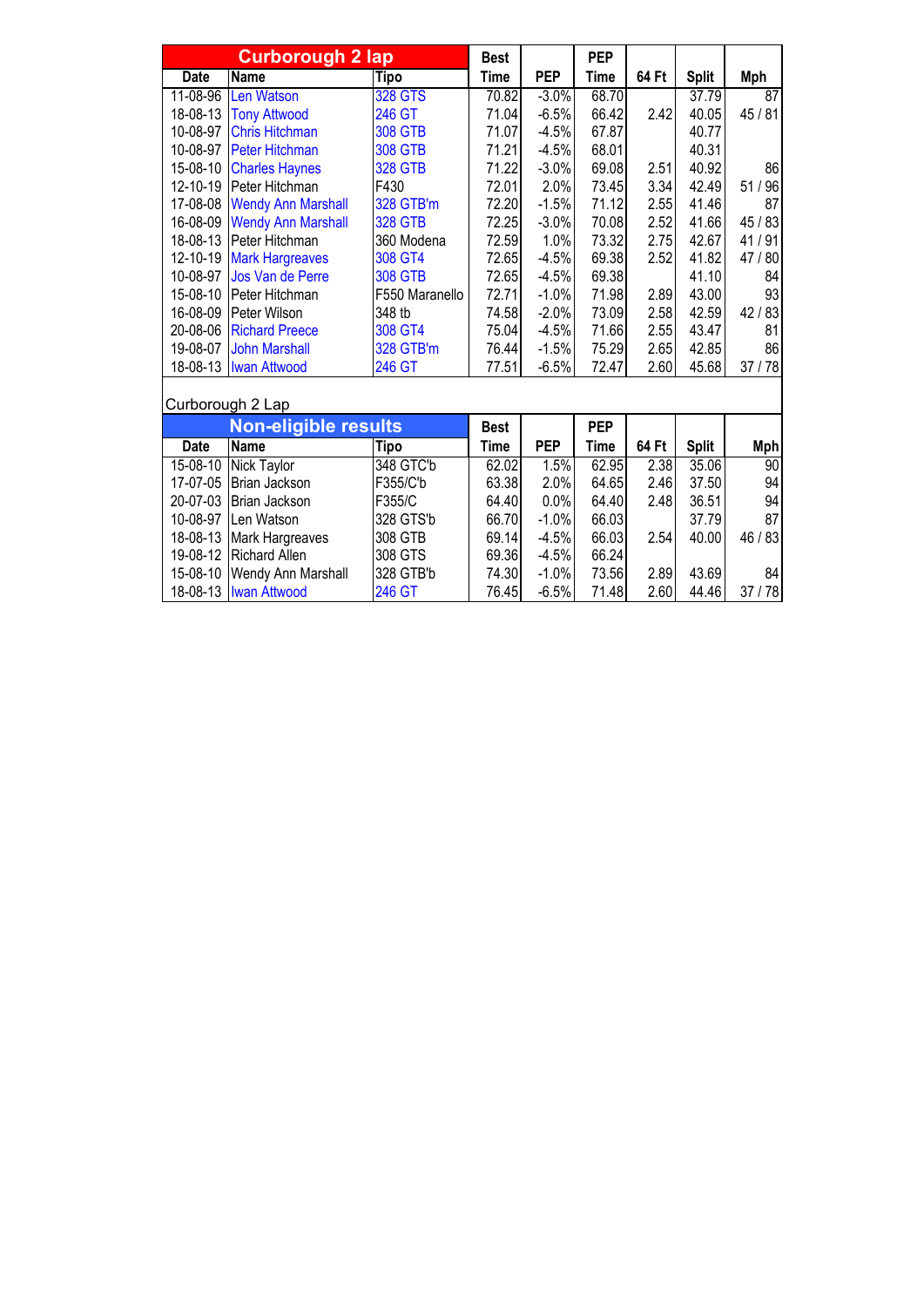| Curborough 2 lap | | | Best | | PEP | | | |
|---|---|---|---|---|---|---|---|---|
| Date | Name | Tipo | Time | PEP | Time | 64 Ft | Split | Mph |
| 11-08-96 | Len Watson | 328 GTS | 70.82 | -3.0% | 68.70 | | 37.79 | 87 |
| 18-08-13 | Tony Attwood | 246 GT | 71.04 | -6.5% | 66.42 | 2.42 | 40.05 | 45 / 81 |
| 10-08-97 | Chris Hitchman | 308 GTB | 71.07 | -4.5% | 67.87 | | 40.77 | |
| 10-08-97 | Peter Hitchman | 308 GTB | 71.21 | -4.5% | 68.01 | | 40.31 | |
| 15-08-10 | Charles Haynes | 328 GTB | 71.22 | -3.0% | 69.08 | 2.51 | 40.92 | 86 |
| 12-10-19 | Peter Hitchman | F430 | 72.01 | 2.0% | 73.45 | 3.34 | 42.49 | 51 / 96 |
| 17-08-08 | Wendy Ann Marshall | 328 GTB'm | 72.20 | -1.5% | 71.12 | 2.55 | 41.46 | 87 |
| 16-08-09 | Wendy Ann Marshall | 328 GTB | 72.25 | -3.0% | 70.08 | 2.52 | 41.66 | 45 / 83 |
| 18-08-13 | Peter Hitchman | 360 Modena | 72.59 | 1.0% | 73.32 | 2.75 | 42.67 | 41 / 91 |
| 12-10-19 | Mark Hargreaves | 308 GT4 | 72.65 | -4.5% | 69.38 | 2.52 | 41.82 | 47 / 80 |
| 10-08-97 | Jos Van de Perre | 308 GTB | 72.65 | -4.5% | 69.38 | | 41.10 | 84 |
| 15-08-10 | Peter Hitchman | F550 Maranello | 72.71 | -1.0% | 71.98 | 2.89 | 43.00 | 93 |
| 16-08-09 | Peter Wilson | 348 tb | 74.58 | -2.0% | 73.09 | 2.58 | 42.59 | 42 / 83 |
| 20-08-06 | Richard Preece | 308 GT4 | 75.04 | -4.5% | 71.66 | 2.55 | 43.47 | 81 |
| 19-08-07 | John Marshall | 328 GTB'm | 76.44 | -1.5% | 75.29 | 2.65 | 42.85 | 86 |
| 18-08-13 | Iwan Attwood | 246 GT | 77.51 | -6.5% | 72.47 | 2.60 | 45.68 | 37 / 78 |

Curborough 2 Lap

| Non-eligible results | | | Best | | PEP | | | |
|---|---|---|---|---|---|---|---|---|
| Date | Name | Tipo | Time | PEP | Time | 64 Ft | Split | Mph |
| 15-08-10 | Nick Taylor | 348 GTC'b | 62.02 | 1.5% | 62.95 | 2.38 | 35.06 | 90 |
| 17-07-05 | Brian Jackson | F355/C'b | 63.38 | 2.0% | 64.65 | 2.46 | 37.50 | 94 |
| 20-07-03 | Brian Jackson | F355/C | 64.40 | 0.0% | 64.40 | 2.48 | 36.51 | 94 |
| 10-08-97 | Len Watson | 328 GTS'b | 66.70 | -1.0% | 66.03 | | 37.79 | 87 |
| 18-08-13 | Mark Hargreaves | 308 GTB | 69.14 | -4.5% | 66.03 | 2.54 | 40.00 | 46 / 83 |
| 19-08-12 | Richard Allen | 308 GTS | 69.36 | -4.5% | 66.24 | | | |
| 15-08-10 | Wendy Ann Marshall | 328 GTB'b | 74.30 | -1.0% | 73.56 | 2.89 | 43.69 | 84 |
| 18-08-13 | Iwan Attwood | 246 GT | 76.45 | -6.5% | 71.48 | 2.60 | 44.46 | 37 / 78 |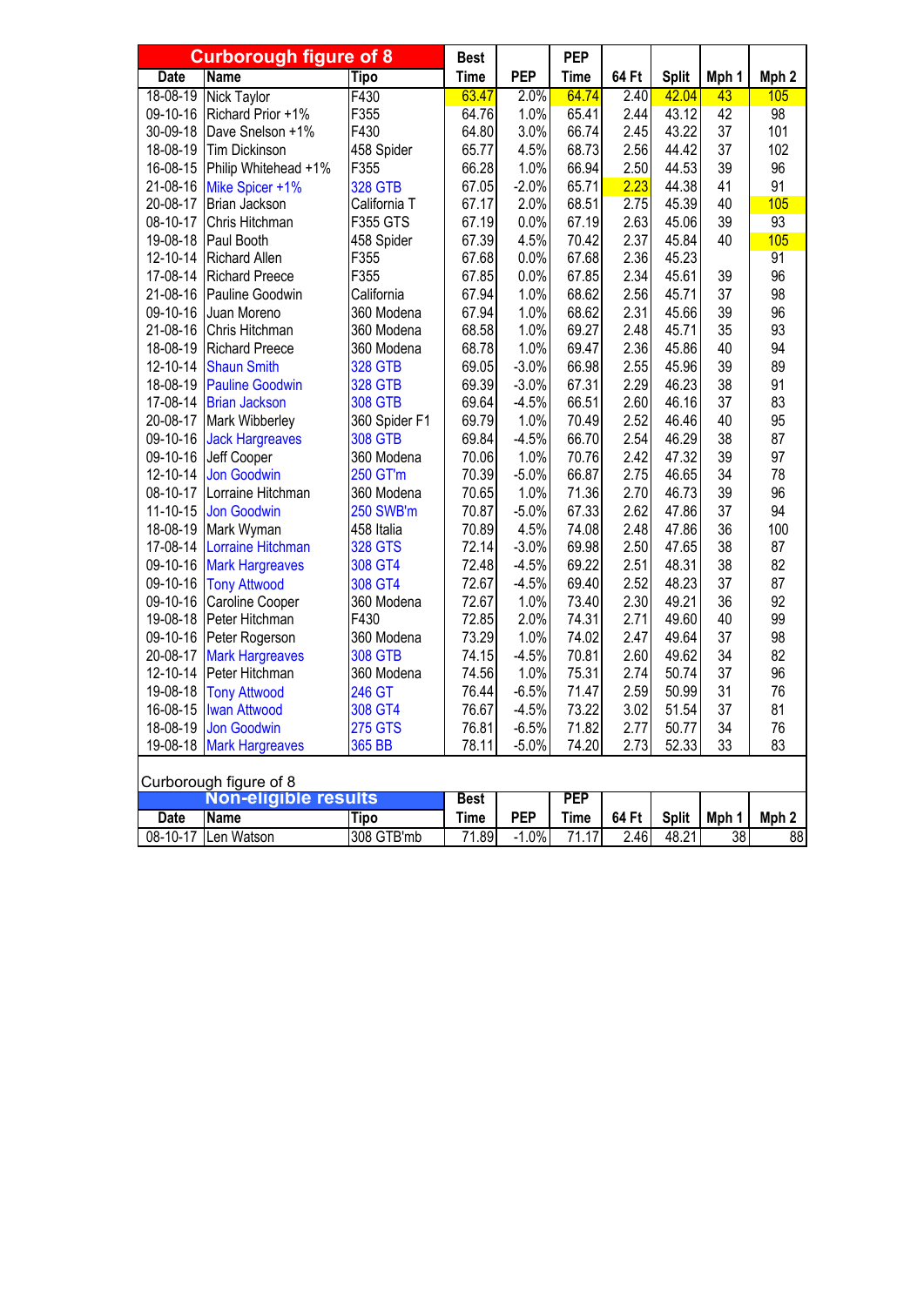| Curborough figure of 8 | | | Best | | PEP | | | | |
|---|---|---|---|---|---|---|---|---|---|
| Date | Name | Tipo | Time | PEP | Time | 64 Ft | Split | Mph 1 | Mph 2 |
| 18-08-19 | Nick Taylor | F430 | 63.47 | 2.0% | 64.74 | 2.40 | 42.04 | 43 | 105 |
| 09-10-16 | Richard Prior +1% | F355 | 64.76 | 1.0% | 65.41 | 2.44 | 43.12 | 42 | 98 |
| 30-09-18 | Dave Snelson +1% | F430 | 64.80 | 3.0% | 66.74 | 2.45 | 43.22 | 37 | 101 |
| 18-08-19 | Tim Dickinson | 458 Spider | 65.77 | 4.5% | 68.73 | 2.56 | 44.42 | 37 | 102 |
| 16-08-15 | Philip Whitehead +1% | F355 | 66.28 | 1.0% | 66.94 | 2.50 | 44.53 | 39 | 96 |
| 21-08-16 | Mike Spicer +1% | 328 GTB | 67.05 | -2.0% | 65.71 | 2.23 | 44.38 | 41 | 91 |
| 20-08-17 | Brian Jackson | California T | 67.17 | 2.0% | 68.51 | 2.75 | 45.39 | 40 | 105 |
| 08-10-17 | Chris Hitchman | F355 GTS | 67.19 | 0.0% | 67.19 | 2.63 | 45.06 | 39 | 93 |
| 19-08-18 | Paul Booth | 458 Spider | 67.39 | 4.5% | 70.42 | 2.37 | 45.84 | 40 | 105 |
| 12-10-14 | Richard Allen | F355 | 67.68 | 0.0% | 67.68 | 2.36 | 45.23 | | 91 |
| 17-08-14 | Richard Preece | F355 | 67.85 | 0.0% | 67.85 | 2.34 | 45.61 | 39 | 96 |
| 21-08-16 | Pauline Goodwin | California | 67.94 | 1.0% | 68.62 | 2.56 | 45.71 | 37 | 98 |
| 09-10-16 | Juan Moreno | 360 Modena | 67.94 | 1.0% | 68.62 | 2.31 | 45.66 | 39 | 96 |
| 21-08-16 | Chris Hitchman | 360 Modena | 68.58 | 1.0% | 69.27 | 2.48 | 45.71 | 35 | 93 |
| 18-08-19 | Richard Preece | 360 Modena | 68.78 | 1.0% | 69.47 | 2.36 | 45.86 | 40 | 94 |
| 12-10-14 | Shaun Smith | 328 GTB | 69.05 | -3.0% | 66.98 | 2.55 | 45.96 | 39 | 89 |
| 18-08-19 | Pauline Goodwin | 328 GTB | 69.39 | -3.0% | 67.31 | 2.29 | 46.23 | 38 | 91 |
| 17-08-14 | Brian Jackson | 308 GTB | 69.64 | -4.5% | 66.51 | 2.60 | 46.16 | 37 | 83 |
| 20-08-17 | Mark Wibberley | 360 Spider F1 | 69.79 | 1.0% | 70.49 | 2.52 | 46.46 | 40 | 95 |
| 09-10-16 | Jack Hargreaves | 308 GTB | 69.84 | -4.5% | 66.70 | 2.54 | 46.29 | 38 | 87 |
| 09-10-16 | Jeff Cooper | 360 Modena | 70.06 | 1.0% | 70.76 | 2.42 | 47.32 | 39 | 97 |
| 12-10-14 | Jon Goodwin | 250 GT'm | 70.39 | -5.0% | 66.87 | 2.75 | 46.65 | 34 | 78 |
| 08-10-17 | Lorraine Hitchman | 360 Modena | 70.65 | 1.0% | 71.36 | 2.70 | 46.73 | 39 | 96 |
| 11-10-15 | Jon Goodwin | 250 SWB'm | 70.87 | -5.0% | 67.33 | 2.62 | 47.86 | 37 | 94 |
| 18-08-19 | Mark Wyman | 458 Italia | 70.89 | 4.5% | 74.08 | 2.48 | 47.86 | 36 | 100 |
| 17-08-14 | Lorraine Hitchman | 328 GTS | 72.14 | -3.0% | 69.98 | 2.50 | 47.65 | 38 | 87 |
| 09-10-16 | Mark Hargreaves | 308 GT4 | 72.48 | -4.5% | 69.22 | 2.51 | 48.31 | 38 | 82 |
| 09-10-16 | Tony Attwood | 308 GT4 | 72.67 | -4.5% | 69.40 | 2.52 | 48.23 | 37 | 87 |
| 09-10-16 | Caroline Cooper | 360 Modena | 72.67 | 1.0% | 73.40 | 2.30 | 49.21 | 36 | 92 |
| 19-08-18 | Peter Hitchman | F430 | 72.85 | 2.0% | 74.31 | 2.71 | 49.60 | 40 | 99 |
| 09-10-16 | Peter Rogerson | 360 Modena | 73.29 | 1.0% | 74.02 | 2.47 | 49.64 | 37 | 98 |
| 20-08-17 | Mark Hargreaves | 308 GTB | 74.15 | -4.5% | 70.81 | 2.60 | 49.62 | 34 | 82 |
| 12-10-14 | Peter Hitchman | 360 Modena | 74.56 | 1.0% | 75.31 | 2.74 | 50.74 | 37 | 96 |
| 19-08-18 | Tony Attwood | 246 GT | 76.44 | -6.5% | 71.47 | 2.59 | 50.99 | 31 | 76 |
| 16-08-15 | Iwan Attwood | 308 GT4 | 76.67 | -4.5% | 73.22 | 3.02 | 51.54 | 37 | 81 |
| 18-08-19 | Jon Goodwin | 275 GTS | 76.81 | -6.5% | 71.82 | 2.77 | 50.77 | 34 | 76 |
| 19-08-18 | Mark Hargreaves | 365 BB | 78.11 | -5.0% | 74.20 | 2.73 | 52.33 | 33 | 83 |

Curborough figure of 8

| Non-eligible results | | | Best | | PEP | | | | |
|---|---|---|---|---|---|---|---|---|---|
| Date | Name | Tipo | Time | PEP | Time | 64 Ft | Split | Mph 1 | Mph 2 |
| 08-10-17 | Len Watson | 308 GTB'mb | 71.89 | -1.0% | 71.17 | 2.46 | 48.21 | 38 | 88 |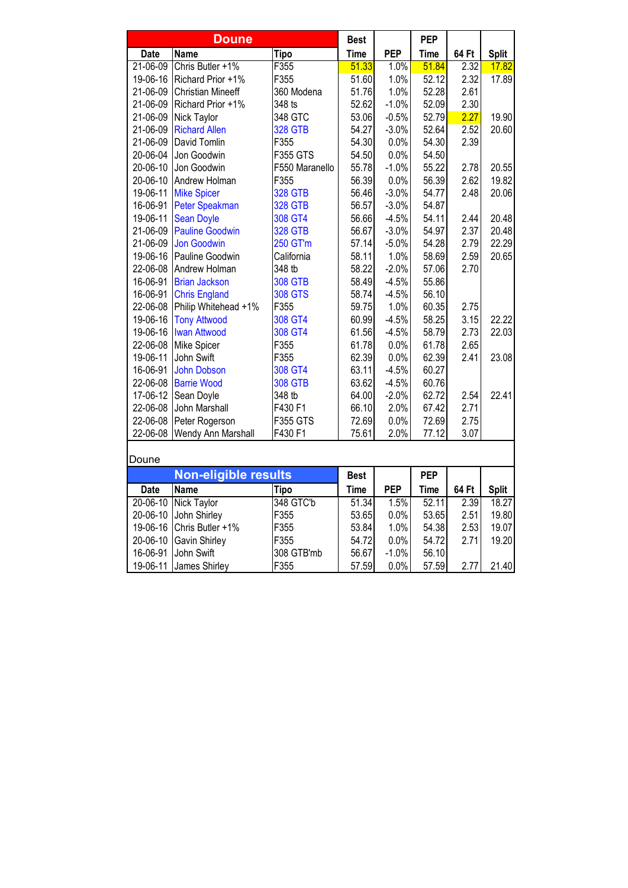| Doune | | | Best Time | PEP | PEP Time | 64 Ft | Split |
|---|---|---|---|---|---|---|---|
| Date | Name | Tipo | | | | | |
| 21-06-09 | Chris Butler +1% | F355 | 51.33 | 1.0% | 51.84 | 2.32 | 17.82 |
| 19-06-16 | Richard Prior +1% | F355 | 51.60 | 1.0% | 52.12 | 2.32 | 17.89 |
| 21-06-09 | Christian Mineeff | 360 Modena | 51.76 | 1.0% | 52.28 | 2.61 | |
| 21-06-09 | Richard Prior +1% | 348 ts | 52.62 | -1.0% | 52.09 | 2.30 | |
| 21-06-09 | Nick Taylor | 348 GTC | 53.06 | -0.5% | 52.79 | 2.27 | 19.90 |
| 21-06-09 | Richard Allen | 328 GTB | 54.27 | -3.0% | 52.64 | 2.52 | 20.60 |
| 21-06-09 | David Tomlin | F355 | 54.30 | 0.0% | 54.30 | 2.39 | |
| 20-06-04 | Jon Goodwin | F355 GTS | 54.50 | 0.0% | 54.50 | | |
| 20-06-10 | Jon Goodwin | F550 Maranello | 55.78 | -1.0% | 55.22 | 2.78 | 20.55 |
| 20-06-10 | Andrew Holman | F355 | 56.39 | 0.0% | 56.39 | 2.62 | 19.82 |
| 19-06-11 | Mike Spicer | 328 GTB | 56.46 | -3.0% | 54.77 | 2.48 | 20.06 |
| 16-06-91 | Peter Speakman | 328 GTB | 56.57 | -3.0% | 54.87 | | |
| 19-06-11 | Sean Doyle | 308 GT4 | 56.66 | -4.5% | 54.11 | 2.44 | 20.48 |
| 21-06-09 | Pauline Goodwin | 328 GTB | 56.67 | -3.0% | 54.97 | 2.37 | 20.48 |
| 21-06-09 | Jon Goodwin | 250 GT'm | 57.14 | -5.0% | 54.28 | 2.79 | 22.29 |
| 19-06-16 | Pauline Goodwin | California | 58.11 | 1.0% | 58.69 | 2.59 | 20.65 |
| 22-06-08 | Andrew Holman | 348 tb | 58.22 | -2.0% | 57.06 | 2.70 | |
| 16-06-91 | Brian Jackson | 308 GTB | 58.49 | -4.5% | 55.86 | | |
| 16-06-91 | Chris England | 308 GTS | 58.74 | -4.5% | 56.10 | | |
| 22-06-08 | Philip Whitehead +1% | F355 | 59.75 | 1.0% | 60.35 | 2.75 | |
| 19-06-16 | Tony Attwood | 308 GT4 | 60.99 | -4.5% | 58.25 | 3.15 | 22.22 |
| 19-06-16 | Iwan Attwood | 308 GT4 | 61.56 | -4.5% | 58.79 | 2.73 | 22.03 |
| 22-06-08 | Mike Spicer | F355 | 61.78 | 0.0% | 61.78 | 2.65 | |
| 19-06-11 | John Swift | F355 | 62.39 | 0.0% | 62.39 | 2.41 | 23.08 |
| 16-06-91 | John Dobson | 308 GT4 | 63.11 | -4.5% | 60.27 | | |
| 22-06-08 | Barrie Wood | 308 GTB | 63.62 | -4.5% | 60.76 | | |
| 17-06-12 | Sean Doyle | 348 tb | 64.00 | -2.0% | 62.72 | 2.54 | 22.41 |
| 22-06-08 | John Marshall | F430 F1 | 66.10 | 2.0% | 67.42 | 2.71 | |
| 22-06-08 | Peter Rogerson | F355 GTS | 72.69 | 0.0% | 72.69 | 2.75 | |
| 22-06-08 | Wendy Ann Marshall | F430 F1 | 75.61 | 2.0% | 77.12 | 3.07 | |

Doune

| Non-eligible results | | | Best Time | PEP | PEP Time | 64 Ft | Split |
|---|---|---|---|---|---|---|---|
| Date | Name | Tipo | | | | | |
| 20-06-10 | Nick Taylor | 348 GTC'b | 51.34 | 1.5% | 52.11 | 2.39 | 18.27 |
| 20-06-10 | John Shirley | F355 | 53.65 | 0.0% | 53.65 | 2.51 | 19.80 |
| 19-06-16 | Chris Butler +1% | F355 | 53.84 | 1.0% | 54.38 | 2.53 | 19.07 |
| 20-06-10 | Gavin Shirley | F355 | 54.72 | 0.0% | 54.72 | 2.71 | 19.20 |
| 16-06-91 | John Swift | 308 GTB'mb | 56.67 | -1.0% | 56.10 | | |
| 19-06-11 | James Shirley | F355 | 57.59 | 0.0% | 57.59 | 2.77 | 21.40 |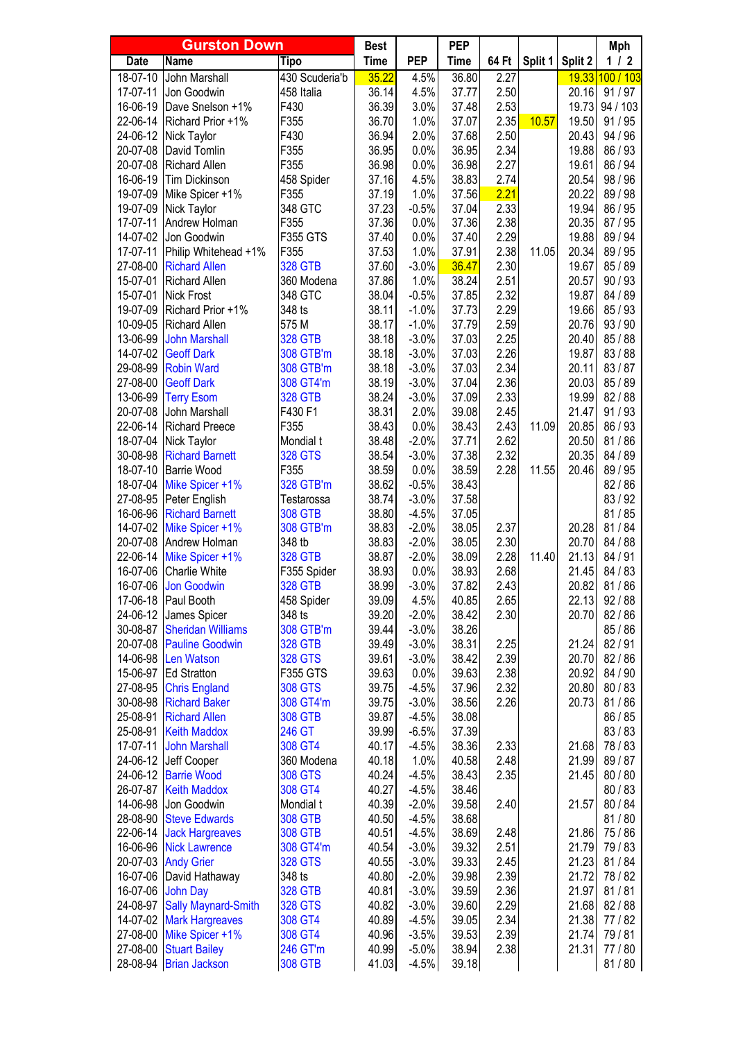| Gurston Down | | | Best | | PEP | | | | Mph |
|---|---|---|---|---|---|---|---|---|---|
| Date | Name | Tipo | Time | PEP | Time | 64 Ft | Split 1 | Split 2 | 1 / 2 |
| 18-07-10 | John Marshall | 430 Scuderia'b | 35.22 | 4.5% | 36.80 | 2.27 | | 19.33 | 100 / 103 |
| 17-07-11 | Jon Goodwin | 458 Italia | 36.14 | 4.5% | 37.77 | 2.50 | | 20.16 | 91 / 97 |
| 16-06-19 | Dave Snelson +1% | F430 | 36.39 | 3.0% | 37.48 | 2.53 | | 19.73 | 94 / 103 |
| 22-06-14 | Richard Prior +1% | F355 | 36.70 | 1.0% | 37.07 | 2.35 | 10.57 | 19.50 | 91 / 95 |
| 24-06-12 | Nick Taylor | F430 | 36.94 | 2.0% | 37.68 | 2.50 | | 20.43 | 94 / 96 |
| 20-07-08 | David Tomlin | F355 | 36.95 | 0.0% | 36.95 | 2.34 | | 19.88 | 86 / 93 |
| 20-07-08 | Richard Allen | F355 | 36.98 | 0.0% | 36.98 | 2.27 | | 19.61 | 86 / 94 |
| 16-06-19 | Tim Dickinson | 458 Spider | 37.16 | 4.5% | 38.83 | 2.74 | | 20.54 | 98 / 96 |
| 19-07-09 | Mike Spicer +1% | F355 | 37.19 | 1.0% | 37.56 | 2.21 | | 20.22 | 98 / 98 |
| 19-07-09 | Nick Taylor | 348 GTC | 37.23 | -0.5% | 37.04 | 2.33 | | 19.94 | 86 / 95 |
| 17-07-11 | Andrew Holman | F355 | 37.36 | 0.0% | 37.36 | 2.38 | | 20.35 | 87 / 95 |
| 14-07-02 | Jon Goodwin | F355 GTS | 37.40 | 0.0% | 37.40 | 2.29 | | 19.88 | 89 / 94 |
| 17-07-11 | Philip Whitehead +1% | F355 | 37.53 | 1.0% | 37.91 | 2.38 | 11.05 | 20.34 | 89 / 95 |
| 27-08-00 | Richard Allen | 328 GTB | 37.60 | -3.0% | 36.47 | 2.30 | | 19.67 | 85 / 89 |
| 15-07-01 | Richard Allen | 360 Modena | 37.86 | 1.0% | 38.24 | 2.51 | | 20.57 | 90 / 93 |
| 15-07-01 | Nick Frost | 348 GTC | 38.04 | -0.5% | 37.85 | 2.32 | | 19.87 | 84 / 89 |
| 19-07-09 | Richard Prior +1% | 348 ts | 38.11 | -1.0% | 37.73 | 2.29 | | 19.66 | 85 / 93 |
| 10-09-05 | Richard Allen | 575 M | 38.17 | -1.0% | 37.79 | 2.59 | | 20.76 | 93 / 90 |
| 13-06-99 | John Marshall | 328 GTB | 38.18 | -3.0% | 37.03 | 2.25 | | 20.40 | 85 / 88 |
| 14-07-02 | Geoff Dark | 308 GTB'm | 38.18 | -3.0% | 37.03 | 2.26 | | 19.87 | 83 / 88 |
| 29-08-99 | Robin Ward | 308 GTB'm | 38.18 | -3.0% | 37.03 | 2.34 | | 20.11 | 83 / 87 |
| 27-08-00 | Geoff Dark | 308 GT4'm | 38.19 | -3.0% | 37.04 | 2.36 | | 20.03 | 85 / 89 |
| 13-06-99 | Terry Esom | 328 GTB | 38.24 | -3.0% | 37.09 | 2.33 | | 19.99 | 82 / 88 |
| 20-07-08 | John Marshall | F430 F1 | 38.31 | 2.0% | 39.08 | 2.45 | | 21.47 | 91 / 93 |
| 22-06-14 | Richard Preece | F355 | 38.43 | 0.0% | 38.43 | 2.43 | 11.09 | 20.85 | 86 / 93 |
| 18-07-04 | Nick Taylor | Mondial t | 38.48 | -2.0% | 37.71 | 2.62 | | 20.50 | 81 / 86 |
| 30-08-98 | Richard Barnett | 328 GTS | 38.54 | -3.0% | 37.38 | 2.32 | | 20.35 | 84 / 89 |
| 18-07-10 | Barrie Wood | F355 | 38.59 | 0.0% | 38.59 | 2.28 | 11.55 | 20.46 | 89 / 95 |
| 18-07-04 | Mike Spicer +1% | 328 GTB'm | 38.62 | -0.5% | 38.43 | | | | 82 / 86 |
| 27-08-95 | Peter English | Testarossa | 38.74 | -3.0% | 37.58 | | | | 83 / 92 |
| 16-06-96 | Richard Barnett | 308 GTB | 38.80 | -4.5% | 37.05 | | | | 81 / 85 |
| 14-07-02 | Mike Spicer +1% | 308 GTB'm | 38.83 | -2.0% | 38.05 | 2.37 | | 20.28 | 81 / 84 |
| 20-07-08 | Andrew Holman | 348 tb | 38.83 | -2.0% | 38.05 | 2.30 | | 20.70 | 84 / 88 |
| 22-06-14 | Mike Spicer +1% | 328 GTB | 38.87 | -2.0% | 38.09 | 2.28 | 11.40 | 21.13 | 84 / 91 |
| 16-07-06 | Charlie White | F355 Spider | 38.93 | 0.0% | 38.93 | 2.68 | | 21.45 | 84 / 83 |
| 16-07-06 | Jon Goodwin | 328 GTB | 38.99 | -3.0% | 37.82 | 2.43 | | 20.82 | 81 / 86 |
| 17-06-18 | Paul Booth | 458 Spider | 39.09 | 4.5% | 40.85 | 2.65 | | 22.13 | 92 / 88 |
| 24-06-12 | James Spicer | 348 ts | 39.20 | -2.0% | 38.42 | 2.30 | | 20.70 | 82 / 86 |
| 30-08-87 | Sheridan Williams | 308 GTB'm | 39.44 | -3.0% | 38.26 | | | | 85 / 86 |
| 20-07-08 | Pauline Goodwin | 328 GTB | 39.49 | -3.0% | 38.31 | 2.25 | | 21.24 | 82 / 91 |
| 14-06-98 | Len Watson | 328 GTS | 39.61 | -3.0% | 38.42 | 2.39 | | 20.70 | 82 / 86 |
| 15-06-97 | Ed Stratton | F355 GTS | 39.63 | 0.0% | 39.63 | 2.38 | | 20.92 | 84 / 90 |
| 27-08-95 | Chris England | 308 GTS | 39.75 | -4.5% | 37.96 | 2.32 | | 20.80 | 80 / 83 |
| 30-08-98 | Richard Baker | 308 GT4'm | 39.75 | -3.0% | 38.56 | 2.26 | | 20.73 | 81 / 86 |
| 25-08-91 | Richard Allen | 308 GTB | 39.87 | -4.5% | 38.08 | | | | 86 / 85 |
| 25-08-91 | Keith Maddox | 246 GT | 39.99 | -6.5% | 37.39 | | | | 83 / 83 |
| 17-07-11 | John Marshall | 308 GT4 | 40.17 | -4.5% | 38.36 | 2.33 | | 21.68 | 78 / 83 |
| 24-06-12 | Jeff Cooper | 360 Modena | 40.18 | 1.0% | 40.58 | 2.48 | | 21.99 | 89 / 87 |
| 24-06-12 | Barrie Wood | 308 GTS | 40.24 | -4.5% | 38.43 | 2.35 | | 21.45 | 80 / 80 |
| 26-07-87 | Keith Maddox | 308 GT4 | 40.27 | -4.5% | 38.46 | | | | 80 / 83 |
| 14-06-98 | Jon Goodwin | Mondial t | 40.39 | -2.0% | 39.58 | 2.40 | | 21.57 | 80 / 84 |
| 28-08-90 | Steve Edwards | 308 GTB | 40.50 | -4.5% | 38.68 | | | | 81 / 80 |
| 22-06-14 | Jack Hargreaves | 308 GTB | 40.51 | -4.5% | 38.69 | 2.48 | | 21.86 | 75 / 86 |
| 16-06-96 | Nick Lawrence | 308 GT4'm | 40.54 | -3.0% | 39.32 | 2.51 | | 21.79 | 79 / 83 |
| 20-07-03 | Andy Grier | 328 GTS | 40.55 | -3.0% | 39.33 | 2.45 | | 21.23 | 81 / 84 |
| 16-07-06 | David Hathaway | 348 ts | 40.80 | -2.0% | 39.98 | 2.39 | | 21.72 | 78 / 82 |
| 16-07-06 | John Day | 328 GTB | 40.81 | -3.0% | 39.59 | 2.36 | | 21.97 | 81 / 81 |
| 24-08-97 | Sally Maynard-Smith | 328 GTS | 40.82 | -3.0% | 39.60 | 2.29 | | 21.68 | 82 / 88 |
| 14-07-02 | Mark Hargreaves | 308 GT4 | 40.89 | -4.5% | 39.05 | 2.34 | | 21.38 | 77 / 82 |
| 27-08-00 | Mike Spicer +1% | 308 GT4 | 40.96 | -3.5% | 39.53 | 2.39 | | 21.74 | 79 / 81 |
| 27-08-00 | Stuart Bailey | 246 GT'm | 40.99 | -5.0% | 38.94 | 2.38 | | 21.31 | 77 / 80 |
| 28-08-94 | Brian Jackson | 308 GTB | 41.03 | -4.5% | 39.18 | | | | 81 / 80 |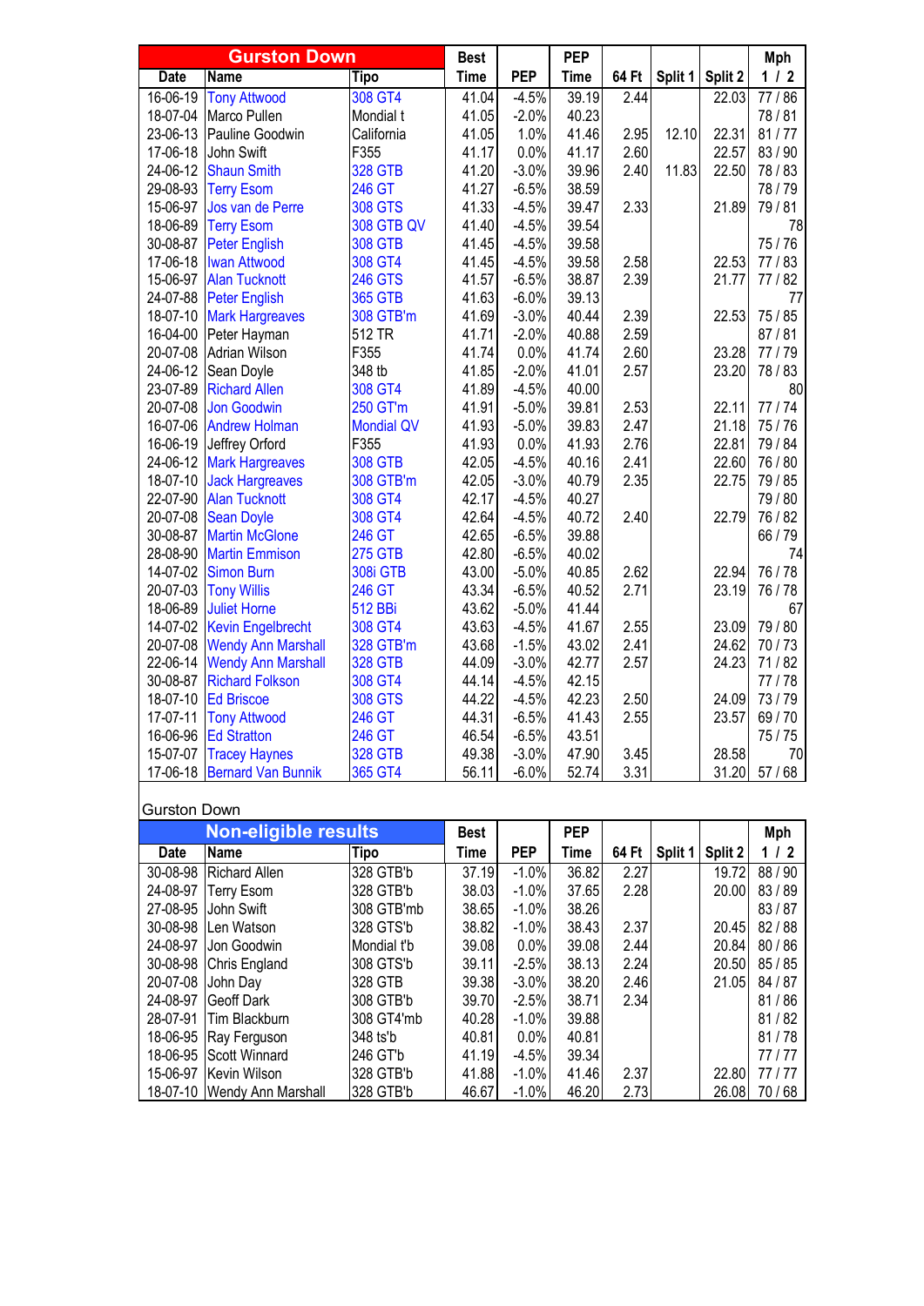| Gurston Down | | | Best | | PEP | | | | Mph |
|---|---|---|---|---|---|---|---|---|---|
| Date | Name | Tipo | Time | PEP | Time | 64 Ft | Split 1 | Split 2 | 1 / 2 |
| 16-06-19 | Tony Attwood | 308 GT4 | 41.04 | -4.5% | 39.19 | 2.44 | | 22.03 | 77 / 86 |
| 18-07-04 | Marco Pullen | Mondial t | 41.05 | -2.0% | 40.23 | | | | 78 / 81 |
| 23-06-13 | Pauline Goodwin | California | 41.05 | 1.0% | 41.46 | 2.95 | 12.10 | 22.31 | 81 / 77 |
| 17-06-18 | John Swift | F355 | 41.17 | 0.0% | 41.17 | 2.60 | | 22.57 | 83 / 90 |
| 24-06-12 | Shaun Smith | 328 GTB | 41.20 | -3.0% | 39.96 | 2.40 | 11.83 | 22.50 | 78 / 83 |
| 29-08-93 | Terry Esom | 246 GT | 41.27 | -6.5% | 38.59 | | | | 78 / 79 |
| 15-06-97 | Jos van de Perre | 308 GTS | 41.33 | -4.5% | 39.47 | 2.33 | | 21.89 | 79 / 81 |
| 18-06-89 | Terry Esom | 308 GTB QV | 41.40 | -4.5% | 39.54 | | | | 78 |
| 30-08-87 | Peter English | 308 GTB | 41.45 | -4.5% | 39.58 | | | | 75 / 76 |
| 17-06-18 | Iwan Attwood | 308 GT4 | 41.45 | -4.5% | 39.58 | 2.58 | | 22.53 | 77 / 83 |
| 15-06-97 | Alan Tucknott | 246 GTS | 41.57 | -6.5% | 38.87 | 2.39 | | 21.77 | 77 / 82 |
| 24-07-88 | Peter English | 365 GTB | 41.63 | -6.0% | 39.13 | | | | 77 |
| 18-07-10 | Mark Hargreaves | 308 GTB'm | 41.69 | -3.0% | 40.44 | 2.39 | | 22.53 | 75 / 85 |
| 16-04-00 | Peter Hayman | 512 TR | 41.71 | -2.0% | 40.88 | 2.59 | | | 87 / 81 |
| 20-07-08 | Adrian Wilson | F355 | 41.74 | 0.0% | 41.74 | 2.60 | | 23.28 | 77 / 79 |
| 24-06-12 | Sean Doyle | 348 tb | 41.85 | -2.0% | 41.01 | 2.57 | | 23.20 | 78 / 83 |
| 23-07-89 | Richard Allen | 308 GT4 | 41.89 | -4.5% | 40.00 | | | | 80 |
| 20-07-08 | Jon Goodwin | 250 GT'm | 41.91 | -5.0% | 39.81 | 2.53 | | 22.11 | 77 / 74 |
| 16-07-06 | Andrew Holman | Mondial QV | 41.93 | -5.0% | 39.83 | 2.47 | | 21.18 | 75 / 76 |
| 16-06-19 | Jeffrey Orford | F355 | 41.93 | 0.0% | 41.93 | 2.76 | | 22.81 | 79 / 84 |
| 24-06-12 | Mark Hargreaves | 308 GTB | 42.05 | -4.5% | 40.16 | 2.41 | | 22.60 | 76 / 80 |
| 18-07-10 | Jack Hargreaves | 308 GTB'm | 42.05 | -3.0% | 40.79 | 2.35 | | 22.75 | 79 / 85 |
| 22-07-90 | Alan Tucknott | 308 GT4 | 42.17 | -4.5% | 40.27 | | | | 79 / 80 |
| 20-07-08 | Sean Doyle | 308 GT4 | 42.64 | -4.5% | 40.72 | 2.40 | | 22.79 | 76 / 82 |
| 30-08-87 | Martin McGlone | 246 GT | 42.65 | -6.5% | 39.88 | | | | 66 / 79 |
| 28-08-90 | Martin Emmison | 275 GTB | 42.80 | -6.5% | 40.02 | | | | 74 |
| 14-07-02 | Simon Burn | 308i GTB | 43.00 | -5.0% | 40.85 | 2.62 | | 22.94 | 76 / 78 |
| 20-07-03 | Tony Willis | 246 GT | 43.34 | -6.5% | 40.52 | 2.71 | | 23.19 | 76 / 78 |
| 18-06-89 | Juliet Horne | 512 BBi | 43.62 | -5.0% | 41.44 | | | | 67 |
| 14-07-02 | Kevin Engelbrecht | 308 GT4 | 43.63 | -4.5% | 41.67 | 2.55 | | 23.09 | 79 / 80 |
| 20-07-08 | Wendy Ann Marshall | 328 GTB'm | 43.68 | -1.5% | 43.02 | 2.41 | | 24.62 | 70 / 73 |
| 22-06-14 | Wendy Ann Marshall | 328 GTB | 44.09 | -3.0% | 42.77 | 2.57 | | 24.23 | 71 / 82 |
| 30-08-87 | Richard Folkson | 308 GT4 | 44.14 | -4.5% | 42.15 | | | | 77 / 78 |
| 18-07-10 | Ed Briscoe | 308 GTS | 44.22 | -4.5% | 42.23 | 2.50 | | 24.09 | 73 / 79 |
| 17-07-11 | Tony Attwood | 246 GT | 44.31 | -6.5% | 41.43 | 2.55 | | 23.57 | 69 / 70 |
| 16-06-96 | Ed Stratton | 246 GT | 46.54 | -6.5% | 43.51 | | | | 75 / 75 |
| 15-07-07 | Tracey Haynes | 328 GTB | 49.38 | -3.0% | 47.90 | 3.45 | | 28.58 | 70 |
| 17-06-18 | Bernard Van Bunnik | 365 GT4 | 56.11 | -6.0% | 52.74 | 3.31 | | 31.20 | 57 / 68 |

Gurston Down

| Non-eligible results | | | Best | | PEP | | | | Mph |
|---|---|---|---|---|---|---|---|---|---|
| Date | Name | Tipo | Time | PEP | Time | 64 Ft | Split 1 | Split 2 | 1 / 2 |
| 30-08-98 | Richard Allen | 328 GTB'b | 37.19 | -1.0% | 36.82 | 2.27 | | 19.72 | 88 / 90 |
| 24-08-97 | Terry Esom | 328 GTB'b | 38.03 | -1.0% | 37.65 | 2.28 | | 20.00 | 83 / 89 |
| 27-08-95 | John Swift | 308 GTB'mb | 38.65 | -1.0% | 38.26 | | | | 83 / 87 |
| 30-08-98 | Len Watson | 328 GTS'b | 38.82 | -1.0% | 38.43 | 2.37 | | 20.45 | 82 / 88 |
| 24-08-97 | Jon Goodwin | Mondial t'b | 39.08 | 0.0% | 39.08 | 2.44 | | 20.84 | 80 / 86 |
| 30-08-98 | Chris England | 308 GTS'b | 39.11 | -2.5% | 38.13 | 2.24 | | 20.50 | 85 / 85 |
| 20-07-08 | John Day | 328 GTB | 39.38 | -3.0% | 38.20 | 2.46 | | 21.05 | 84 / 87 |
| 24-08-97 | Geoff Dark | 308 GTB'b | 39.70 | -2.5% | 38.71 | 2.34 | | | 81 / 86 |
| 28-07-91 | Tim Blackburn | 308 GT4'mb | 40.28 | -1.0% | 39.88 | | | | 81 / 82 |
| 18-06-95 | Ray Ferguson | 348 ts'b | 40.81 | 0.0% | 40.81 | | | | 81 / 78 |
| 18-06-95 | Scott Winnard | 246 GT'b | 41.19 | -4.5% | 39.34 | | | | 77 / 77 |
| 15-06-97 | Kevin Wilson | 328 GTB'b | 41.88 | -1.0% | 41.46 | 2.37 | | 22.80 | 77 / 77 |
| 18-07-10 | Wendy Ann Marshall | 328 GTB'b | 46.67 | -1.0% | 46.20 | 2.73 | | 26.08 | 70 / 68 |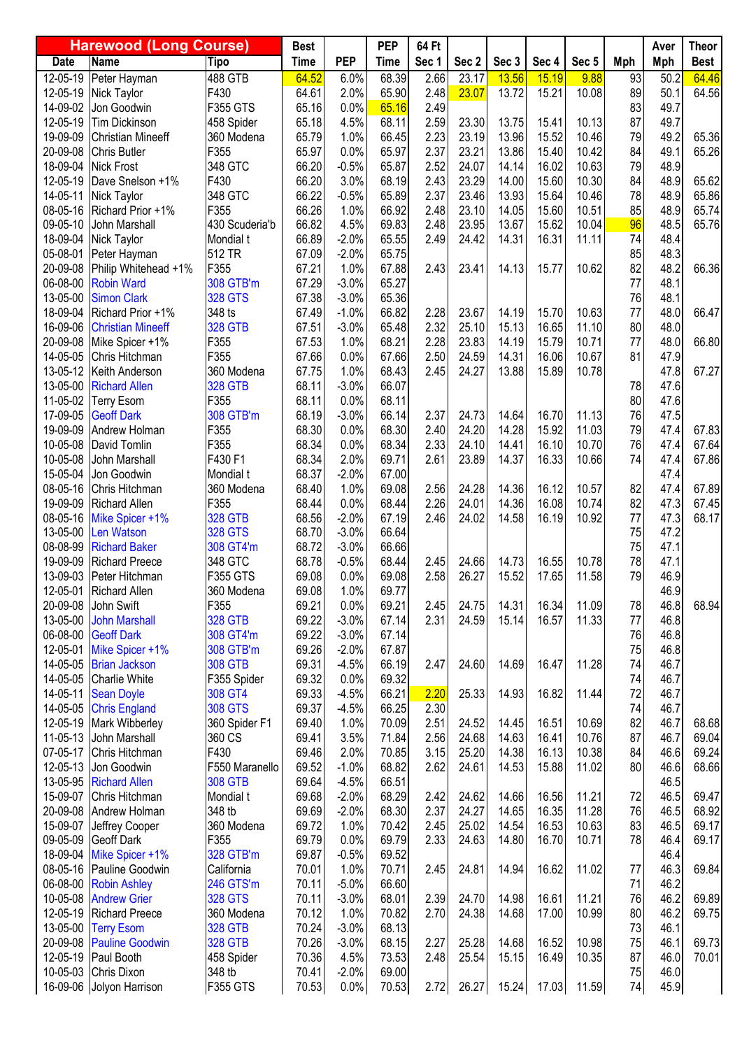| Harewood (Long Course) | | | Best | | PEP | 64 Ft | | | | | | Aver | Theor |
|---|---|---|---|---|---|---|---|---|---|---|---|---|---|
| Date | Name | Tipo | Time | PEP | Time | Sec 1 | Sec 2 | Sec 3 | Sec 4 | Sec 5 | Mph | Mph | Best |
| 12-05-19 | Peter Hayman | 488 GTB | 64.52 | 6.0% | 68.39 | 2.66 | 23.17 | 13.56 | 15.19 | 9.88 | 93 | 50.2 | 64.46 |
| 12-05-19 | Nick Taylor | F430 | 64.61 | 2.0% | 65.90 | 2.48 | 23.07 | 13.72 | 15.21 | 10.08 | 89 | 50.1 | 64.56 |
| 14-09-02 | Jon Goodwin | F355 GTS | 65.16 | 0.0% | 65.16 | 2.49 | | | | | 83 | 49.7 | |
| 12-05-19 | Tim Dickinson | 458 Spider | 65.18 | 4.5% | 68.11 | 2.59 | 23.30 | 13.75 | 15.41 | 10.13 | 87 | 49.7 | |
| 19-09-09 | Christian Mineeff | 360 Modena | 65.79 | 1.0% | 66.45 | 2.23 | 23.19 | 13.96 | 15.52 | 10.46 | 79 | 49.2 | 65.36 |
| 20-09-08 | Chris Butler | F355 | 65.97 | 0.0% | 65.97 | 2.37 | 23.21 | 13.86 | 15.40 | 10.42 | 84 | 49.1 | 65.26 |
| 18-09-04 | Nick Frost | 348 GTC | 66.20 | -0.5% | 65.87 | 2.52 | 24.07 | 14.14 | 16.02 | 10.63 | 79 | 48.9 | |
| 12-05-19 | Dave Snelson +1% | F430 | 66.20 | 3.0% | 68.19 | 2.43 | 23.29 | 14.00 | 15.60 | 10.30 | 84 | 48.9 | 65.62 |
| 14-05-11 | Nick Taylor | 348 GTC | 66.22 | -0.5% | 65.89 | 2.37 | 23.46 | 13.93 | 15.64 | 10.46 | 78 | 48.9 | 65.86 |
| 08-05-16 | Richard Prior +1% | F355 | 66.26 | 1.0% | 66.92 | 2.48 | 23.10 | 14.05 | 15.60 | 10.51 | 85 | 48.9 | 65.74 |
| 09-05-10 | John Marshall | 430 Scuderia'b | 66.82 | 4.5% | 69.83 | 2.48 | 23.95 | 13.67 | 15.62 | 10.04 | 96 | 48.5 | 65.76 |
| 18-09-04 | Nick Taylor | Mondial t | 66.89 | -2.0% | 65.55 | 2.49 | 24.42 | 14.31 | 16.31 | 11.11 | 74 | 48.4 | |
| 05-08-01 | Peter Hayman | 512 TR | 67.09 | -2.0% | 65.75 | | | | | | 85 | 48.3 | |
| 20-09-08 | Philip Whitehead +1% | F355 | 67.21 | 1.0% | 67.88 | 2.43 | 23.41 | 14.13 | 15.77 | 10.62 | 82 | 48.2 | 66.36 |
| 06-08-00 | Robin Ward | 308 GTB'm | 67.29 | -3.0% | 65.27 | | | | | | 77 | 48.1 | |
| 13-05-00 | Simon Clark | 328 GTS | 67.38 | -3.0% | 65.36 | | | | | | 76 | 48.1 | |
| 18-09-04 | Richard Prior +1% | 348 ts | 67.49 | -1.0% | 66.82 | 2.28 | 23.67 | 14.19 | 15.70 | 10.63 | 77 | 48.0 | 66.47 |
| 16-09-06 | Christian Mineeff | 328 GTB | 67.51 | -3.0% | 65.48 | 2.32 | 25.10 | 15.13 | 16.65 | 11.10 | 80 | 48.0 | |
| 20-09-08 | Mike Spicer +1% | F355 | 67.53 | 1.0% | 68.21 | 2.28 | 23.83 | 14.19 | 15.79 | 10.71 | 77 | 48.0 | 66.80 |
| 14-05-05 | Chris Hitchman | F355 | 67.66 | 0.0% | 67.66 | 2.50 | 24.59 | 14.31 | 16.06 | 10.67 | 81 | 47.9 | |
| 13-05-12 | Keith Anderson | 360 Modena | 67.75 | 1.0% | 68.43 | 2.45 | 24.27 | 13.88 | 15.89 | 10.78 | | 47.8 | 67.27 |
| 13-05-00 | Richard Allen | 328 GTB | 68.11 | -3.0% | 66.07 | | | | | | 78 | 47.6 | |
| 11-05-02 | Terry Esom | F355 | 68.11 | 0.0% | 68.11 | | | | | | 80 | 47.6 | |
| 17-09-05 | Geoff Dark | 308 GTB'm | 68.19 | -3.0% | 66.14 | 2.37 | 24.73 | 14.64 | 16.70 | 11.13 | 76 | 47.5 | |
| 19-09-09 | Andrew Holman | F355 | 68.30 | 0.0% | 68.30 | 2.40 | 24.20 | 14.28 | 15.92 | 11.03 | 79 | 47.4 | 67.83 |
| 10-05-08 | David Tomlin | F355 | 68.34 | 0.0% | 68.34 | 2.33 | 24.10 | 14.41 | 16.10 | 10.70 | 76 | 47.4 | 67.64 |
| 10-05-08 | John Marshall | F430 F1 | 68.34 | 2.0% | 69.71 | 2.61 | 23.89 | 14.37 | 16.33 | 10.66 | 74 | 47.4 | 67.86 |
| 15-05-04 | Jon Goodwin | Mondial t | 68.37 | -2.0% | 67.00 | | | | | | | 47.4 | |
| 08-05-16 | Chris Hitchman | 360 Modena | 68.40 | 1.0% | 69.08 | 2.56 | 24.28 | 14.36 | 16.12 | 10.57 | 82 | 47.4 | 67.89 |
| 19-09-09 | Richard Allen | F355 | 68.44 | 0.0% | 68.44 | 2.26 | 24.01 | 14.36 | 16.08 | 10.74 | 82 | 47.3 | 67.45 |
| 08-05-16 | Mike Spicer +1% | 328 GTB | 68.56 | -2.0% | 67.19 | 2.46 | 24.02 | 14.58 | 16.19 | 10.92 | 77 | 47.3 | 68.17 |
| 13-05-00 | Len Watson | 328 GTS | 68.70 | -3.0% | 66.64 | | | | | | 75 | 47.2 | |
| 08-08-99 | Richard Baker | 308 GT4'm | 68.72 | -3.0% | 66.66 | | | | | | 75 | 47.1 | |
| 19-09-09 | Richard Preece | 348 GTC | 68.78 | -0.5% | 68.44 | 2.45 | 24.66 | 14.73 | 16.55 | 10.78 | 78 | 47.1 | |
| 13-09-03 | Peter Hitchman | F355 GTS | 69.08 | 0.0% | 69.08 | 2.58 | 26.27 | 15.52 | 17.65 | 11.58 | 79 | 46.9 | |
| 12-05-01 | Richard Allen | 360 Modena | 69.08 | 1.0% | 69.77 | | | | | | | 46.9 | |
| 20-09-08 | John Swift | F355 | 69.21 | 0.0% | 69.21 | 2.45 | 24.75 | 14.31 | 16.34 | 11.09 | 78 | 46.8 | 68.94 |
| 13-05-00 | John Marshall | 328 GTB | 69.22 | -3.0% | 67.14 | 2.31 | 24.59 | 15.14 | 16.57 | 11.33 | 77 | 46.8 | |
| 06-08-00 | Geoff Dark | 308 GT4'm | 69.22 | -3.0% | 67.14 | | | | | | 76 | 46.8 | |
| 12-05-01 | Mike Spicer +1% | 308 GTB'm | 69.26 | -2.0% | 67.87 | | | | | | 75 | 46.8 | |
| 14-05-05 | Brian Jackson | 308 GTB | 69.31 | -4.5% | 66.19 | 2.47 | 24.60 | 14.69 | 16.47 | 11.28 | 74 | 46.7 | |
| 14-05-05 | Charlie White | F355 Spider | 69.32 | 0.0% | 69.32 | | | | | | 74 | 46.7 | |
| 14-05-11 | Sean Doyle | 308 GT4 | 69.33 | -4.5% | 66.21 | 2.20 | 25.33 | 14.93 | 16.82 | 11.44 | 72 | 46.7 | |
| 14-05-05 | Chris England | 308 GTS | 69.37 | -4.5% | 66.25 | 2.30 | | | | | 74 | 46.7 | |
| 12-05-19 | Mark Wibberley | 360 Spider F1 | 69.40 | 1.0% | 70.09 | 2.51 | 24.52 | 14.45 | 16.51 | 10.69 | 82 | 46.7 | 68.68 |
| 11-05-13 | John Marshall | 360 CS | 69.41 | 3.5% | 71.84 | 2.56 | 24.68 | 14.63 | 16.41 | 10.76 | 87 | 46.7 | 69.04 |
| 07-05-17 | Chris Hitchman | F430 | 69.46 | 2.0% | 70.85 | 3.15 | 25.20 | 14.38 | 16.13 | 10.38 | 84 | 46.6 | 69.24 |
| 12-05-13 | Jon Goodwin | F550 Maranello | 69.52 | -1.0% | 68.82 | 2.62 | 24.61 | 14.53 | 15.88 | 11.02 | 80 | 46.6 | 68.66 |
| 13-05-95 | Richard Allen | 308 GTB | 69.64 | -4.5% | 66.51 | | | | | | | 46.5 | |
| 15-09-07 | Chris Hitchman | Mondial t | 69.68 | -2.0% | 68.29 | 2.42 | 24.62 | 14.66 | 16.56 | 11.21 | 72 | 46.5 | 69.47 |
| 20-09-08 | Andrew Holman | 348 tb | 69.69 | -2.0% | 68.30 | 2.37 | 24.27 | 14.65 | 16.35 | 11.28 | 76 | 46.5 | 68.92 |
| 15-09-07 | Jeffrey Cooper | 360 Modena | 69.72 | 1.0% | 70.42 | 2.45 | 25.02 | 14.54 | 16.53 | 10.63 | 83 | 46.5 | 69.17 |
| 09-05-09 | Geoff Dark | F355 | 69.79 | 0.0% | 69.79 | 2.33 | 24.63 | 14.80 | 16.70 | 10.71 | 78 | 46.4 | 69.17 |
| 18-09-04 | Mike Spicer +1% | 328 GTB'm | 69.87 | -0.5% | 69.52 | | | | | | | 46.4 | |
| 08-05-16 | Pauline Goodwin | California | 70.01 | 1.0% | 70.71 | 2.45 | 24.81 | 14.94 | 16.62 | 11.02 | 77 | 46.3 | 69.84 |
| 06-08-00 | Robin Ashley | 246 GTS'm | 70.11 | -5.0% | 66.60 | | | | | | 71 | 46.2 | |
| 10-05-08 | Andrew Grier | 328 GTS | 70.11 | -3.0% | 68.01 | 2.39 | 24.70 | 14.98 | 16.61 | 11.21 | 76 | 46.2 | 69.89 |
| 12-05-19 | Richard Preece | 360 Modena | 70.12 | 1.0% | 70.82 | 2.70 | 24.38 | 14.68 | 17.00 | 10.99 | 80 | 46.2 | 69.75 |
| 13-05-00 | Terry Esom | 328 GTB | 70.24 | -3.0% | 68.13 | | | | | | 73 | 46.1 | |
| 20-09-08 | Pauline Goodwin | 328 GTB | 70.26 | -3.0% | 68.15 | 2.27 | 25.28 | 14.68 | 16.52 | 10.98 | 75 | 46.1 | 69.73 |
| 12-05-19 | Paul Booth | 458 Spider | 70.36 | 4.5% | 73.53 | 2.48 | 25.54 | 15.15 | 16.49 | 10.35 | 87 | 46.0 | 70.01 |
| 10-05-03 | Chris Dixon | 348 tb | 70.41 | -2.0% | 69.00 | | | | | | 75 | 46.0 | |
| 16-09-06 | Jolyon Harrison | F355 GTS | 70.53 | 0.0% | 70.53 | 2.72 | 26.27 | 15.24 | 17.03 | 11.59 | 74 | 45.9 | |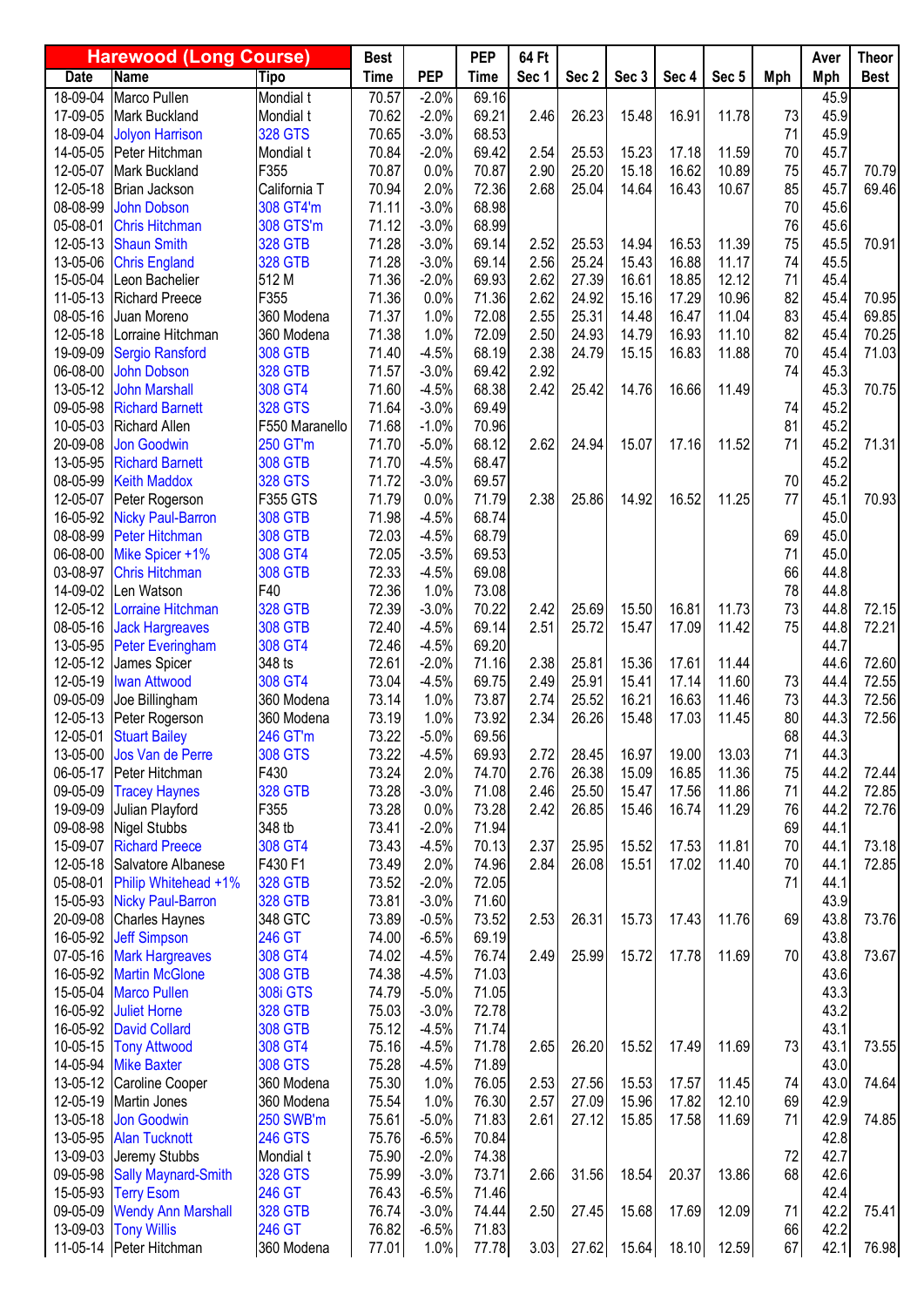| Harewood (Long Course) | | Best | | PEP | 64 Ft | | | | | | Aver | Theor |
|---|---|---|---|---|---|---|---|---|---|---|---|---|
| Date | Name | Time | PEP | Time | Sec 1 | Sec 2 | Sec 3 | Sec 4 | Sec 5 | Mph | Mph | Best |
| 18-09-04 | Marco Pullen | Mondial t | 70.57 | -2.0% | 69.16 | | | | | | 45.9 | |
| 17-09-05 | Mark Buckland | Mondial t | 70.62 | -2.0% | 69.21 | 2.46 | 26.23 | 15.48 | 16.91 | 11.78 | 73 | 45.9 |
| 18-09-04 | Jolyon Harrison | 328 GTS | 70.65 | -3.0% | 68.53 | | | | | | 71 | 45.9 |
| 14-05-05 | Peter Hitchman | Mondial t | 70.84 | -2.0% | 69.42 | 2.54 | 25.53 | 15.23 | 17.18 | 11.59 | 70 | 45.7 |
| 12-05-07 | Mark Buckland | F355 | 70.87 | 0.0% | 70.87 | 2.90 | 25.20 | 15.18 | 16.62 | 10.89 | 75 | 45.7 | 70.79 |
| 12-05-18 | Brian Jackson | California T | 70.94 | 2.0% | 72.36 | 2.68 | 25.04 | 14.64 | 16.43 | 10.67 | 85 | 45.7 | 69.46 |
| 08-08-99 | John Dobson | 308 GT4'm | 71.11 | -3.0% | 68.98 | | | | | | 70 | 45.6 |
| 05-08-01 | Chris Hitchman | 308 GTS'm | 71.12 | -3.0% | 68.99 | | | | | | 76 | 45.6 |
| 12-05-13 | Shaun Smith | 328 GTB | 71.28 | -3.0% | 69.14 | 2.52 | 25.53 | 14.94 | 16.53 | 11.39 | 75 | 45.5 | 70.91 |
| 13-05-06 | Chris England | 328 GTB | 71.28 | -3.0% | 69.14 | 2.56 | 25.24 | 15.43 | 16.88 | 11.17 | 74 | 45.5 |
| 15-05-04 | Leon Bachelier | 512 M | 71.36 | -2.0% | 69.93 | 2.62 | 27.39 | 16.61 | 18.85 | 12.12 | 71 | 45.4 |
| 11-05-13 | Richard Preece | F355 | 71.36 | 0.0% | 71.36 | 2.62 | 24.92 | 15.16 | 17.29 | 10.96 | 82 | 45.4 | 70.95 |
| 08-05-16 | Juan Moreno | 360 Modena | 71.37 | 1.0% | 72.08 | 2.55 | 25.31 | 14.48 | 16.47 | 11.04 | 83 | 45.4 | 69.85 |
| 12-05-18 | Lorraine Hitchman | 360 Modena | 71.38 | 1.0% | 72.09 | 2.50 | 24.93 | 14.79 | 16.93 | 11.10 | 82 | 45.4 | 70.25 |
| 19-09-09 | Sergio Ransford | 308 GTB | 71.40 | -4.5% | 68.19 | 2.38 | 24.79 | 15.15 | 16.83 | 11.88 | 70 | 45.4 | 71.03 |
| 06-08-00 | John Dobson | 328 GTB | 71.57 | -3.0% | 69.42 | 2.92 | | | | | 74 | 45.3 |
| 13-05-12 | John Marshall | 308 GT4 | 71.60 | -4.5% | 68.38 | 2.42 | 25.42 | 14.76 | 16.66 | 11.49 | | 45.3 | 70.75 |
| 09-05-98 | Richard Barnett | 328 GTS | 71.64 | -3.0% | 69.49 | | | | | | 74 | 45.2 |
| 10-05-03 | Richard Allen | F550 Maranello | 71.68 | -1.0% | 70.96 | | | | | | 81 | 45.2 |
| 20-09-08 | Jon Goodwin | 250 GT'm | 71.70 | -5.0% | 68.12 | 2.62 | 24.94 | 15.07 | 17.16 | 11.52 | 71 | 45.2 | 71.31 |
| 13-05-95 | Richard Barnett | 308 GTB | 71.70 | -4.5% | 68.47 | | | | | | | 45.2 |
| 08-05-99 | Keith Maddox | 328 GTS | 71.72 | -3.0% | 69.57 | | | | | | 70 | 45.2 |
| 12-05-07 | Peter Rogerson | F355 GTS | 71.79 | 0.0% | 71.79 | 2.38 | 25.86 | 14.92 | 16.52 | 11.25 | 77 | 45.1 | 70.93 |
| 16-05-92 | Nicky Paul-Barron | 308 GTB | 71.98 | -4.5% | 68.74 | | | | | | | 45.0 |
| 08-08-99 | Peter Hitchman | 308 GTB | 72.03 | -4.5% | 68.79 | | | | | | 69 | 45.0 |
| 06-08-00 | Mike Spicer +1% | 308 GT4 | 72.05 | -3.5% | 69.53 | | | | | | 71 | 45.0 |
| 03-08-97 | Chris Hitchman | 308 GTB | 72.33 | -4.5% | 69.08 | | | | | | 66 | 44.8 |
| 14-09-02 | Len Watson | F40 | 72.36 | 1.0% | 73.08 | | | | | | 78 | 44.8 |
| 12-05-12 | Lorraine Hitchman | 328 GTB | 72.39 | -3.0% | 70.22 | 2.42 | 25.69 | 15.50 | 16.81 | 11.73 | 73 | 44.8 | 72.15 |
| 08-05-16 | Jack Hargreaves | 308 GTB | 72.40 | -4.5% | 69.14 | 2.51 | 25.72 | 15.47 | 17.09 | 11.42 | 75 | 44.8 | 72.21 |
| 13-05-95 | Peter Everingham | 308 GT4 | 72.46 | -4.5% | 69.20 | | | | | | | 44.7 |
| 12-05-12 | James Spicer | 348 ts | 72.61 | -2.0% | 71.16 | 2.38 | 25.81 | 15.36 | 17.61 | 11.44 | | 44.6 | 72.60 |
| 12-05-19 | Iwan Attwood | 308 GT4 | 73.04 | -4.5% | 69.75 | 2.49 | 25.91 | 15.41 | 17.14 | 11.60 | 73 | 44.4 | 72.55 |
| 09-05-09 | Joe Billingham | 360 Modena | 73.14 | 1.0% | 73.87 | 2.74 | 25.52 | 16.21 | 16.63 | 11.46 | 73 | 44.3 | 72.56 |
| 12-05-13 | Peter Rogerson | 360 Modena | 73.19 | 1.0% | 73.92 | 2.34 | 26.26 | 15.48 | 17.03 | 11.45 | 80 | 44.3 | 72.56 |
| 12-05-01 | Stuart Bailey | 246 GT'm | 73.22 | -5.0% | 69.56 | | | | | | 68 | 44.3 |
| 13-05-00 | Jos Van de Perre | 308 GTS | 73.22 | -4.5% | 69.93 | 2.72 | 28.45 | 16.97 | 19.00 | 13.03 | 71 | 44.3 |
| 06-05-17 | Peter Hitchman | F430 | 73.24 | 2.0% | 74.70 | 2.76 | 26.38 | 15.09 | 16.85 | 11.36 | 75 | 44.2 | 72.44 |
| 09-05-09 | Tracey Haynes | 328 GTB | 73.28 | -3.0% | 71.08 | 2.46 | 25.50 | 15.47 | 17.56 | 11.86 | 71 | 44.2 | 72.85 |
| 19-09-09 | Julian Playford | F355 | 73.28 | 0.0% | 73.28 | 2.42 | 26.85 | 15.46 | 16.74 | 11.29 | 76 | 44.2 | 72.76 |
| 09-08-98 | Nigel Stubbs | 348 tb | 73.41 | -2.0% | 71.94 | | | | | | 69 | 44.1 |
| 15-09-07 | Richard Preece | 308 GT4 | 73.43 | -4.5% | 70.13 | 2.37 | 25.95 | 15.52 | 17.53 | 11.81 | 70 | 44.1 | 73.18 |
| 12-05-18 | Salvatore Albanese | F430 F1 | 73.49 | 2.0% | 74.96 | 2.84 | 26.08 | 15.51 | 17.02 | 11.40 | 70 | 44.1 | 72.85 |
| 05-08-01 | Philip Whitehead +1% | 328 GTB | 73.52 | -2.0% | 72.05 | | | | | | 71 | 44.1 |
| 15-05-93 | Nicky Paul-Barron | 328 GTB | 73.81 | -3.0% | 71.60 | | | | | | | 43.9 |
| 20-09-08 | Charles Haynes | 348 GTC | 73.89 | -0.5% | 73.52 | 2.53 | 26.31 | 15.73 | 17.43 | 11.76 | 69 | 43.8 | 73.76 |
| 16-05-92 | Jeff Simpson | 246 GT | 74.00 | -6.5% | 69.19 | | | | | | | 43.8 |
| 07-05-16 | Mark Hargreaves | 308 GT4 | 74.02 | -4.5% | 76.74 | 2.49 | 25.99 | 15.72 | 17.78 | 11.69 | 70 | 43.8 | 73.67 |
| 16-05-92 | Martin McGlone | 308 GTB | 74.38 | -4.5% | 71.03 | | | | | | | 43.6 |
| 15-05-04 | Marco Pullen | 308i GTS | 74.79 | -5.0% | 71.05 | | | | | | | 43.3 |
| 16-05-92 | Juliet Horne | 328 GTB | 75.03 | -3.0% | 72.78 | | | | | | | 43.2 |
| 16-05-92 | David Collard | 308 GTB | 75.12 | -4.5% | 71.74 | | | | | | | 43.1 |
| 10-05-15 | Tony Attwood | 308 GT4 | 75.16 | -4.5% | 71.78 | 2.65 | 26.20 | 15.52 | 17.49 | 11.69 | 73 | 43.1 | 73.55 |
| 14-05-94 | Mike Baxter | 308 GTS | 75.28 | -4.5% | 71.89 | | | | | | | 43.0 |
| 13-05-12 | Caroline Cooper | 360 Modena | 75.30 | 1.0% | 76.05 | 2.53 | 27.56 | 15.53 | 17.57 | 11.45 | 74 | 43.0 | 74.64 |
| 12-05-19 | Martin Jones | 360 Modena | 75.54 | 1.0% | 76.30 | 2.57 | 27.09 | 15.96 | 17.82 | 12.10 | 69 | 42.9 |
| 13-05-18 | Jon Goodwin | 250 SWB'm | 75.61 | -5.0% | 71.83 | 2.61 | 27.12 | 15.85 | 17.58 | 11.69 | 71 | 42.9 | 74.85 |
| 13-05-95 | Alan Tucknott | 246 GTS | 75.76 | -6.5% | 70.84 | | | | | | | 42.8 |
| 13-09-03 | Jeremy Stubbs | Mondial t | 75.90 | -2.0% | 74.38 | | | | | | 72 | 42.7 |
| 09-05-98 | Sally Maynard-Smith | 328 GTS | 75.99 | -3.0% | 73.71 | 2.66 | 31.56 | 18.54 | 20.37 | 13.86 | 68 | 42.6 |
| 15-05-93 | Terry Esom | 246 GT | 76.43 | -6.5% | 71.46 | | | | | | | 42.4 |
| 09-05-09 | Wendy Ann Marshall | 328 GTB | 76.74 | -3.0% | 74.44 | 2.50 | 27.45 | 15.68 | 17.69 | 12.09 | 71 | 42.2 | 75.41 |
| 13-09-03 | Tony Willis | 246 GT | 76.82 | -6.5% | 71.83 | | | | | | 66 | 42.2 |
| 11-05-14 | Peter Hitchman | 360 Modena | 77.01 | 1.0% | 77.78 | 3.03 | 27.62 | 15.64 | 18.10 | 12.59 | 67 | 42.1 | 76.98 |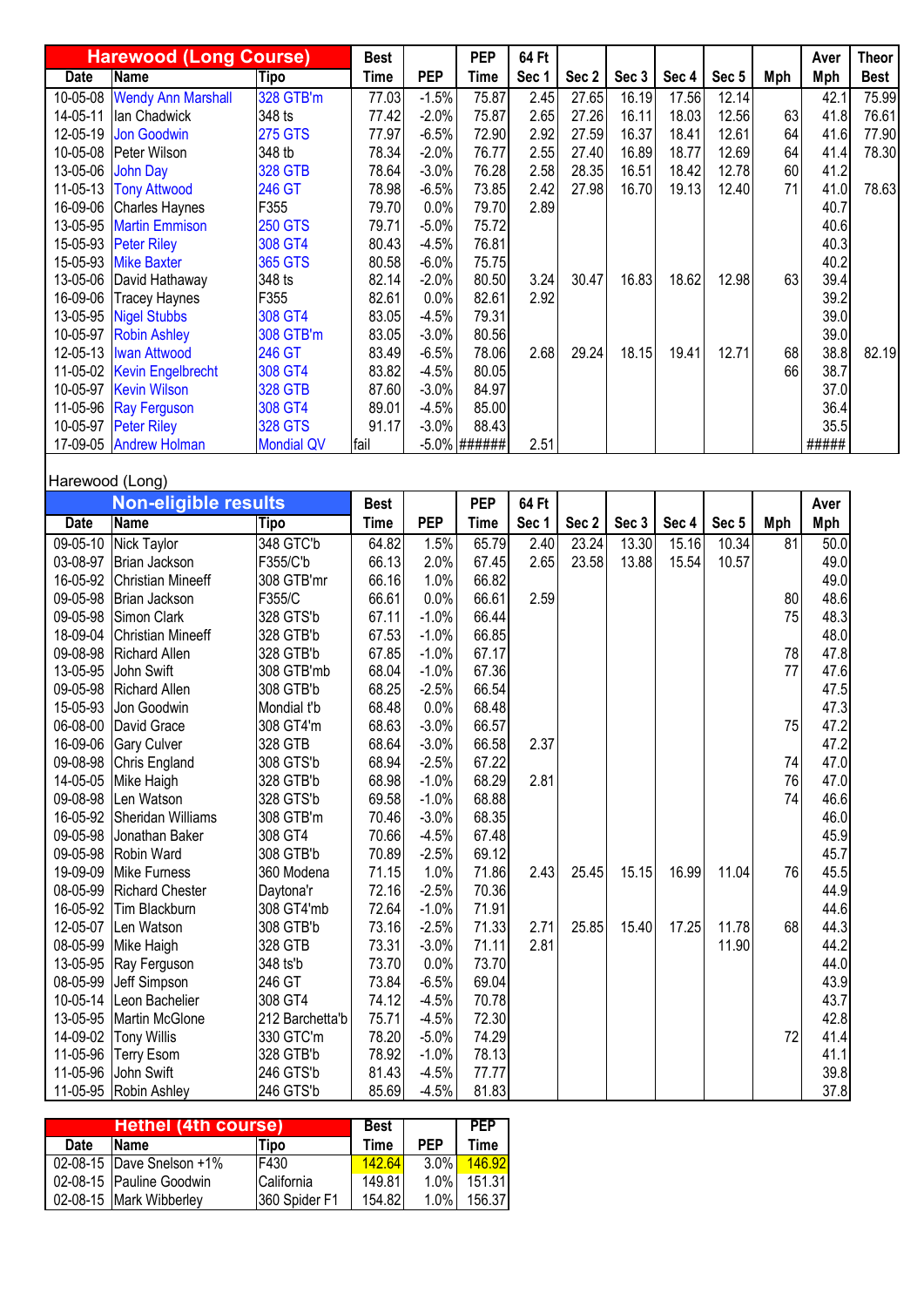| Harewood (Long Course) | | | Best | | PEP | 64 Ft | | | | | | Aver | Theor |
|---|---|---|---|---|---|---|---|---|---|---|---|---|---|
| Date | Name | Tipo | Time | PEP | Time | Sec 1 | Sec 2 | Sec 3 | Sec 4 | Sec 5 | Mph | Mph | Best |
| 10-05-08 | Wendy Ann Marshall | 328 GTB'm | 77.03 | -1.5% | 75.87 | 2.45 | 27.65 | 16.19 | 17.56 | 12.14 | | 42.1 | 75.99 |
| 14-05-11 | Ian Chadwick | 348 ts | 77.42 | -2.0% | 75.87 | 2.65 | 27.26 | 16.11 | 18.03 | 12.56 | 63 | 41.8 | 76.61 |
| 12-05-19 | Jon Goodwin | 275 GTS | 77.97 | -6.5% | 72.90 | 2.92 | 27.59 | 16.37 | 18.41 | 12.61 | 64 | 41.6 | 77.90 |
| 10-05-08 | Peter Wilson | 348 tb | 78.34 | -2.0% | 76.77 | 2.55 | 27.40 | 16.89 | 18.77 | 12.69 | 64 | 41.4 | 78.30 |
| 13-05-06 | John Day | 328 GTB | 78.64 | -3.0% | 76.28 | 2.58 | 28.35 | 16.51 | 18.42 | 12.78 | 60 | 41.2 | |
| 11-05-13 | Tony Attwood | 246 GT | 78.98 | -6.5% | 73.85 | 2.42 | 27.98 | 16.70 | 19.13 | 12.40 | 71 | 41.0 | 78.63 |
| 16-09-06 | Charles Haynes | F355 | 79.70 | 0.0% | 79.70 | 2.89 | | | | | | 40.7 | |
| 13-05-95 | Martin Emmison | 250 GTS | 79.71 | -5.0% | 75.72 | | | | | | | 40.6 | |
| 15-05-93 | Peter Riley | 308 GT4 | 80.43 | -4.5% | 76.81 | | | | | | | 40.3 | |
| 15-05-93 | Mike Baxter | 365 GTS | 80.58 | -6.0% | 75.75 | | | | | | | 40.2 | |
| 13-05-06 | David Hathaway | 348 ts | 82.14 | -2.0% | 80.50 | 3.24 | 30.47 | 16.83 | 18.62 | 12.98 | 63 | 39.4 | |
| 16-09-06 | Tracey Haynes | F355 | 82.61 | 0.0% | 82.61 | 2.92 | | | | | | 39.2 | |
| 13-05-95 | Nigel Stubbs | 308 GT4 | 83.05 | -4.5% | 79.31 | | | | | | | 39.0 | |
| 10-05-97 | Robin Ashley | 308 GTB'm | 83.05 | -3.0% | 80.56 | | | | | | | 39.0 | |
| 12-05-13 | Iwan Attwood | 246 GT | 83.49 | -6.5% | 78.06 | 2.68 | 29.24 | 18.15 | 19.41 | 12.71 | 68 | 38.8 | 82.19 |
| 11-05-02 | Kevin Engelbrecht | 308 GT4 | 83.82 | -4.5% | 80.05 | | | | | | 66 | 38.7 | |
| 10-05-97 | Kevin Wilson | 328 GTB | 87.60 | -3.0% | 84.97 | | | | | | | 37.0 | |
| 11-05-96 | Ray Ferguson | 308 GT4 | 89.01 | -4.5% | 85.00 | | | | | | | 36.4 | |
| 10-05-97 | Peter Riley | 328 GTS | 91.17 | -3.0% | 88.43 | | | | | | | 35.5 | |
| 17-09-05 | Andrew Holman | Mondial QV | fail | -5.0% | ###### | 2.51 | | | | | | ##### | |

Harewood (Long)

| Non-eligible results | | | Best | | PEP | 64 Ft | | | | | | Aver |
|---|---|---|---|---|---|---|---|---|---|---|---|---|
| Date | Name | Tipo | Time | PEP | Time | Sec 1 | Sec 2 | Sec 3 | Sec 4 | Sec 5 | Mph | Mph |
| 09-05-10 | Nick Taylor | 348 GTC'b | 64.82 | 1.5% | 65.79 | 2.40 | 23.24 | 13.30 | 15.16 | 10.34 | 81 | 50.0 |
| 03-08-97 | Brian Jackson | F355/C'b | 66.13 | 2.0% | 67.45 | 2.65 | 23.58 | 13.88 | 15.54 | 10.57 | | 49.0 |
| 16-05-92 | Christian Mineeff | 308 GTB'mr | 66.16 | 1.0% | 66.82 | | | | | | | 49.0 |
| 09-05-98 | Brian Jackson | F355/C | 66.61 | 0.0% | 66.61 | 2.59 | | | | | 80 | 48.6 |
| 09-05-98 | Simon Clark | 328 GTS'b | 67.11 | -1.0% | 66.44 | | | | | | 75 | 48.3 |
| 18-09-04 | Christian Mineeff | 328 GTB'b | 67.53 | -1.0% | 66.85 | | | | | | | 48.0 |
| 09-08-98 | Richard Allen | 328 GTB'b | 67.85 | -1.0% | 67.17 | | | | | | 78 | 47.8 |
| 13-05-95 | John Swift | 308 GTB'mb | 68.04 | -1.0% | 67.36 | | | | | | 77 | 47.6 |
| 09-05-98 | Richard Allen | 308 GTB'b | 68.25 | -2.5% | 66.54 | | | | | | | 47.5 |
| 15-05-93 | Jon Goodwin | Mondial t'b | 68.48 | 0.0% | 68.48 | | | | | | | 47.3 |
| 06-08-00 | David Grace | 308 GT4'm | 68.63 | -3.0% | 66.57 | | | | | | 75 | 47.2 |
| 16-09-06 | Gary Culver | 328 GTB | 68.64 | -3.0% | 66.58 | 2.37 | | | | | | 47.2 |
| 09-08-98 | Chris England | 308 GTS'b | 68.94 | -2.5% | 67.22 | | | | | | 74 | 47.0 |
| 14-05-05 | Mike Haigh | 328 GTB'b | 68.98 | -1.0% | 68.29 | 2.81 | | | | | 76 | 47.0 |
| 09-08-98 | Len Watson | 328 GTS'b | 69.58 | -1.0% | 68.88 | | | | | | 74 | 46.6 |
| 16-05-92 | Sheridan Williams | 308 GTB'm | 70.46 | -3.0% | 68.35 | | | | | | | 46.0 |
| 09-05-98 | Jonathan Baker | 308 GT4 | 70.66 | -4.5% | 67.48 | | | | | | | 45.9 |
| 09-05-98 | Robin Ward | 308 GTB'b | 70.89 | -2.5% | 69.12 | | | | | | | 45.7 |
| 19-09-09 | Mike Furness | 360 Modena | 71.15 | 1.0% | 71.86 | 2.43 | 25.45 | 15.15 | 16.99 | 11.04 | 76 | 45.5 |
| 08-05-99 | Richard Chester | Daytona'r | 72.16 | -2.5% | 70.36 | | | | | | | 44.9 |
| 16-05-92 | Tim Blackburn | 308 GT4'mb | 72.64 | -1.0% | 71.91 | | | | | | | 44.6 |
| 12-05-07 | Len Watson | 308 GTB'b | 73.16 | -2.5% | 71.33 | 2.71 | 25.85 | 15.40 | 17.25 | 11.78 | 68 | 44.3 |
| 08-05-99 | Mike Haigh | 328 GTB | 73.31 | -3.0% | 71.11 | 2.81 | | | | 11.90 | | 44.2 |
| 13-05-95 | Ray Ferguson | 348 ts'b | 73.70 | 0.0% | 73.70 | | | | | | | 44.0 |
| 08-05-99 | Jeff Simpson | 246 GT | 73.84 | -6.5% | 69.04 | | | | | | | 43.9 |
| 10-05-14 | Leon Bachelier | 308 GT4 | 74.12 | -4.5% | 70.78 | | | | | | | 43.7 |
| 13-05-95 | Martin McGlone | 212 Barchetta'b | 75.71 | -4.5% | 72.30 | | | | | | | 42.8 |
| 14-09-02 | Tony Willis | 330 GTC'm | 78.20 | -5.0% | 74.29 | | | | | | 72 | 41.4 |
| 11-05-96 | Terry Esom | 328 GTB'b | 78.92 | -1.0% | 78.13 | | | | | | | 41.1 |
| 11-05-96 | John Swift | 246 GTS'b | 81.43 | -4.5% | 77.77 | | | | | | | 39.8 |
| 11-05-95 | Robin Ashley | 246 GTS'b | 85.69 | -4.5% | 81.83 | | | | | | | 37.8 |

| Hethel (4th course) | | | Best | | PEP |
|---|---|---|---|---|---|
| Date | Name | Tipo | Time | PEP | Time |
| 02-08-15 | Dave Snelson +1% | F430 | 142.64 | 3.0% | 146.92 |
| 02-08-15 | Pauline Goodwin | California | 149.81 | 1.0% | 151.31 |
| 02-08-15 | Mark Wibberley | 360 Spider F1 | 154.82 | 1.0% | 156.37 |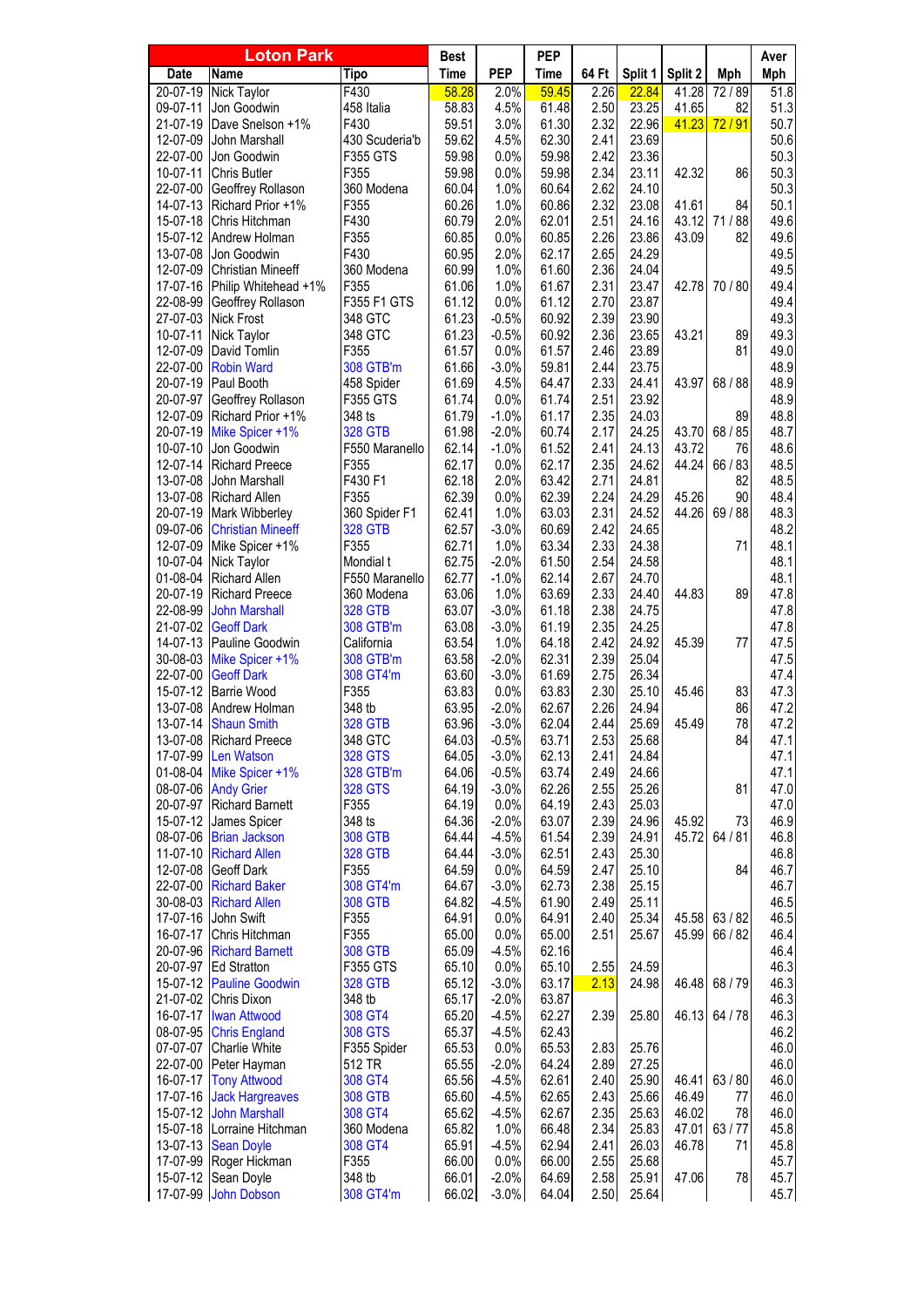| Loton Park | | | Best | | PEP | | | | | Aver |
|---|---|---|---|---|---|---|---|---|---|---|
| Date | Name | Tipo | Time | PEP | Time | 64 Ft | Split 1 | Split 2 | Mph | Mph |
| 20-07-19 | Nick Taylor | F430 | 58.28 | 2.0% | 59.45 | 2.26 | 22.84 | 41.28 | 72 / 89 | 51.8 |
| 09-07-11 | Jon Goodwin | 458 Italia | 58.83 | 4.5% | 61.48 | 2.50 | 23.25 | 41.65 | 82 | 51.3 |
| 21-07-19 | Dave Snelson +1% | F430 | 59.51 | 3.0% | 61.30 | 2.32 | 22.96 | 41.23 | 72 / 91 | 50.7 |
| 12-07-09 | John Marshall | 430 Scuderia'b | 59.62 | 4.5% | 62.30 | 2.41 | 23.69 | | | 50.6 |
| 22-07-00 | Jon Goodwin | F355 GTS | 59.98 | 0.0% | 59.98 | 2.42 | 23.36 | | | 50.3 |
| 10-07-11 | Chris Butler | F355 | 59.98 | 0.0% | 59.98 | 2.34 | 23.11 | 42.32 | 86 | 50.3 |
| 22-07-00 | Geoffrey Rollason | 360 Modena | 60.04 | 1.0% | 60.64 | 2.62 | 24.10 | | | 50.3 |
| 14-07-13 | Richard Prior +1% | F355 | 60.26 | 1.0% | 60.86 | 2.32 | 23.08 | 41.61 | 84 | 50.1 |
| 15-07-18 | Chris Hitchman | F430 | 60.79 | 2.0% | 62.01 | 2.51 | 24.16 | 43.12 | 71 / 88 | 49.6 |
| 15-07-12 | Andrew Holman | F355 | 60.85 | 0.0% | 60.85 | 2.26 | 23.86 | 43.09 | 82 | 49.6 |
| 13-07-08 | Jon Goodwin | F430 | 60.95 | 2.0% | 62.17 | 2.65 | 24.29 | | | 49.5 |
| 12-07-09 | Christian Mineeff | 360 Modena | 60.99 | 1.0% | 61.60 | 2.36 | 24.04 | | | 49.5 |
| 17-07-16 | Philip Whitehead +1% | F355 | 61.06 | 1.0% | 61.67 | 2.31 | 23.47 | 42.78 | 70 / 80 | 49.4 |
| 22-08-99 | Geoffrey Rollason | F355 F1 GTS | 61.12 | 0.0% | 61.12 | 2.70 | 23.87 | | | 49.4 |
| 27-07-03 | Nick Frost | 348 GTC | 61.23 | -0.5% | 60.92 | 2.39 | 23.90 | | | 49.3 |
| 10-07-11 | Nick Taylor | 348 GTC | 61.23 | -0.5% | 60.92 | 2.36 | 23.65 | 43.21 | 89 | 49.3 |
| 12-07-09 | David Tomlin | F355 | 61.57 | 0.0% | 61.57 | 2.46 | 23.89 | | 81 | 49.0 |
| 22-07-00 | Robin Ward | 308 GTB'm | 61.66 | -3.0% | 59.81 | 2.44 | 23.75 | | | 48.9 |
| 20-07-19 | Paul Booth | 458 Spider | 61.69 | 4.5% | 64.47 | 2.33 | 24.41 | 43.97 | 68 / 88 | 48.9 |
| 20-07-97 | Geoffrey Rollason | F355 GTS | 61.74 | 0.0% | 61.74 | 2.51 | 23.92 | | | 48.9 |
| 12-07-09 | Richard Prior +1% | 348 ts | 61.79 | -1.0% | 61.17 | 2.35 | 24.03 | | 89 | 48.8 |
| 20-07-19 | Mike Spicer +1% | 328 GTB | 61.98 | -2.0% | 60.74 | 2.17 | 24.25 | 43.70 | 68 / 85 | 48.7 |
| 10-07-10 | Jon Goodwin | F550 Maranello | 62.14 | -1.0% | 61.52 | 2.41 | 24.13 | 43.72 | 76 | 48.6 |
| 12-07-14 | Richard Preece | F355 | 62.17 | 0.0% | 62.17 | 2.35 | 24.62 | 44.24 | 66 / 83 | 48.5 |
| 13-07-08 | John Marshall | F430 F1 | 62.18 | 2.0% | 63.42 | 2.71 | 24.81 | | 82 | 48.5 |
| 13-07-08 | Richard Allen | F355 | 62.39 | 0.0% | 62.39 | 2.24 | 24.29 | 45.26 | 90 | 48.4 |
| 20-07-19 | Mark Wibberley | 360 Spider F1 | 62.41 | 1.0% | 63.03 | 2.31 | 24.52 | 44.26 | 69 / 88 | 48.3 |
| 09-07-06 | Christian Mineeff | 328 GTB | 62.57 | -3.0% | 60.69 | 2.42 | 24.65 | | | 48.2 |
| 12-07-09 | Mike Spicer +1% | F355 | 62.71 | 1.0% | 63.34 | 2.33 | 24.38 | | 71 | 48.1 |
| 10-07-04 | Nick Taylor | Mondial t | 62.75 | -2.0% | 61.50 | 2.54 | 24.58 | | | 48.1 |
| 01-08-04 | Richard Allen | F550 Maranello | 62.77 | -1.0% | 62.14 | 2.67 | 24.70 | | | 48.1 |
| 20-07-19 | Richard Preece | 360 Modena | 63.06 | 1.0% | 63.69 | 2.33 | 24.40 | 44.83 | 89 | 47.8 |
| 22-08-99 | John Marshall | 328 GTB | 63.07 | -3.0% | 61.18 | 2.38 | 24.75 | | | 47.8 |
| 21-07-02 | Geoff Dark | 308 GTB'm | 63.08 | -3.0% | 61.19 | 2.35 | 24.25 | | | 47.8 |
| 14-07-13 | Pauline Goodwin | California | 63.54 | 1.0% | 64.18 | 2.42 | 24.92 | 45.39 | 77 | 47.5 |
| 30-08-03 | Mike Spicer +1% | 308 GTB'm | 63.58 | -2.0% | 62.31 | 2.39 | 25.04 | | | 47.5 |
| 22-07-00 | Geoff Dark | 308 GT4'm | 63.60 | -3.0% | 61.69 | 2.75 | 26.34 | | | 47.4 |
| 15-07-12 | Barrie Wood | F355 | 63.83 | 0.0% | 63.83 | 2.30 | 25.10 | 45.46 | 83 | 47.3 |
| 13-07-08 | Andrew Holman | 348 tb | 63.95 | -2.0% | 62.67 | 2.26 | 24.94 | | 86 | 47.2 |
| 13-07-14 | Shaun Smith | 328 GTB | 63.96 | -3.0% | 62.04 | 2.44 | 25.69 | 45.49 | 78 | 47.2 |
| 13-07-08 | Richard Preece | 348 GTC | 64.03 | -0.5% | 63.71 | 2.53 | 25.68 | | 84 | 47.1 |
| 17-07-99 | Len Watson | 328 GTS | 64.05 | -3.0% | 62.13 | 2.41 | 24.84 | | | 47.1 |
| 01-08-04 | Mike Spicer +1% | 328 GTB'm | 64.06 | -0.5% | 63.74 | 2.49 | 24.66 | | | 47.1 |
| 08-07-06 | Andy Grier | 328 GTS | 64.19 | -3.0% | 62.26 | 2.55 | 25.26 | | 81 | 47.0 |
| 20-07-97 | Richard Barnett | F355 | 64.19 | 0.0% | 64.19 | 2.43 | 25.03 | | | 47.0 |
| 15-07-12 | James Spicer | 348 ts | 64.36 | -2.0% | 63.07 | 2.39 | 24.96 | 45.92 | 73 | 46.9 |
| 08-07-06 | Brian Jackson | 308 GTB | 64.44 | -4.5% | 61.54 | 2.39 | 24.91 | 45.72 | 64 / 81 | 46.8 |
| 11-07-10 | Richard Allen | 328 GTB | 64.44 | -3.0% | 62.51 | 2.43 | 25.30 | | | 46.8 |
| 12-07-08 | Geoff Dark | F355 | 64.59 | 0.0% | 64.59 | 2.47 | 25.10 | | 84 | 46.7 |
| 22-07-00 | Richard Baker | 308 GT4'm | 64.67 | -3.0% | 62.73 | 2.38 | 25.15 | | | 46.7 |
| 30-08-03 | Richard Allen | 308 GTB | 64.82 | -4.5% | 61.90 | 2.49 | 25.11 | | | 46.5 |
| 17-07-16 | John Swift | F355 | 64.91 | 0.0% | 64.91 | 2.40 | 25.34 | 45.58 | 63 / 82 | 46.5 |
| 16-07-17 | Chris Hitchman | F355 | 65.00 | 0.0% | 65.00 | 2.51 | 25.67 | 45.99 | 66 / 82 | 46.4 |
| 20-07-96 | Richard Barnett | 308 GTB | 65.09 | -4.5% | 62.16 | | | | | 46.4 |
| 20-07-97 | Ed Stratton | F355 GTS | 65.10 | 0.0% | 65.10 | 2.55 | 24.59 | | | 46.3 |
| 15-07-12 | Pauline Goodwin | 328 GTB | 65.12 | -3.0% | 63.17 | 2.13 | 24.98 | 46.48 | 68 / 79 | 46.3 |
| 21-07-02 | Chris Dixon | 348 tb | 65.17 | -2.0% | 63.87 | | | | | 46.3 |
| 16-07-17 | Iwan Attwood | 308 GT4 | 65.20 | -4.5% | 62.27 | 2.39 | 25.80 | 46.13 | 64 / 78 | 46.3 |
| 08-07-95 | Chris England | 308 GTS | 65.37 | -4.5% | 62.43 | | | | | 46.2 |
| 07-07-07 | Charlie White | F355 Spider | 65.53 | 0.0% | 65.53 | 2.83 | 25.76 | | | 46.0 |
| 22-07-00 | Peter Hayman | 512 TR | 65.55 | -2.0% | 64.24 | 2.89 | 27.25 | | | 46.0 |
| 16-07-17 | Tony Attwood | 308 GT4 | 65.56 | -4.5% | 62.61 | 2.40 | 25.90 | 46.41 | 63 / 80 | 46.0 |
| 17-07-16 | Jack Hargreaves | 308 GTB | 65.60 | -4.5% | 62.65 | 2.43 | 25.66 | 46.49 | 77 | 46.0 |
| 15-07-12 | John Marshall | 308 GT4 | 65.62 | -4.5% | 62.67 | 2.35 | 25.63 | 46.02 | 78 | 46.0 |
| 15-07-18 | Lorraine Hitchman | 360 Modena | 65.82 | 1.0% | 66.48 | 2.34 | 25.83 | 47.01 | 63 / 77 | 45.8 |
| 13-07-13 | Sean Doyle | 308 GT4 | 65.91 | -4.5% | 62.94 | 2.41 | 26.03 | 46.78 | 71 | 45.8 |
| 17-07-99 | Roger Hickman | F355 | 66.00 | 0.0% | 66.00 | 2.55 | 25.68 | | | 45.7 |
| 15-07-12 | Sean Doyle | 348 tb | 66.01 | -2.0% | 64.69 | 2.58 | 25.91 | 47.06 | 78 | 45.7 |
| 17-07-99 | John Dobson | 308 GT4'm | 66.02 | -3.0% | 64.04 | 2.50 | 25.64 | | | 45.7 |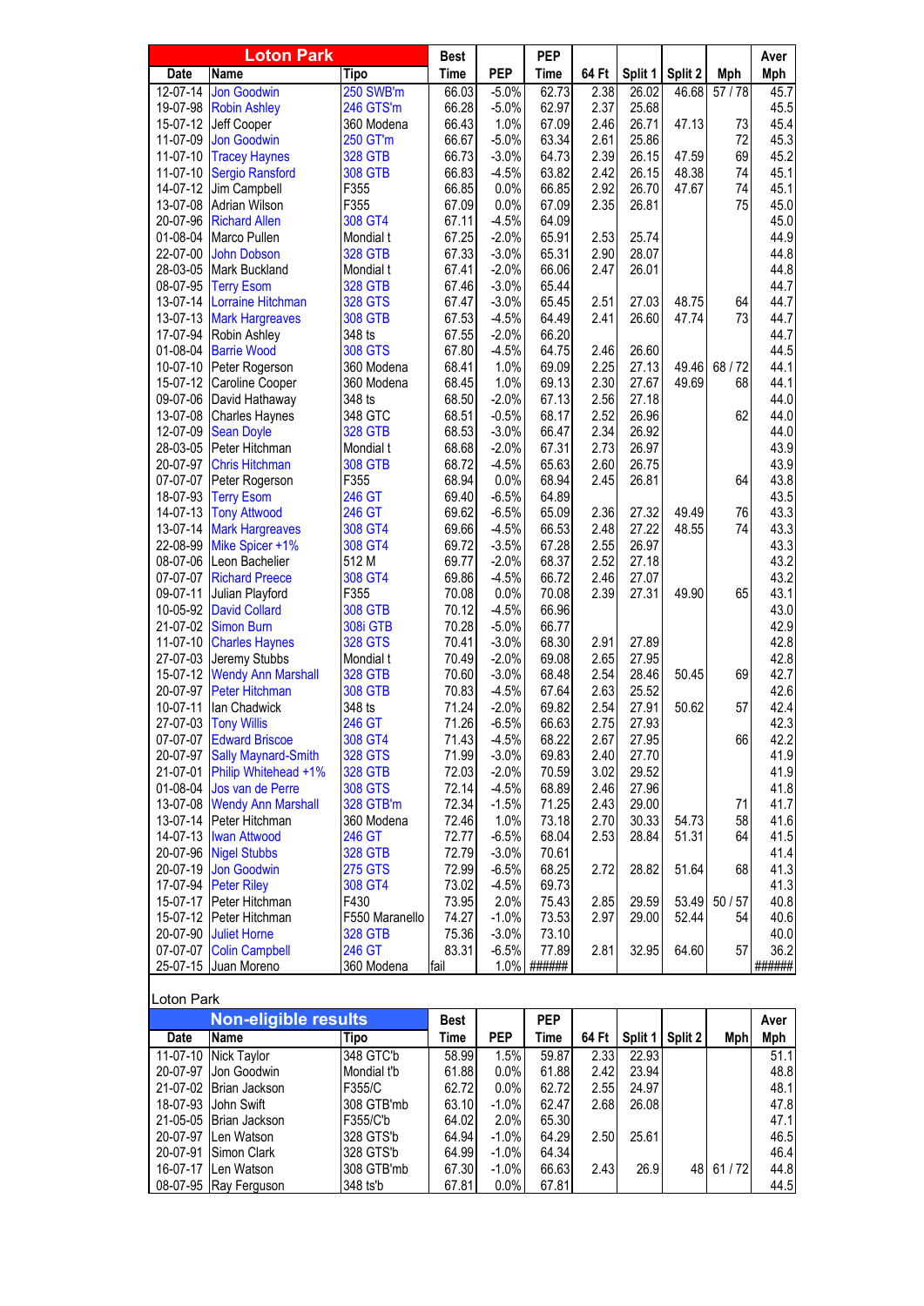| Date | Name | Tipo | Best Time | PEP | PEP Time | 64 Ft | Split 1 | Split 2 | Mph | Aver Mph |
|---|---|---|---|---|---|---|---|---|---|---|
| **Loton Park** | | | | | | | | | | |
| 12-07-14 | Jon Goodwin | 250 SWB'm | 66.03 | -5.0% | 62.73 | 2.38 | 26.02 | 46.68 | 57 / 78 | 45.7 |
| 19-07-98 | Robin Ashley | 246 GTS'm | 66.28 | -5.0% | 62.97 | 2.37 | 25.68 | | | 45.5 |
| 15-07-12 | Jeff Cooper | 360 Modena | 66.43 | 1.0% | 67.09 | 2.46 | 26.71 | 47.13 | 73 | 45.4 |
| 11-07-09 | Jon Goodwin | 250 GT'm | 66.67 | -5.0% | 63.34 | 2.61 | 25.86 | | 72 | 45.3 |
| 11-07-10 | Tracey Haynes | 328 GTB | 66.73 | -3.0% | 64.73 | 2.39 | 26.15 | 47.59 | 69 | 45.2 |
| 11-07-10 | Sergio Ransford | 308 GTB | 66.83 | -4.5% | 63.82 | 2.42 | 26.15 | 48.38 | 74 | 45.1 |
| 14-07-12 | Jim Campbell | F355 | 66.85 | 0.0% | 66.85 | 2.92 | 26.70 | 47.67 | 74 | 45.1 |
| 13-07-08 | Adrian Wilson | F355 | 67.09 | 0.0% | 67.09 | 2.35 | 26.81 | | 75 | 45.0 |
| 20-07-96 | Richard Allen | 308 GT4 | 67.11 | -4.5% | 64.09 | | | | | 45.0 |
| 01-08-04 | Marco Pullen | Mondial t | 67.25 | -2.0% | 65.91 | 2.53 | 25.74 | | | 44.9 |
| 22-07-00 | John Dobson | 328 GTB | 67.33 | -3.0% | 65.31 | 2.90 | 28.07 | | | 44.8 |
| 28-03-05 | Mark Buckland | Mondial t | 67.41 | -2.0% | 66.06 | 2.47 | 26.01 | | | 44.8 |
| 08-07-95 | Terry Esom | 328 GTB | 67.46 | -3.0% | 65.44 | | | | | 44.7 |
| 13-07-14 | Lorraine Hitchman | 328 GTS | 67.47 | -3.0% | 65.45 | 2.51 | 27.03 | 48.75 | 64 | 44.7 |
| 13-07-13 | Mark Hargreaves | 308 GTB | 67.53 | -4.5% | 64.49 | 2.41 | 26.60 | 47.74 | 73 | 44.7 |
| 17-07-94 | Robin Ashley | 348 ts | 67.55 | -2.0% | 66.20 | | | | | 44.7 |
| 01-08-04 | Barrie Wood | 308 GTS | 67.80 | -4.5% | 64.75 | 2.46 | 26.60 | | | 44.5 |
| 10-07-10 | Peter Rogerson | 360 Modena | 68.41 | 1.0% | 69.09 | 2.25 | 27.13 | 49.46 | 68 / 72 | 44.1 |
| 15-07-12 | Caroline Cooper | 360 Modena | 68.45 | 1.0% | 69.13 | 2.30 | 27.67 | 49.69 | 68 | 44.1 |
| 09-07-06 | David Hathaway | 348 ts | 68.50 | -2.0% | 67.13 | 2.56 | 27.18 | | | 44.0 |
| 13-07-08 | Charles Haynes | 348 GTC | 68.51 | -0.5% | 68.17 | 2.52 | 26.96 | | 62 | 44.0 |
| 12-07-09 | Sean Doyle | 328 GTB | 68.53 | -3.0% | 66.47 | 2.34 | 26.92 | | | 44.0 |
| 28-03-05 | Peter Hitchman | Mondial t | 68.68 | -2.0% | 67.31 | 2.73 | 26.97 | | | 43.9 |
| 20-07-97 | Chris Hitchman | 308 GTB | 68.72 | -4.5% | 65.63 | 2.60 | 26.75 | | | 43.9 |
| 07-07-07 | Peter Rogerson | F355 | 68.94 | 0.0% | 68.94 | 2.45 | 26.81 | | 64 | 43.8 |
| 18-07-93 | Terry Esom | 246 GT | 69.40 | -6.5% | 64.89 | | | | | 43.5 |
| 14-07-13 | Tony Attwood | 246 GT | 69.62 | -6.5% | 65.09 | 2.36 | 27.32 | 49.49 | 76 | 43.3 |
| 13-07-14 | Mark Hargreaves | 308 GT4 | 69.66 | -4.5% | 66.53 | 2.48 | 27.22 | 48.55 | 74 | 43.3 |
| 22-08-99 | Mike Spicer +1% | 308 GT4 | 69.72 | -3.5% | 67.28 | 2.55 | 26.97 | | | 43.3 |
| 08-07-06 | Leon Bachelier | 512 M | 69.77 | -2.0% | 68.37 | 2.52 | 27.18 | | | 43.2 |
| 07-07-07 | Richard Preece | 308 GT4 | 69.86 | -4.5% | 66.72 | 2.46 | 27.07 | | | 43.2 |
| 09-07-11 | Julian Playford | F355 | 70.08 | 0.0% | 70.08 | 2.39 | 27.31 | 49.90 | 65 | 43.1 |
| 10-05-92 | David Collard | 308 GTB | 70.12 | -4.5% | 66.96 | | | | | 43.0 |
| 21-07-02 | Simon Burn | 308i GTB | 70.28 | -5.0% | 66.77 | | | | | 42.9 |
| 11-07-10 | Charles Haynes | 328 GTS | 70.41 | -3.0% | 68.30 | 2.91 | 27.89 | | | 42.8 |
| 27-07-03 | Jeremy Stubbs | Mondial t | 70.49 | -2.0% | 69.08 | 2.65 | 27.95 | | | 42.8 |
| 15-07-12 | Wendy Ann Marshall | 328 GTB | 70.60 | -3.0% | 68.48 | 2.54 | 28.46 | 50.45 | 69 | 42.7 |
| 20-07-97 | Peter Hitchman | 308 GTB | 70.83 | -4.5% | 67.64 | 2.63 | 25.52 | | | 42.6 |
| 10-07-11 | Ian Chadwick | 348 ts | 71.24 | -2.0% | 69.82 | 2.54 | 27.91 | 50.62 | 57 | 42.4 |
| 27-07-03 | Tony Willis | 246 GT | 71.26 | -6.5% | 66.63 | 2.75 | 27.93 | | | 42.3 |
| 07-07-07 | Edward Briscoe | 308 GT4 | 71.43 | -4.5% | 68.22 | 2.67 | 27.95 | | 66 | 42.2 |
| 20-07-97 | Sally Maynard-Smith | 328 GTS | 71.99 | -3.0% | 69.83 | 2.40 | 27.70 | | | 41.9 |
| 21-07-01 | Philip Whitehead +1% | 328 GTB | 72.03 | -2.0% | 70.59 | 3.02 | 29.52 | | | 41.9 |
| 01-08-04 | Jos van de Perre | 308 GTS | 72.14 | -4.5% | 68.89 | 2.46 | 27.96 | | | 41.8 |
| 13-07-08 | Wendy Ann Marshall | 328 GTB'm | 72.34 | -1.5% | 71.25 | 2.43 | 29.00 | | 71 | 41.7 |
| 13-07-14 | Peter Hitchman | 360 Modena | 72.46 | 1.0% | 73.18 | 2.70 | 30.33 | 54.73 | 58 | 41.6 |
| 14-07-13 | Iwan Attwood | 246 GT | 72.77 | -6.5% | 68.04 | 2.53 | 28.84 | 51.31 | 64 | 41.5 |
| 20-07-96 | Nigel Stubbs | 328 GTB | 72.79 | -3.0% | 70.61 | | | | | 41.4 |
| 20-07-19 | Jon Goodwin | 275 GTS | 72.99 | -6.5% | 68.25 | 2.72 | 28.82 | 51.64 | 68 | 41.3 |
| 17-07-94 | Peter Riley | 308 GT4 | 73.02 | -4.5% | 69.73 | | | | | 41.3 |
| 15-07-17 | Peter Hitchman | F430 | 73.95 | 2.0% | 75.43 | 2.85 | 29.59 | 53.49 | 50 / 57 | 40.8 |
| 15-07-12 | Peter Hitchman | F550 Maranello | 74.27 | -1.0% | 73.53 | 2.97 | 29.00 | 52.44 | 54 | 40.6 |
| 20-07-90 | Juliet Horne | 328 GTB | 75.36 | -3.0% | 73.10 | | | | | 40.0 |
| 07-07-07 | Colin Campbell | 246 GT | 83.31 | -6.5% | 77.89 | 2.81 | 32.95 | 64.60 | 57 | 36.2 |
| 25-07-15 | Juan Moreno | 360 Modena | fail | 1.0% | ###### | | | | | ###### |

Loton Park

| Date | Name | Tipo | Best Time | PEP | PEP Time | 64 Ft | Split 1 | Split 2 | Mph | Aver Mph |
|---|---|---|---|---|---|---|---|---|---|---|
| **Non-eligible results** | | | | | | | | | | |
| 11-07-10 | Nick Taylor | 348 GTC'b | 58.99 | 1.5% | 59.87 | 2.33 | 22.93 | | | 51.1 |
| 20-07-97 | Jon Goodwin | Mondial t'b | 61.88 | 0.0% | 61.88 | 2.42 | 23.94 | | | 48.8 |
| 21-07-02 | Brian Jackson | F355/C | 62.72 | 0.0% | 62.72 | 2.55 | 24.97 | | | 48.1 |
| 18-07-93 | John Swift | 308 GTB'mb | 63.10 | -1.0% | 62.47 | 2.68 | 26.08 | | | 47.8 |
| 21-05-05 | Brian Jackson | F355/C'b | 64.02 | 2.0% | 65.30 | | | | | 47.1 |
| 20-07-97 | Len Watson | 328 GTS'b | 64.94 | -1.0% | 64.29 | 2.50 | 25.61 | | | 46.5 |
| 20-07-91 | Simon Clark | 328 GTS'b | 64.99 | -1.0% | 64.34 | | | | | 46.4 |
| 16-07-17 | Len Watson | 308 GTB'mb | 67.30 | -1.0% | 66.63 | 2.43 | 26.9 | 48 | 61 / 72 | 44.8 |
| 08-07-95 | Ray Ferguson | 348 ts'b | 67.81 | 0.0% | 67.81 | | | | | 44.5 |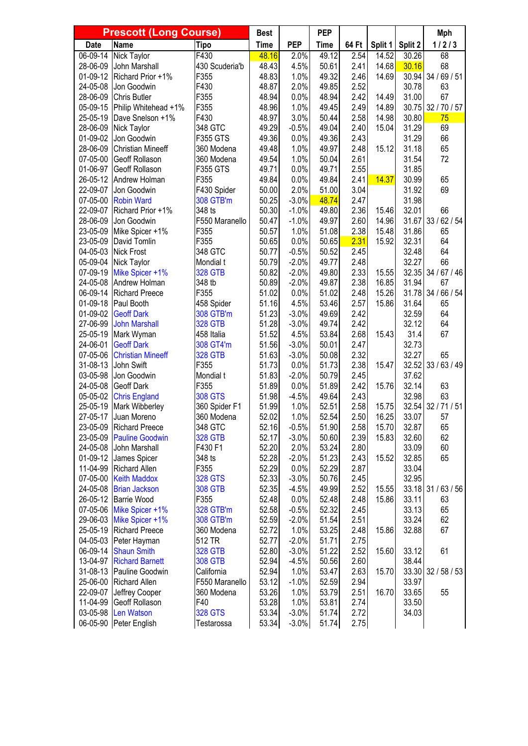| Prescott (Long Course) | | | Best | | PEP | | | | Mph |
|---|---|---|---|---|---|---|---|---|---|
| Date | Name | Tipo | Time | PEP | Time | 64 Ft | Split 1 | Split 2 | 1 / 2 / 3 |
| 06-09-14 | Nick Taylor | F430 | 48.16 | 2.0% | 49.12 | 2.54 | 14.52 | 30.26 | 68 |
| 28-06-09 | John Marshall | 430 Scuderia'b | 48.43 | 4.5% | 50.61 | 2.41 | 14.68 | 30.16 | 68 |
| 01-09-12 | Richard Prior +1% | F355 | 48.83 | 1.0% | 49.32 | 2.46 | 14.69 | 30.94 | 34 / 69 / 51 |
| 24-05-08 | Jon Goodwin | F430 | 48.87 | 2.0% | 49.85 | 2.52 | | 30.78 | 63 |
| 28-06-09 | Chris Butler | F355 | 48.94 | 0.0% | 48.94 | 2.42 | 14.49 | 31.00 | 67 |
| 05-09-15 | Philip Whitehead +1% | F355 | 48.96 | 1.0% | 49.45 | 2.49 | 14.89 | 30.75 | 32 / 70 / 57 |
| 25-05-19 | Dave Snelson +1% | F430 | 48.97 | 3.0% | 50.44 | 2.58 | 14.98 | 30.80 | 75 |
| 28-06-09 | Nick Taylor | 348 GTC | 49.29 | -0.5% | 49.04 | 2.40 | 15.04 | 31.29 | 69 |
| 01-09-02 | Jon Goodwin | F355 GTS | 49.36 | 0.0% | 49.36 | 2.43 | | 31.29 | 66 |
| 28-06-09 | Christian Mineeff | 360 Modena | 49.48 | 1.0% | 49.97 | 2.48 | 15.12 | 31.18 | 65 |
| 07-05-00 | Geoff Rollason | 360 Modena | 49.54 | 1.0% | 50.04 | 2.61 | | 31.54 | 72 |
| 01-06-97 | Geoff Rollason | F355 GTS | 49.71 | 0.0% | 49.71 | 2.55 | | 31.85 | |
| 26-05-12 | Andrew Holman | F355 | 49.84 | 0.0% | 49.84 | 2.41 | 14.37 | 30.99 | 65 |
| 22-09-07 | Jon Goodwin | F430 Spider | 50.00 | 2.0% | 51.00 | 3.04 | | 31.92 | 69 |
| 07-05-00 | Robin Ward | 308 GTB'm | 50.25 | -3.0% | 48.74 | 2.47 | | 31.98 | |
| 22-09-07 | Richard Prior +1% | 348 ts | 50.30 | -1.0% | 49.80 | 2.36 | 15.46 | 32.01 | 66 |
| 28-06-09 | Jon Goodwin | F550 Maranello | 50.47 | -1.0% | 49.97 | 2.60 | 14.96 | 31.67 | 33 / 62 / 54 |
| 23-05-09 | Mike Spicer +1% | F355 | 50.57 | 1.0% | 51.08 | 2.38 | 15.48 | 31.86 | 65 |
| 23-05-09 | David Tomlin | F355 | 50.65 | 0.0% | 50.65 | 2.31 | 15.92 | 32.31 | 64 |
| 04-05-03 | Nick Frost | 348 GTC | 50.77 | -0.5% | 50.52 | 2.45 | | 32.48 | 64 |
| 05-09-04 | Nick Taylor | Mondial t | 50.79 | -2.0% | 49.77 | 2.48 | | 32.27 | 66 |
| 07-09-19 | Mike Spicer +1% | 328 GTB | 50.82 | -2.0% | 49.80 | 2.33 | 15.55 | 32.35 | 34 / 67 / 46 |
| 24-05-08 | Andrew Holman | 348 tb | 50.89 | -2.0% | 49.87 | 2.38 | 16.85 | 31.94 | 67 |
| 06-09-14 | Richard Preece | F355 | 51.02 | 0.0% | 51.02 | 2.48 | 15.26 | 31.78 | 34 / 66 / 54 |
| 01-09-18 | Paul Booth | 458 Spider | 51.16 | 4.5% | 53.46 | 2.57 | 15.86 | 31.64 | 65 |
| 01-09-02 | Geoff Dark | 308 GTB'm | 51.23 | -3.0% | 49.69 | 2.42 | | 32.59 | 64 |
| 27-06-99 | John Marshall | 328 GTB | 51.28 | -3.0% | 49.74 | 2.42 | | 32.12 | 64 |
| 25-05-19 | Mark Wyman | 458 Italia | 51.52 | 4.5% | 53.84 | 2.68 | 15.43 | 31.4 | 67 |
| 24-06-01 | Geoff Dark | 308 GT4'm | 51.56 | -3.0% | 50.01 | 2.47 | | 32.73 | |
| 07-05-06 | Christian Mineeff | 328 GTB | 51.63 | -3.0% | 50.08 | 2.32 | | 32.27 | 65 |
| 31-08-13 | John Swift | F355 | 51.73 | 0.0% | 51.73 | 2.38 | 15.47 | 32.52 | 33 / 63 / 49 |
| 03-05-98 | Jon Goodwin | Mondial t | 51.83 | -2.0% | 50.79 | 2.45 | | 37.62 | |
| 24-05-08 | Geoff Dark | F355 | 51.89 | 0.0% | 51.89 | 2.42 | 15.76 | 32.14 | 63 |
| 05-05-02 | Chris England | 308 GTS | 51.98 | -4.5% | 49.64 | 2.43 | | 32.98 | 63 |
| 25-05-19 | Mark Wibberley | 360 Spider F1 | 51.99 | 1.0% | 52.51 | 2.58 | 15.75 | 32.54 | 32 / 71 / 51 |
| 27-05-17 | Juan Moreno | 360 Modena | 52.02 | 1.0% | 52.54 | 2.50 | 16.25 | 33.07 | 57 |
| 23-05-09 | Richard Preece | 348 GTC | 52.16 | -0.5% | 51.90 | 2.58 | 15.70 | 32.87 | 65 |
| 23-05-09 | Pauline Goodwin | 328 GTB | 52.17 | -3.0% | 50.60 | 2.39 | 15.83 | 32.60 | 62 |
| 24-05-08 | John Marshall | F430 F1 | 52.20 | 2.0% | 53.24 | 2.80 | | 33.09 | 60 |
| 01-09-12 | James Spicer | 348 ts | 52.28 | -2.0% | 51.23 | 2.43 | 15.52 | 32.85 | 65 |
| 11-04-99 | Richard Allen | F355 | 52.29 | 0.0% | 52.29 | 2.87 | | 33.04 | |
| 07-05-00 | Keith Maddox | 328 GTS | 52.33 | -3.0% | 50.76 | 2.45 | | 32.95 | |
| 24-05-08 | Brian Jackson | 308 GTB | 52.35 | -4.5% | 49.99 | 2.52 | 15.55 | 33.18 | 31 / 63 / 56 |
| 26-05-12 | Barrie Wood | F355 | 52.48 | 0.0% | 52.48 | 2.48 | 15.86 | 33.11 | 63 |
| 07-05-06 | Mike Spicer +1% | 328 GTB'm | 52.58 | -0.5% | 52.32 | 2.45 | | 33.13 | 65 |
| 29-06-03 | Mike Spicer +1% | 308 GTB'm | 52.59 | -2.0% | 51.54 | 2.51 | | 33.24 | 62 |
| 25-05-19 | Richard Preece | 360 Modena | 52.72 | 1.0% | 53.25 | 2.48 | 15.86 | 32.88 | 67 |
| 04-05-03 | Peter Hayman | 512 TR | 52.77 | -2.0% | 51.71 | 2.75 | | | |
| 06-09-14 | Shaun Smith | 328 GTB | 52.80 | -3.0% | 51.22 | 2.52 | 15.60 | 33.12 | 61 |
| 13-04-97 | Richard Barnett | 308 GTB | 52.94 | -4.5% | 50.56 | 2.60 | | 38.44 | |
| 31-08-13 | Pauline Goodwin | California | 52.94 | 1.0% | 53.47 | 2.63 | 15.70 | 33.30 | 32 / 58 / 53 |
| 25-06-00 | Richard Allen | F550 Maranello | 53.12 | -1.0% | 52.59 | 2.94 | | 33.97 | |
| 22-09-07 | Jeffrey Cooper | 360 Modena | 53.26 | 1.0% | 53.79 | 2.51 | 16.70 | 33.65 | 55 |
| 11-04-99 | Geoff Rollason | F40 | 53.28 | 1.0% | 53.81 | 2.74 | | 33.50 | |
| 03-05-98 | Len Watson | 328 GTS | 53.34 | -3.0% | 51.74 | 2.72 | | 34.03 | |
| 06-05-90 | Peter English | Testarossa | 53.34 | -3.0% | 51.74 | 2.75 | | | |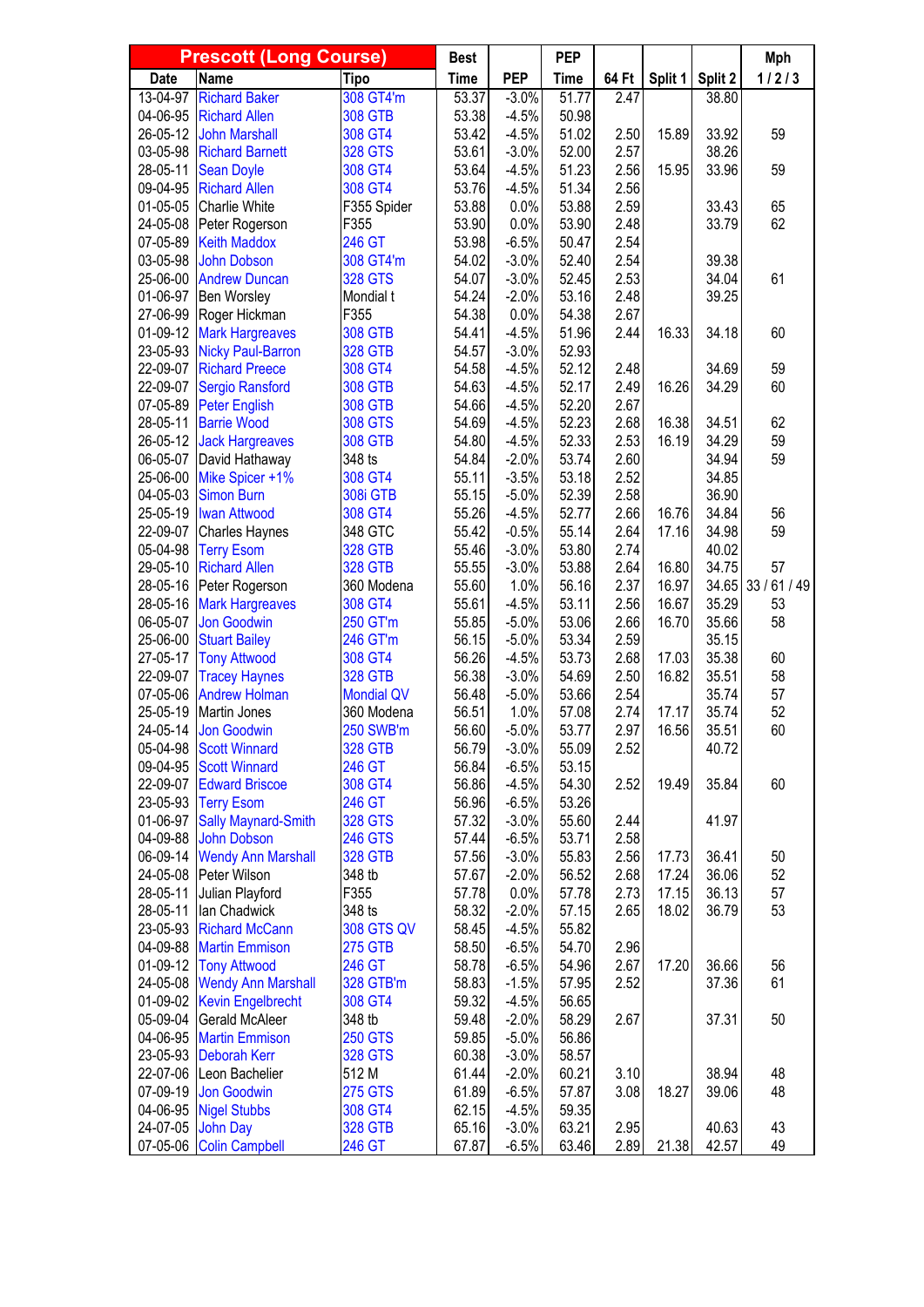| Prescott (Long Course) | | | Best | | PEP | | | | Mph |
|---|---|---|---|---|---|---|---|---|---|
| Date | Name | Tipo | Time | PEP | Time | 64 Ft | Split 1 | Split 2 | 1 / 2 / 3 |
| 13-04-97 | Richard Baker | 308 GT4'm | 53.37 | -3.0% | 51.77 | 2.47 | | 38.80 | |
| 04-06-95 | Richard Allen | 308 GTB | 53.38 | -4.5% | 50.98 | | | | |
| 26-05-12 | John Marshall | 308 GT4 | 53.42 | -4.5% | 51.02 | 2.50 | 15.89 | 33.92 | 59 |
| 03-05-98 | Richard Barnett | 328 GTS | 53.61 | -3.0% | 52.00 | 2.57 | | 38.26 | |
| 28-05-11 | Sean Doyle | 308 GT4 | 53.64 | -4.5% | 51.23 | 2.56 | 15.95 | 33.96 | 59 |
| 09-04-95 | Richard Allen | 308 GT4 | 53.76 | -4.5% | 51.34 | 2.56 | | | |
| 01-05-05 | Charlie White | F355 Spider | 53.88 | 0.0% | 53.88 | 2.59 | | 33.43 | 65 |
| 24-05-08 | Peter Rogerson | F355 | 53.90 | 0.0% | 53.90 | 2.48 | | 33.79 | 62 |
| 07-05-89 | Keith Maddox | 246 GT | 53.98 | -6.5% | 50.47 | 2.54 | | | |
| 03-05-98 | John Dobson | 308 GT4'm | 54.02 | -3.0% | 52.40 | 2.54 | | 39.38 | |
| 25-06-00 | Andrew Duncan | 328 GTS | 54.07 | -3.0% | 52.45 | 2.53 | | 34.04 | 61 |
| 01-06-97 | Ben Worsley | Mondial t | 54.24 | -2.0% | 53.16 | 2.48 | | 39.25 | |
| 27-06-99 | Roger Hickman | F355 | 54.38 | 0.0% | 54.38 | 2.67 | | | |
| 01-09-12 | Mark Hargreaves | 308 GTB | 54.41 | -4.5% | 51.96 | 2.44 | 16.33 | 34.18 | 60 |
| 23-05-93 | Nicky Paul-Barron | 328 GTB | 54.57 | -3.0% | 52.93 | | | | |
| 22-09-07 | Richard Preece | 308 GT4 | 54.58 | -4.5% | 52.12 | 2.48 | | 34.69 | 59 |
| 22-09-07 | Sergio Ransford | 308 GTB | 54.63 | -4.5% | 52.17 | 2.49 | 16.26 | 34.29 | 60 |
| 07-05-89 | Peter English | 308 GTB | 54.66 | -4.5% | 52.20 | 2.67 | | | |
| 28-05-11 | Barrie Wood | 308 GTS | 54.69 | -4.5% | 52.23 | 2.68 | 16.38 | 34.51 | 62 |
| 26-05-12 | Jack Hargreaves | 308 GTB | 54.80 | -4.5% | 52.33 | 2.53 | 16.19 | 34.29 | 59 |
| 06-05-07 | David Hathaway | 348 ts | 54.84 | -2.0% | 53.74 | 2.60 | | 34.94 | 59 |
| 25-06-00 | Mike Spicer +1% | 308 GT4 | 55.11 | -3.5% | 53.18 | 2.52 | | 34.85 | |
| 04-05-03 | Simon Burn | 308i GTB | 55.15 | -5.0% | 52.39 | 2.58 | | 36.90 | |
| 25-05-19 | Iwan Attwood | 308 GT4 | 55.26 | -4.5% | 52.77 | 2.66 | 16.76 | 34.84 | 56 |
| 22-09-07 | Charles Haynes | 348 GTC | 55.42 | -0.5% | 55.14 | 2.64 | 17.16 | 34.98 | 59 |
| 05-04-98 | Terry Esom | 328 GTB | 55.46 | -3.0% | 53.80 | 2.74 | | 40.02 | |
| 29-05-10 | Richard Allen | 328 GTB | 55.55 | -3.0% | 53.88 | 2.64 | 16.80 | 34.75 | 57 |
| 28-05-16 | Peter Rogerson | 360 Modena | 55.60 | 1.0% | 56.16 | 2.37 | 16.97 | 34.65 | 33 / 61 / 49 |
| 28-05-16 | Mark Hargreaves | 308 GT4 | 55.61 | -4.5% | 53.11 | 2.56 | 16.67 | 35.29 | 53 |
| 06-05-07 | Jon Goodwin | 250 GT'm | 55.85 | -5.0% | 53.06 | 2.66 | 16.70 | 35.66 | 58 |
| 25-06-00 | Stuart Bailey | 246 GT'm | 56.15 | -5.0% | 53.34 | 2.59 | | 35.15 | |
| 27-05-17 | Tony Attwood | 308 GT4 | 56.26 | -4.5% | 53.73 | 2.68 | 17.03 | 35.38 | 60 |
| 22-09-07 | Tracey Haynes | 328 GTB | 56.38 | -3.0% | 54.69 | 2.50 | 16.82 | 35.51 | 58 |
| 07-05-06 | Andrew Holman | Mondial QV | 56.48 | -5.0% | 53.66 | 2.54 | | 35.74 | 57 |
| 25-05-19 | Martin Jones | 360 Modena | 56.51 | 1.0% | 57.08 | 2.74 | 17.17 | 35.74 | 52 |
| 24-05-14 | Jon Goodwin | 250 SWB'm | 56.60 | -5.0% | 53.77 | 2.97 | 16.56 | 35.51 | 60 |
| 05-04-98 | Scott Winnard | 328 GTB | 56.79 | -3.0% | 55.09 | 2.52 | | 40.72 | |
| 09-04-95 | Scott Winnard | 246 GT | 56.84 | -6.5% | 53.15 | | | | |
| 22-09-07 | Edward Briscoe | 308 GT4 | 56.86 | -4.5% | 54.30 | 2.52 | 19.49 | 35.84 | 60 |
| 23-05-93 | Terry Esom | 246 GT | 56.96 | -6.5% | 53.26 | | | | |
| 01-06-97 | Sally Maynard-Smith | 328 GTS | 57.32 | -3.0% | 55.60 | 2.44 | | 41.97 | |
| 04-09-88 | John Dobson | 246 GTS | 57.44 | -6.5% | 53.71 | 2.58 | | | |
| 06-09-14 | Wendy Ann Marshall | 328 GTB | 57.56 | -3.0% | 55.83 | 2.56 | 17.73 | 36.41 | 50 |
| 24-05-08 | Peter Wilson | 348 tb | 57.67 | -2.0% | 56.52 | 2.68 | 17.24 | 36.06 | 52 |
| 28-05-11 | Julian Playford | F355 | 57.78 | 0.0% | 57.78 | 2.73 | 17.15 | 36.13 | 57 |
| 28-05-11 | Ian Chadwick | 348 ts | 58.32 | -2.0% | 57.15 | 2.65 | 18.02 | 36.79 | 53 |
| 23-05-93 | Richard McCann | 308 GTS QV | 58.45 | -4.5% | 55.82 | | | | |
| 04-09-88 | Martin Emmison | 275 GTB | 58.50 | -6.5% | 54.70 | 2.96 | | | |
| 01-09-12 | Tony Attwood | 246 GT | 58.78 | -6.5% | 54.96 | 2.67 | 17.20 | 36.66 | 56 |
| 24-05-08 | Wendy Ann Marshall | 328 GTB'm | 58.83 | -1.5% | 57.95 | 2.52 | | 37.36 | 61 |
| 01-09-02 | Kevin Engelbrecht | 308 GT4 | 59.32 | -4.5% | 56.65 | | | | |
| 05-09-04 | Gerald McAleer | 348 tb | 59.48 | -2.0% | 58.29 | 2.67 | | 37.31 | 50 |
| 04-06-95 | Martin Emmison | 250 GTS | 59.85 | -5.0% | 56.86 | | | | |
| 23-05-93 | Deborah Kerr | 328 GTS | 60.38 | -3.0% | 58.57 | | | | |
| 22-07-06 | Leon Bachelier | 512 M | 61.44 | -2.0% | 60.21 | 3.10 | | 38.94 | 48 |
| 07-09-19 | Jon Goodwin | 275 GTS | 61.89 | -6.5% | 57.87 | 3.08 | 18.27 | 39.06 | 48 |
| 04-06-95 | Nigel Stubbs | 308 GT4 | 62.15 | -4.5% | 59.35 | | | | |
| 24-07-05 | John Day | 328 GTB | 65.16 | -3.0% | 63.21 | 2.95 | | 40.63 | 43 |
| 07-05-06 | Colin Campbell | 246 GT | 67.87 | -6.5% | 63.46 | 2.89 | 21.38 | 42.57 | 49 |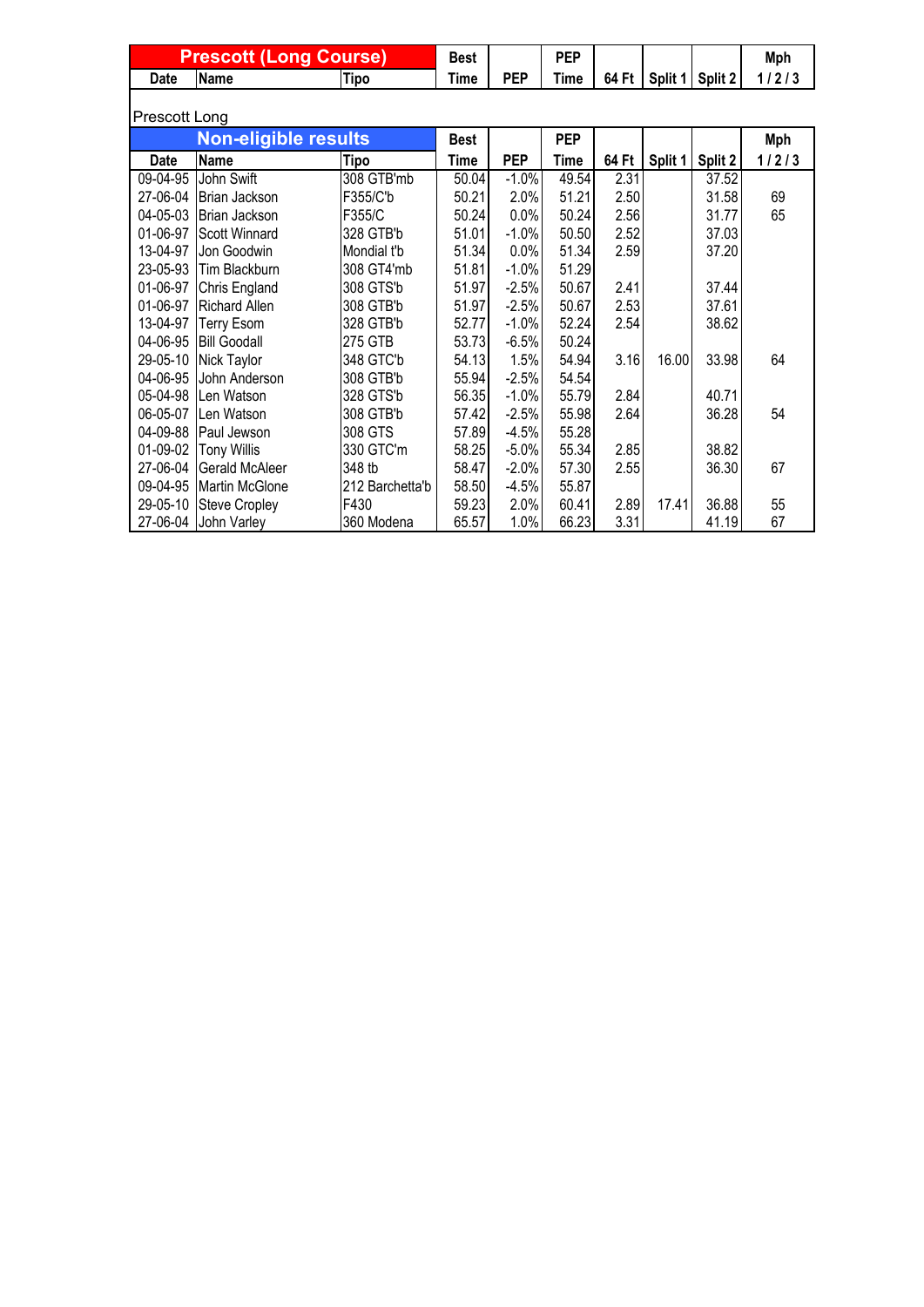| Prescott (Long Course) | | | Best | | PEP | | | | Mph |
|---|---|---|---|---|---|---|---|---|---|
| Date | Name | Tipo | Time | PEP | Time | 64 Ft | Split 1 | Split 2 | 1 / 2 / 3 |

Prescott Long

| Non-eligible results | | | Best | | PEP | | | | Mph |
|---|---|---|---|---|---|---|---|---|---|
| Date | Name | Tipo | Time | PEP | Time | 64 Ft | Split 1 | Split 2 | 1 / 2 / 3 |
| 09-04-95 | John Swift | 308 GTB'mb | 50.04 | -1.0% | 49.54 | 2.31 | | 37.52 | |
| 27-06-04 | Brian Jackson | F355/C'b | 50.21 | 2.0% | 51.21 | 2.50 | | 31.58 | 69 |
| 04-05-03 | Brian Jackson | F355/C | 50.24 | 0.0% | 50.24 | 2.56 | | 31.77 | 65 |
| 01-06-97 | Scott Winnard | 328 GTB'b | 51.01 | -1.0% | 50.50 | 2.52 | | 37.03 | |
| 13-04-97 | Jon Goodwin | Mondial t'b | 51.34 | 0.0% | 51.34 | 2.59 | | 37.20 | |
| 23-05-93 | Tim Blackburn | 308 GT4'mb | 51.81 | -1.0% | 51.29 | | | | |
| 01-06-97 | Chris England | 308 GTS'b | 51.97 | -2.5% | 50.67 | 2.41 | | 37.44 | |
| 01-06-97 | Richard Allen | 308 GTB'b | 51.97 | -2.5% | 50.67 | 2.53 | | 37.61 | |
| 13-04-97 | Terry Esom | 328 GTB'b | 52.77 | -1.0% | 52.24 | 2.54 | | 38.62 | |
| 04-06-95 | Bill Goodall | 275 GTB | 53.73 | -6.5% | 50.24 | | | | |
| 29-05-10 | Nick Taylor | 348 GTC'b | 54.13 | 1.5% | 54.94 | 3.16 | 16.00 | 33.98 | 64 |
| 04-06-95 | John Anderson | 308 GTB'b | 55.94 | -2.5% | 54.54 | | | | |
| 05-04-98 | Len Watson | 328 GTS'b | 56.35 | -1.0% | 55.79 | 2.84 | | 40.71 | |
| 06-05-07 | Len Watson | 308 GTB'b | 57.42 | -2.5% | 55.98 | 2.64 | | 36.28 | 54 |
| 04-09-88 | Paul Jewson | 308 GTS | 57.89 | -4.5% | 55.28 | | | | |
| 01-09-02 | Tony Willis | 330 GTC'm | 58.25 | -5.0% | 55.34 | 2.85 | | 38.82 | |
| 27-06-04 | Gerald McAleer | 348 tb | 58.47 | -2.0% | 57.30 | 2.55 | | 36.30 | 67 |
| 09-04-95 | Martin McGlone | 212 Barchetta'b | 58.50 | -4.5% | 55.87 | | | | |
| 29-05-10 | Steve Cropley | F430 | 59.23 | 2.0% | 60.41 | 2.89 | 17.41 | 36.88 | 55 |
| 27-06-04 | John Varley | 360 Modena | 65.57 | 1.0% | 66.23 | 3.31 | | 41.19 | 67 |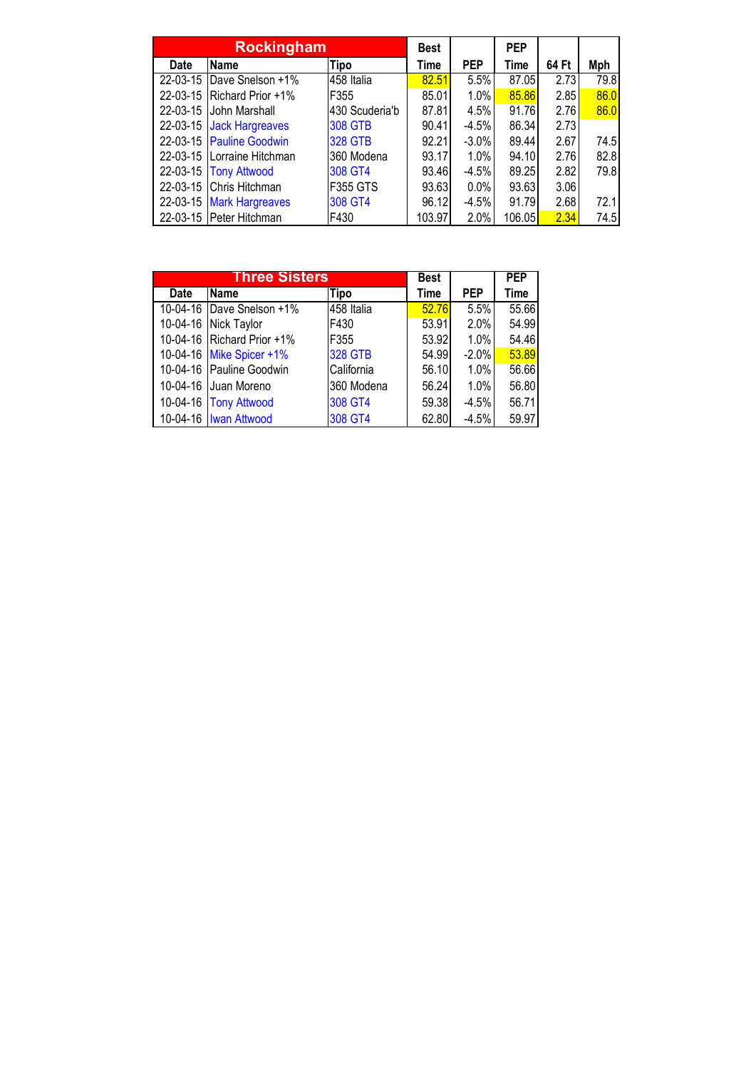| Rockingham | | | Best | | PEP | | |
|---|---|---|---|---|---|---|---|
| Date | Name | Tipo | Time | PEP | Time | 64 Ft | Mph |
| 22-03-15 | Dave Snelson +1% | 458 Italia | 82.51 | 5.5% | 87.05 | 2.73 | 79.8 |
| 22-03-15 | Richard Prior +1% | F355 | 85.01 | 1.0% | 85.86 | 2.85 | 86.0 |
| 22-03-15 | John Marshall | 430 Scuderia'b | 87.81 | 4.5% | 91.76 | 2.76 | 86.0 |
| 22-03-15 | Jack Hargreaves | 308 GTB | 90.41 | -4.5% | 86.34 | 2.73 | |
| 22-03-15 | Pauline Goodwin | 328 GTB | 92.21 | -3.0% | 89.44 | 2.67 | 74.5 |
| 22-03-15 | Lorraine Hitchman | 360 Modena | 93.17 | 1.0% | 94.10 | 2.76 | 82.8 |
| 22-03-15 | Tony Attwood | 308 GT4 | 93.46 | -4.5% | 89.25 | 2.82 | 79.8 |
| 22-03-15 | Chris Hitchman | F355 GTS | 93.63 | 0.0% | 93.63 | 3.06 | |
| 22-03-15 | Mark Hargreaves | 308 GT4 | 96.12 | -4.5% | 91.79 | 2.68 | 72.1 |
| 22-03-15 | Peter Hitchman | F430 | 103.97 | 2.0% | 106.05 | 2.34 | 74.5 |

| Three Sisters | | | Best | | PEP |
|---|---|---|---|---|---|
| Date | Name | Tipo | Time | PEP | Time |
| 10-04-16 | Dave Snelson +1% | 458 Italia | 52.76 | 5.5% | 55.66 |
| 10-04-16 | Nick Taylor | F430 | 53.91 | 2.0% | 54.99 |
| 10-04-16 | Richard Prior +1% | F355 | 53.92 | 1.0% | 54.46 |
| 10-04-16 | Mike Spicer +1% | 328 GTB | 54.99 | -2.0% | 53.89 |
| 10-04-16 | Pauline Goodwin | California | 56.10 | 1.0% | 56.66 |
| 10-04-16 | Juan Moreno | 360 Modena | 56.24 | 1.0% | 56.80 |
| 10-04-16 | Tony Attwood | 308 GT4 | 59.38 | -4.5% | 56.71 |
| 10-04-16 | Iwan Attwood | 308 GT4 | 62.80 | -4.5% | 59.97 |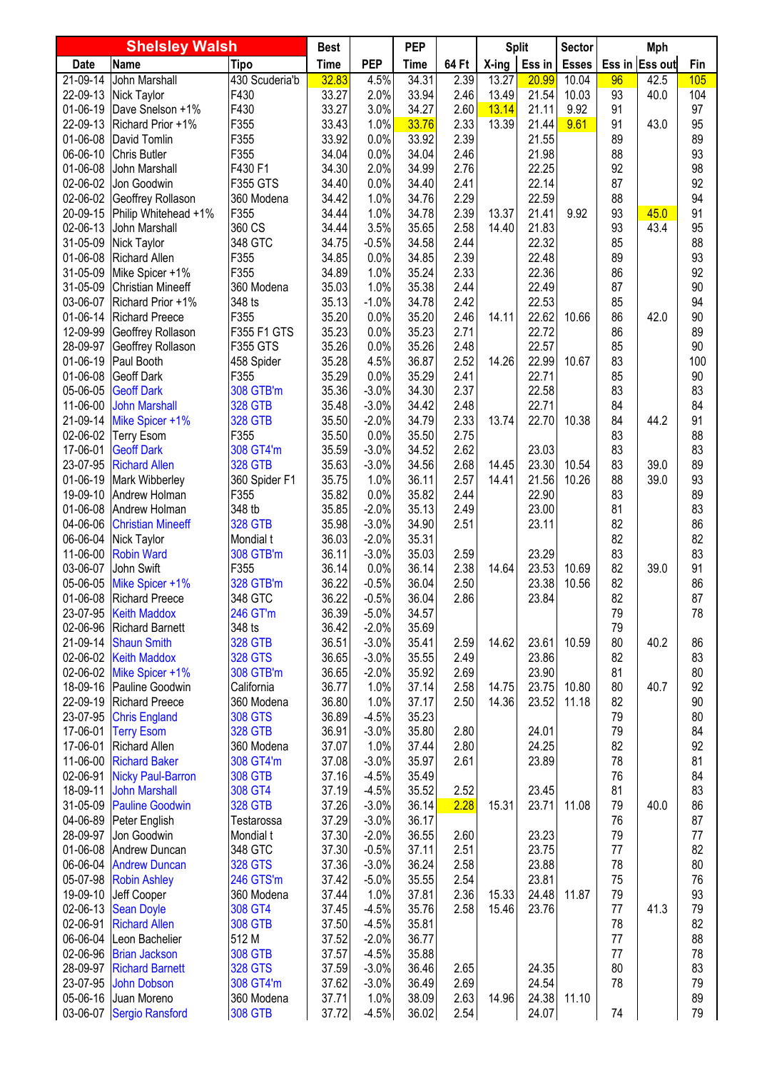| Shelsley Walsh | | | Best | | PEP | | Split | | Sector | Mph | | |
|---|---|---|---|---|---|---|---|---|---|---|---|---|
| Date | Name | Tipo | Time | PEP | Time | 64 Ft | X-ing | Ess in | Esses | Ess in | Ess out | Fin |
| 21-09-14 | John Marshall | 430 Scuderia'b | 32.83 | 4.5% | 34.31 | 2.39 | 13.27 | 20.99 | 10.04 | 96 | 42.5 | 105 |
| 22-09-13 | Nick Taylor | F430 | 33.27 | 2.0% | 33.94 | 2.46 | 13.49 | 21.54 | 10.03 | 93 | 40.0 | 104 |
| 01-06-19 | Dave Snelson +1% | F430 | 33.27 | 3.0% | 34.27 | 2.60 | 13.14 | 21.11 | 9.92 | 91 | | 97 |
| 22-09-13 | Richard Prior +1% | F355 | 33.43 | 1.0% | 33.76 | 2.33 | 13.39 | 21.44 | 9.61 | 91 | 43.0 | 95 |
| 01-06-08 | David Tomlin | F355 | 33.92 | 0.0% | 33.92 | 2.39 | | 21.55 | | 89 | | 89 |
| 06-06-10 | Chris Butler | F355 | 34.04 | 0.0% | 34.04 | 2.46 | | 21.98 | | 88 | | 93 |
| 01-06-08 | John Marshall | F430 F1 | 34.30 | 2.0% | 34.99 | 2.76 | | 22.25 | | 92 | | 98 |
| 02-06-02 | Jon Goodwin | F355 GTS | 34.40 | 0.0% | 34.40 | 2.41 | | 22.14 | | 87 | | 92 |
| 02-06-02 | Geoffrey Rollason | 360 Modena | 34.42 | 1.0% | 34.76 | 2.29 | | 22.59 | | 88 | | 94 |
| 20-09-15 | Philip Whitehead +1% | F355 | 34.44 | 1.0% | 34.78 | 2.39 | 13.37 | 21.41 | 9.92 | 93 | 45.0 | 91 |
| 02-06-13 | John Marshall | 360 CS | 34.44 | 3.5% | 35.65 | 2.58 | 14.40 | 21.83 | | 93 | 43.4 | 95 |
| 31-05-09 | Nick Taylor | 348 GTC | 34.75 | -0.5% | 34.58 | 2.44 | | 22.32 | | 85 | | 88 |
| 01-06-08 | Richard Allen | F355 | 34.85 | 0.0% | 34.85 | 2.39 | | 22.48 | | 89 | | 93 |
| 31-05-09 | Mike Spicer +1% | F355 | 34.89 | 1.0% | 35.24 | 2.33 | | 22.36 | | 86 | | 92 |
| 31-05-09 | Christian Mineeff | 360 Modena | 35.03 | 1.0% | 35.38 | 2.44 | | 22.49 | | 87 | | 90 |
| 03-06-07 | Richard Prior +1% | 348 ts | 35.13 | -1.0% | 34.78 | 2.42 | | 22.53 | | 85 | | 94 |
| 01-06-14 | Richard Preece | F355 | 35.20 | 0.0% | 35.20 | 2.46 | 14.11 | 22.62 | 10.66 | 86 | 42.0 | 90 |
| 12-09-99 | Geoffrey Rollason | F355 F1 GTS | 35.23 | 0.0% | 35.23 | 2.71 | | 22.72 | | 86 | | 89 |
| 28-09-97 | Geoffrey Rollason | F355 GTS | 35.26 | 0.0% | 35.26 | 2.48 | | 22.57 | | 85 | | 90 |
| 01-06-19 | Paul Booth | 458 Spider | 35.28 | 4.5% | 36.87 | 2.52 | 14.26 | 22.99 | 10.67 | 83 | | 100 |
| 01-06-08 | Geoff Dark | F355 | 35.29 | 0.0% | 35.29 | 2.41 | | 22.71 | | 85 | | 90 |
| 05-06-05 | Geoff Dark | 308 GTB'm | 35.36 | -3.0% | 34.30 | 2.37 | | 22.58 | | 83 | | 83 |
| 11-06-00 | John Marshall | 328 GTB | 35.48 | -3.0% | 34.42 | 2.48 | | 22.71 | | 84 | | 84 |
| 21-09-14 | Mike Spicer +1% | 328 GTB | 35.50 | -2.0% | 34.79 | 2.33 | 13.74 | 22.70 | 10.38 | 84 | 44.2 | 91 |
| 02-06-02 | Terry Esom | F355 | 35.50 | 0.0% | 35.50 | 2.75 | | | | 83 | | 88 |
| 17-06-01 | Geoff Dark | 308 GT4'm | 35.59 | -3.0% | 34.52 | 2.62 | | 23.03 | | 83 | | 83 |
| 23-07-95 | Richard Allen | 328 GTB | 35.63 | -3.0% | 34.56 | 2.68 | 14.45 | 23.30 | 10.54 | 83 | 39.0 | 89 |
| 01-06-19 | Mark Wibberley | 360 Spider F1 | 35.75 | 1.0% | 36.11 | 2.57 | 14.41 | 21.56 | 10.26 | 88 | 39.0 | 93 |
| 19-09-10 | Andrew Holman | F355 | 35.82 | 0.0% | 35.82 | 2.44 | | 22.90 | | 83 | | 89 |
| 01-06-08 | Andrew Holman | 348 tb | 35.85 | -2.0% | 35.13 | 2.49 | | 23.00 | | 81 | | 83 |
| 04-06-06 | Christian Mineeff | 328 GTB | 35.98 | -3.0% | 34.90 | 2.51 | | 23.11 | | 82 | | 86 |
| 06-06-04 | Nick Taylor | Mondial t | 36.03 | -2.0% | 35.31 | | | | | 82 | | 82 |
| 11-06-00 | Robin Ward | 308 GTB'm | 36.11 | -3.0% | 35.03 | 2.59 | | 23.29 | | 83 | | 83 |
| 03-06-07 | John Swift | F355 | 36.14 | 0.0% | 36.14 | 2.38 | 14.64 | 23.53 | 10.69 | 82 | 39.0 | 91 |
| 05-06-05 | Mike Spicer +1% | 328 GTB'm | 36.22 | -0.5% | 36.04 | 2.50 | | 23.38 | 10.56 | 82 | | 86 |
| 01-06-08 | Richard Preece | 348 GTC | 36.22 | -0.5% | 36.04 | 2.86 | | 23.84 | | 82 | | 87 |
| 23-07-95 | Keith Maddox | 246 GT'm | 36.39 | -5.0% | 34.57 | | | | | 79 | | 78 |
| 02-06-96 | Richard Barnett | 348 ts | 36.42 | -2.0% | 35.69 | | | | | 79 | | |
| 21-09-14 | Shaun Smith | 328 GTB | 36.51 | -3.0% | 35.41 | 2.59 | 14.62 | 23.61 | 10.59 | 80 | 40.2 | 86 |
| 02-06-02 | Keith Maddox | 328 GTS | 36.65 | -3.0% | 35.55 | 2.49 | | 23.86 | | 82 | | 83 |
| 02-06-02 | Mike Spicer +1% | 308 GTB'm | 36.65 | -2.0% | 35.92 | 2.69 | | 23.90 | | 81 | | 80 |
| 18-09-16 | Pauline Goodwin | California | 36.77 | 1.0% | 37.14 | 2.58 | 14.75 | 23.75 | 10.80 | 80 | 40.7 | 92 |
| 22-09-19 | Richard Preece | 360 Modena | 36.80 | 1.0% | 37.17 | 2.50 | 14.36 | 23.52 | 11.18 | 82 | | 90 |
| 23-07-95 | Chris England | 308 GTS | 36.89 | -4.5% | 35.23 | | | | | 79 | | 80 |
| 17-06-01 | Terry Esom | 328 GTB | 36.91 | -3.0% | 35.80 | 2.80 | | 24.01 | | 79 | | 84 |
| 17-06-01 | Richard Allen | 360 Modena | 37.07 | 1.0% | 37.44 | 2.80 | | 24.25 | | 82 | | 92 |
| 11-06-00 | Richard Baker | 308 GT4'm | 37.08 | -3.0% | 35.97 | 2.61 | | 23.89 | | 78 | | 81 |
| 02-06-91 | Nicky Paul-Barron | 308 GTB | 37.16 | -4.5% | 35.49 | | | | | 76 | | 84 |
| 18-09-11 | John Marshall | 308 GT4 | 37.19 | -4.5% | 35.52 | 2.52 | | 23.45 | | 81 | | 83 |
| 31-05-09 | Pauline Goodwin | 328 GTB | 37.26 | -3.0% | 36.14 | 2.28 | 15.31 | 23.71 | 11.08 | 79 | 40.0 | 86 |
| 04-06-89 | Peter English | Testarossa | 37.29 | -3.0% | 36.17 | | | | | 76 | | 87 |
| 28-09-97 | Jon Goodwin | Mondial t | 37.30 | -2.0% | 36.55 | 2.60 | | 23.23 | | 79 | | 77 |
| 01-06-08 | Andrew Duncan | 348 GTC | 37.30 | -0.5% | 37.11 | 2.51 | | 23.75 | | 77 | | 82 |
| 06-06-04 | Andrew Duncan | 328 GTS | 37.36 | -3.0% | 36.24 | 2.58 | | 23.88 | | 78 | | 80 |
| 05-07-98 | Robin Ashley | 246 GTS'm | 37.42 | -5.0% | 35.55 | 2.54 | | 23.81 | | 75 | | 76 |
| 19-09-10 | Jeff Cooper | 360 Modena | 37.44 | 1.0% | 37.81 | 2.36 | 15.33 | 24.48 | 11.87 | 79 | | 93 |
| 02-06-13 | Sean Doyle | 308 GT4 | 37.45 | -4.5% | 35.76 | 2.58 | 15.46 | 23.76 | | 77 | 41.3 | 79 |
| 02-06-91 | Richard Allen | 308 GTB | 37.50 | -4.5% | 35.81 | | | | | 78 | | 82 |
| 06-06-04 | Leon Bachelier | 512 M | 37.52 | -2.0% | 36.77 | | | | | 77 | | 88 |
| 02-06-96 | Brian Jackson | 308 GTB | 37.57 | -4.5% | 35.88 | | | | | 77 | | 78 |
| 28-09-97 | Richard Barnett | 328 GTS | 37.59 | -3.0% | 36.46 | 2.65 | | 24.35 | | 80 | | 83 |
| 23-07-95 | John Dobson | 308 GT4'm | 37.62 | -3.0% | 36.49 | 2.69 | | 24.54 | | 78 | | 79 |
| 05-06-16 | Juan Moreno | 360 Modena | 37.71 | 1.0% | 38.09 | 2.63 | 14.96 | 24.38 | 11.10 | | | 89 |
| 03-06-07 | Sergio Ransford | 308 GTB | 37.72 | -4.5% | 36.02 | 2.54 | | 24.07 | | 74 | | 79 |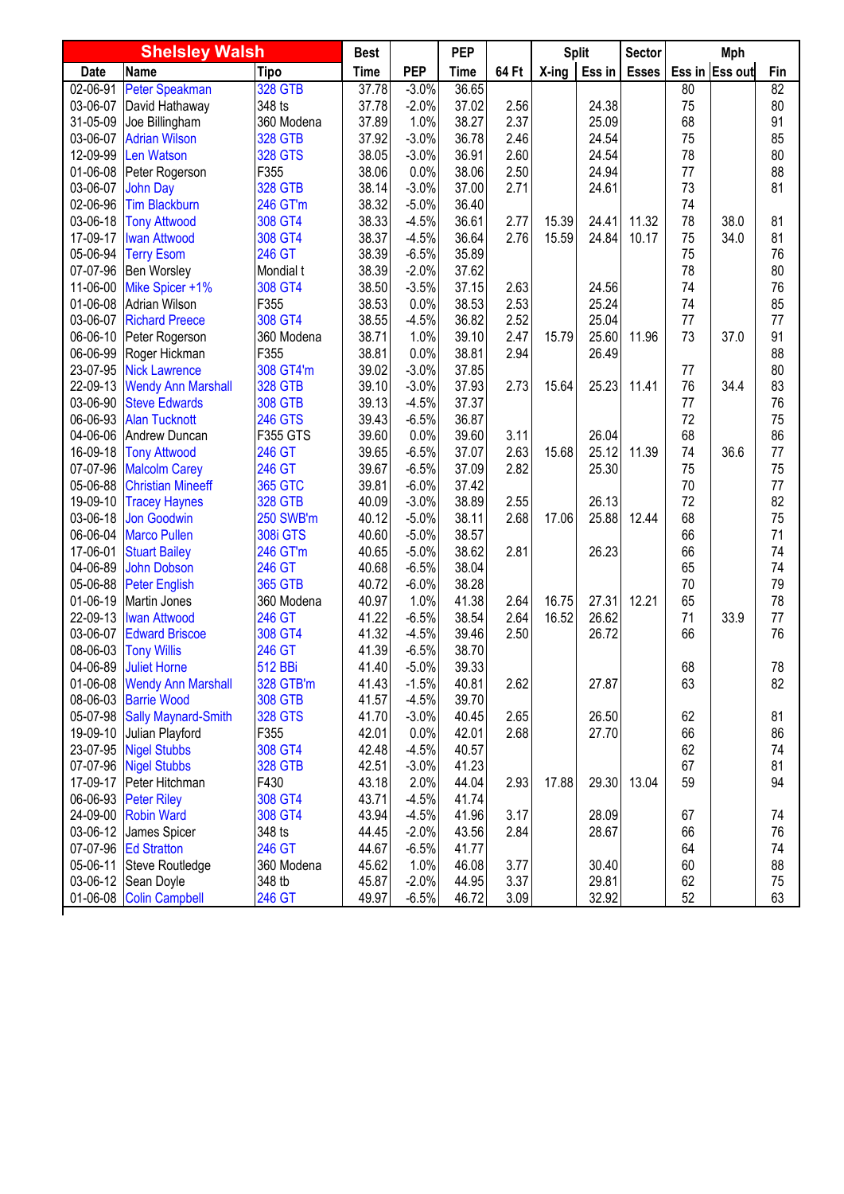| Shelsley Walsh | | | Best | | PEP | | Split | | Sector | Mph | | |
|---|---|---|---|---|---|---|---|---|---|---|---|---|
| Date | Name | Tipo | Time | PEP | Time | 64 Ft | X-ing | Ess in | Esses | Ess in | Ess out | Fin |
| 02-06-91 | Peter Speakman | 328 GTB | 37.78 | -3.0% | 36.65 | | | | | 80 | | 82 |
| 03-06-07 | David Hathaway | 348 ts | 37.78 | -2.0% | 37.02 | 2.56 | | 24.38 | | 75 | | 80 |
| 31-05-09 | Joe Billingham | 360 Modena | 37.89 | 1.0% | 38.27 | 2.37 | | 25.09 | | 68 | | 91 |
| 03-06-07 | Adrian Wilson | 328 GTB | 37.92 | -3.0% | 36.78 | 2.46 | | 24.54 | | 75 | | 85 |
| 12-09-99 | Len Watson | 328 GTS | 38.05 | -3.0% | 36.91 | 2.60 | | 24.54 | | 78 | | 80 |
| 01-06-08 | Peter Rogerson | F355 | 38.06 | 0.0% | 38.06 | 2.50 | | 24.94 | | 77 | | 88 |
| 03-06-07 | John Day | 328 GTB | 38.14 | -3.0% | 37.00 | 2.71 | | 24.61 | | 73 | | 81 |
| 02-06-96 | Tim Blackburn | 246 GT'm | 38.32 | -5.0% | 36.40 | | | | | 74 | | |
| 03-06-18 | Tony Attwood | 308 GT4 | 38.33 | -4.5% | 36.61 | 2.77 | 15.39 | 24.41 | 11.32 | 78 | 38.0 | 81 |
| 17-09-17 | Iwan Attwood | 308 GT4 | 38.37 | -4.5% | 36.64 | 2.76 | 15.59 | 24.84 | 10.17 | 75 | 34.0 | 81 |
| 05-06-94 | Terry Esom | 246 GT | 38.39 | -6.5% | 35.89 | | | | | 75 | | 76 |
| 07-07-96 | Ben Worsley | Mondial t | 38.39 | -2.0% | 37.62 | | | | | 78 | | 80 |
| 11-06-00 | Mike Spicer +1% | 308 GT4 | 38.50 | -3.5% | 37.15 | 2.63 | | 24.56 | | 74 | | 76 |
| 01-06-08 | Adrian Wilson | F355 | 38.53 | 0.0% | 38.53 | 2.53 | | 25.24 | | 74 | | 85 |
| 03-06-07 | Richard Preece | 308 GT4 | 38.55 | -4.5% | 36.82 | 2.52 | | 25.04 | | 77 | | 77 |
| 06-06-10 | Peter Rogerson | 360 Modena | 38.71 | 1.0% | 39.10 | 2.47 | 15.79 | 25.60 | 11.96 | 73 | 37.0 | 91 |
| 06-06-99 | Roger Hickman | F355 | 38.81 | 0.0% | 38.81 | 2.94 | | 26.49 | | | | 88 |
| 23-07-95 | Nick Lawrence | 308 GT4'm | 39.02 | -3.0% | 37.85 | | | | | 77 | | 80 |
| 22-09-13 | Wendy Ann Marshall | 328 GTB | 39.10 | -3.0% | 37.93 | 2.73 | 15.64 | 25.23 | 11.41 | 76 | 34.4 | 83 |
| 03-06-90 | Steve Edwards | 308 GTB | 39.13 | -4.5% | 37.37 | | | | | 77 | | 76 |
| 06-06-93 | Alan Tucknott | 246 GTS | 39.43 | -6.5% | 36.87 | | | | | 72 | | 75 |
| 04-06-06 | Andrew Duncan | F355 GTS | 39.60 | 0.0% | 39.60 | 3.11 | | 26.04 | | 68 | | 86 |
| 16-09-18 | Tony Attwood | 246 GT | 39.65 | -6.5% | 37.07 | 2.63 | 15.68 | 25.12 | 11.39 | 74 | 36.6 | 77 |
| 07-07-96 | Malcolm Carey | 246 GT | 39.67 | -6.5% | 37.09 | 2.82 | | 25.30 | | 75 | | 75 |
| 05-06-88 | Christian Mineeff | 365 GTC | 39.81 | -6.0% | 37.42 | | | | | 70 | | 77 |
| 19-09-10 | Tracey Haynes | 328 GTB | 40.09 | -3.0% | 38.89 | 2.55 | | 26.13 | | 72 | | 82 |
| 03-06-18 | Jon Goodwin | 250 SWB'm | 40.12 | -5.0% | 38.11 | 2.68 | 17.06 | 25.88 | 12.44 | 68 | | 75 |
| 06-06-04 | Marco Pullen | 308i GTS | 40.60 | -5.0% | 38.57 | | | | | 66 | | 71 |
| 17-06-01 | Stuart Bailey | 246 GT'm | 40.65 | -5.0% | 38.62 | 2.81 | | 26.23 | | 66 | | 74 |
| 04-06-89 | John Dobson | 246 GT | 40.68 | -6.5% | 38.04 | | | | | 65 | | 74 |
| 05-06-88 | Peter English | 365 GTB | 40.72 | -6.0% | 38.28 | | | | | 70 | | 79 |
| 01-06-19 | Martin Jones | 360 Modena | 40.97 | 1.0% | 41.38 | 2.64 | 16.75 | 27.31 | 12.21 | 65 | | 78 |
| 22-09-13 | Iwan Attwood | 246 GT | 41.22 | -6.5% | 38.54 | 2.64 | 16.52 | 26.62 | | 71 | 33.9 | 77 |
| 03-06-07 | Edward Briscoe | 308 GT4 | 41.32 | -4.5% | 39.46 | 2.50 | | 26.72 | | 66 | | 76 |
| 08-06-03 | Tony Willis | 246 GT | 41.39 | -6.5% | 38.70 | | | | | | | |
| 04-06-89 | Juliet Horne | 512 BBi | 41.40 | -5.0% | 39.33 | | | | | 68 | | 78 |
| 01-06-08 | Wendy Ann Marshall | 328 GTB'm | 41.43 | -1.5% | 40.81 | 2.62 | | 27.87 | | 63 | | 82 |
| 08-06-03 | Barrie Wood | 308 GTB | 41.57 | -4.5% | 39.70 | | | | | | | |
| 05-07-98 | Sally Maynard-Smith | 328 GTS | 41.70 | -3.0% | 40.45 | 2.65 | | 26.50 | | 62 | | 81 |
| 19-09-10 | Julian Playford | F355 | 42.01 | 0.0% | 42.01 | 2.68 | | 27.70 | | 66 | | 86 |
| 23-07-95 | Nigel Stubbs | 308 GT4 | 42.48 | -4.5% | 40.57 | | | | | 62 | | 74 |
| 07-07-96 | Nigel Stubbs | 328 GTB | 42.51 | -3.0% | 41.23 | | | | | 67 | | 81 |
| 17-09-17 | Peter Hitchman | F430 | 43.18 | 2.0% | 44.04 | 2.93 | 17.88 | 29.30 | 13.04 | 59 | | 94 |
| 06-06-93 | Peter Riley | 308 GT4 | 43.71 | -4.5% | 41.74 | | | | | | | |
| 24-09-00 | Robin Ward | 308 GT4 | 43.94 | -4.5% | 41.96 | 3.17 | | 28.09 | | 67 | | 74 |
| 03-06-12 | James Spicer | 348 ts | 44.45 | -2.0% | 43.56 | 2.84 | | 28.67 | | 66 | | 76 |
| 07-07-96 | Ed Stratton | 246 GT | 44.67 | -6.5% | 41.77 | | | | | 64 | | 74 |
| 05-06-11 | Steve Routledge | 360 Modena | 45.62 | 1.0% | 46.08 | 3.77 | | 30.40 | | 60 | | 88 |
| 03-06-12 | Sean Doyle | 348 tb | 45.87 | -2.0% | 44.95 | 3.37 | | 29.81 | | 62 | | 75 |
| 01-06-08 | Colin Campbell | 246 GT | 49.97 | -6.5% | 46.72 | 3.09 | | 32.92 | | 52 | | 63 |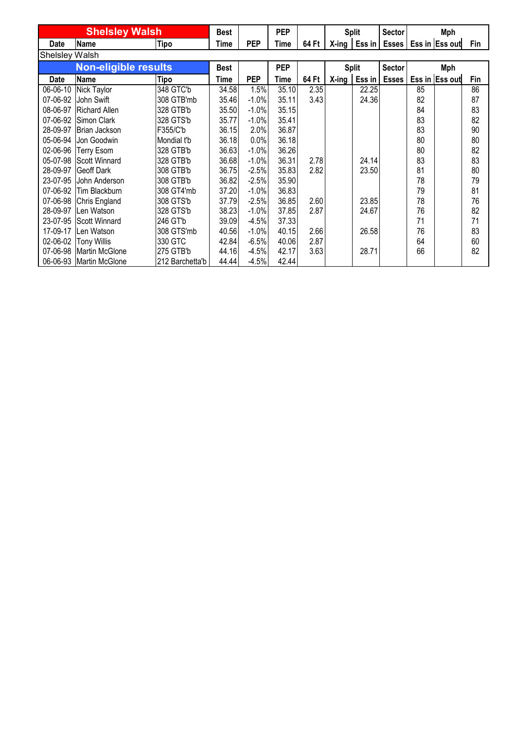| Shelsley Walsh | | | Best | | PEP | | Split | | Sector | Mph | | |
|---|---|---|---|---|---|---|---|---|---|---|---|---|
| Date | Name | Tipo | Time | PEP | Time | 64 Ft | X-ing | Ess in | Esses | Ess in | Ess out | Fin |
| Shelsley Walsh | | | | | | | | | | | | |
| **Non-eligible results** | | | Best | | PEP | | Split | | Sector | Mph | | |
| Date | Name | Tipo | Time | PEP | Time | 64 Ft | X-ing | Ess in | Esses | Ess in | Ess out | Fin |
| 06-06-10 | Nick Taylor | 348 GTC'b | 34.58 | 1.5% | 35.10 | 2.35 | | 22.25 | | 85 | | 86 |
| 07-06-92 | John Swift | 308 GTB'mb | 35.46 | -1.0% | 35.11 | 3.43 | | 24.36 | | 82 | | 87 |
| 08-06-97 | Richard Allen | 328 GTB'b | 35.50 | -1.0% | 35.15 | | | | | 84 | | 83 |
| 07-06-92 | Simon Clark | 328 GTS'b | 35.77 | -1.0% | 35.41 | | | | | 83 | | 82 |
| 28-09-97 | Brian Jackson | F355/C'b | 36.15 | 2.0% | 36.87 | | | | | 83 | | 90 |
| 05-06-94 | Jon Goodwin | Mondial t'b | 36.18 | 0.0% | 36.18 | | | | | 80 | | 80 |
| 02-06-96 | Terry Esom | 328 GTB'b | 36.63 | -1.0% | 36.26 | | | | | 80 | | 82 |
| 05-07-98 | Scott Winnard | 328 GTB'b | 36.68 | -1.0% | 36.31 | 2.78 | | 24.14 | | 83 | | 83 |
| 28-09-97 | Geoff Dark | 308 GTB'b | 36.75 | -2.5% | 35.83 | 2.82 | | 23.50 | | 81 | | 80 |
| 23-07-95 | John Anderson | 308 GTB'b | 36.82 | -2.5% | 35.90 | | | | | 78 | | 79 |
| 07-06-92 | Tim Blackburn | 308 GT4'mb | 37.20 | -1.0% | 36.83 | | | | | 79 | | 81 |
| 07-06-98 | Chris England | 308 GTS'b | 37.79 | -2.5% | 36.85 | 2.60 | | 23.85 | | 78 | | 76 |
| 28-09-97 | Len Watson | 328 GTS'b | 38.23 | -1.0% | 37.85 | 2.87 | | 24.67 | | 76 | | 82 |
| 23-07-95 | Scott Winnard | 246 GT'b | 39.09 | -4.5% | 37.33 | | | | | 71 | | 71 |
| 17-09-17 | Len Watson | 308 GTS'mb | 40.56 | -1.0% | 40.15 | 2.66 | | 26.58 | | 76 | | 83 |
| 02-06-02 | Tony Willis | 330 GTC | 42.84 | -6.5% | 40.06 | 2.87 | | | | 64 | | 60 |
| 07-06-98 | Martin McGlone | 275 GTB'b | 44.16 | -4.5% | 42.17 | 3.63 | | 28.71 | | 66 | | 82 |
| 06-06-93 | Martin McGlone | 212 Barchetta'b | 44.44 | -4.5% | 42.44 | | | | | | | |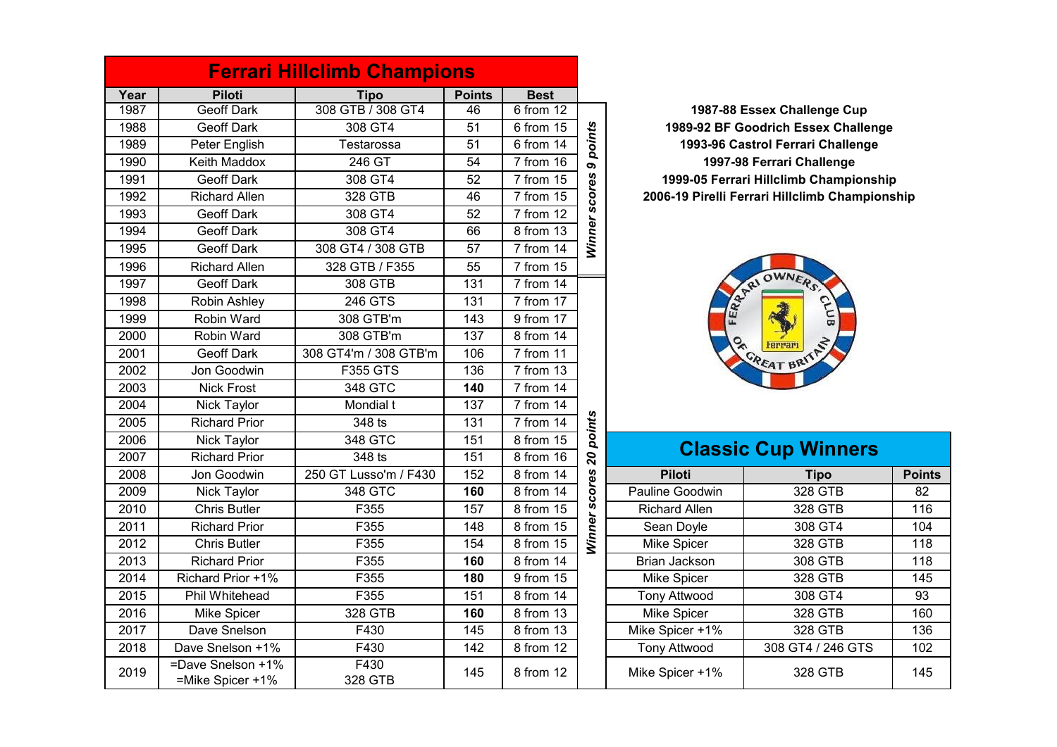# Ferrari Hillclimb Champions

| Year | Piloti | Tipo | Points | Best |
|---|---|---|---|---|
| 1987 | Geoff Dark | 308 GTB / 308 GT4 | 46 | 6 from 12 |
| 1988 | Geoff Dark | 308 GT4 | 51 | 6 from 15 |
| 1989 | Peter English | Testarossa | 51 | 6 from 14 |
| 1990 | Keith Maddox | 246 GT | 54 | 7 from 16 |
| 1991 | Geoff Dark | 308 GT4 | 52 | 7 from 15 |
| 1992 | Richard Allen | 328 GTB | 46 | 7 from 15 |
| 1993 | Geoff Dark | 308 GT4 | 52 | 7 from 12 |
| 1994 | Geoff Dark | 308 GT4 | 66 | 8 from 13 |
| 1995 | Geoff Dark | 308 GT4 / 308 GTB | 57 | 7 from 14 |
| 1996 | Richard Allen | 328 GTB / F355 | 55 | 7 from 15 |
| 1997 | Geoff Dark | 308 GTB | 131 | 7 from 14 |
| 1998 | Robin Ashley | 246 GTS | 131 | 7 from 17 |
| 1999 | Robin Ward | 308 GTB'm | 143 | 9 from 17 |
| 2000 | Robin Ward | 308 GTB'm | 137 | 8 from 14 |
| 2001 | Geoff Dark | 308 GT4'm / 308 GTB'm | 106 | 7 from 11 |
| 2002 | Jon Goodwin | F355 GTS | 136 | 7 from 13 |
| 2003 | Nick Frost | 348 GTC | **140** | 7 from 14 |
| 2004 | Nick Taylor | Mondial t | 137 | 7 from 14 |
| 2005 | Richard Prior | 348 ts | 131 | 7 from 14 |
| 2006 | Nick Taylor | 348 GTC | 151 | 8 from 15 |
| 2007 | Richard Prior | 348 ts | 151 | 8 from 16 |
| 2008 | Jon Goodwin | 250 GT Lusso'm / F430 | 152 | 8 from 14 |
| 2009 | Nick Taylor | 348 GTC | **160** | 8 from 14 |
| 2010 | Chris Butler | F355 | 157 | 8 from 15 |
| 2011 | Richard Prior | F355 | 148 | 8 from 15 |
| 2012 | Chris Butler | F355 | 154 | 8 from 15 |
| 2013 | Richard Prior | F355 | **160** | 8 from 14 |
| 2014 | Richard Prior +1% | F355 | **180** | 9 from 15 |
| 2015 | Phil Whitehead | F355 | 151 | 8 from 14 |
| 2016 | Mike Spicer | 328 GTB | **160** | 8 from 13 |
| 2017 | Dave Snelson | F430 | 145 | 8 from 13 |
| 2018 | Dave Snelson +1% | F430 | 142 | 8 from 12 |
| 2019 | =Dave Snelson +1% =Mike Spicer +1% | F430 328 GTB | 145 | 8 from 12 |

*Winner scores 9 points* (1987–1996)

*Winner scores 20 points* (1997–2019)

**1987-88 Essex Challenge Cup**
**1989-92 BF Goodrich Essex Challenge**
**1993-96 Castrol Ferrari Challenge**
**1997-98 Ferrari Challenge**
**1999-05 Ferrari Hillclimb Championship**
**2006-19 Pirelli Ferrari Hillclimb Championship**

# Classic Cup Winners

| Piloti | Tipo | Points |
|---|---|---|
| Pauline Goodwin | 328 GTB | 82 |
| Richard Allen | 328 GTB | 116 |
| Sean Doyle | 308 GT4 | 104 |
| Mike Spicer | 328 GTB | 118 |
| Brian Jackson | 308 GTB | 118 |
| Mike Spicer | 328 GTB | 145 |
| Tony Attwood | 308 GT4 | 93 |
| Mike Spicer | 328 GTB | 160 |
| Mike Spicer +1% | 328 GTB | 136 |
| Tony Attwood | 308 GT4 / 246 GTS | 102 |
| Mike Spicer +1% | 328 GTB | 145 |